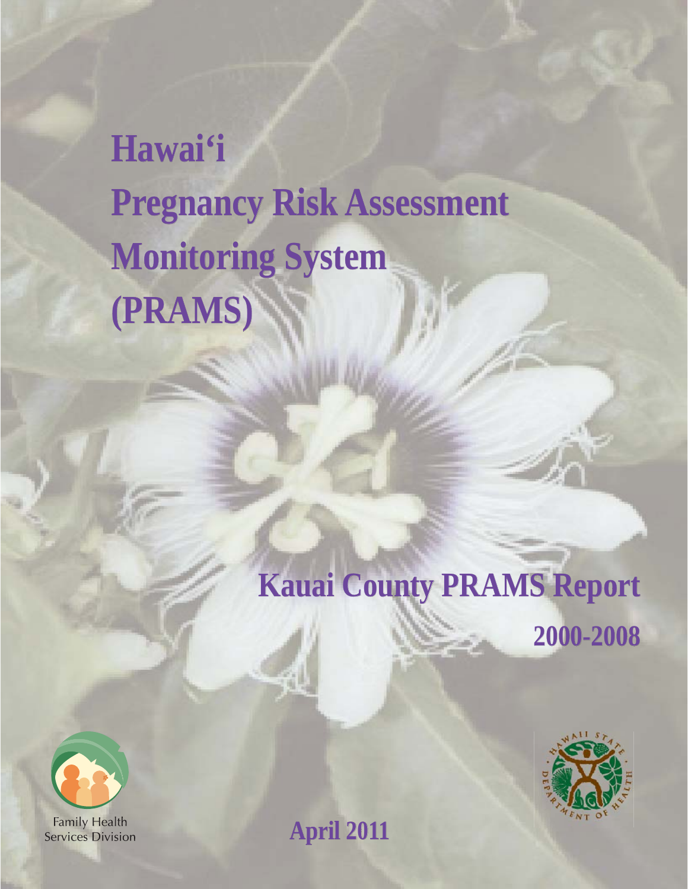# Hawai'i Pregnancy Risk Assessment Monitoring System (PRAMS)

## Kauai County PRAMS Report

## 2000-2008

Family Health Services Division

April 2011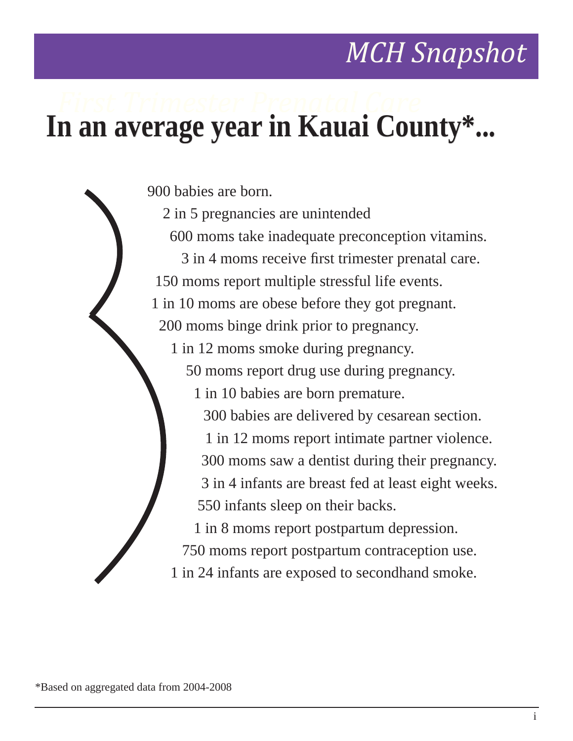# MCH Snapshot

## In an average year in Kauai County*...

900 babies are born.

2 in 5 pregnancies are unintended

600 moms take inadequate preconception vitamins.

3 in 4 moms receive first trimester prenatal care.

150 moms report multiple stressful life events.

1 in 10 moms are obese before they got pregnant.

200 moms binge drink prior to pregnancy.

1 in 12 moms smoke during pregnancy.

50 moms report drug use during pregnancy.

1 in 10 babies are born premature.

300 babies are delivered by cesarean section.

1 in 12 moms report intimate partner violence.

300 moms saw a dentist during their pregnancy.

3 in 4 infants are breast fed at least eight weeks.

550 infants sleep on their backs.

1 in 8 moms report postpartum depression.

750 moms report postpartum contraception use.

1 in 24 infants are exposed to secondhand smoke.

*Based on aggregated data from 2004-2008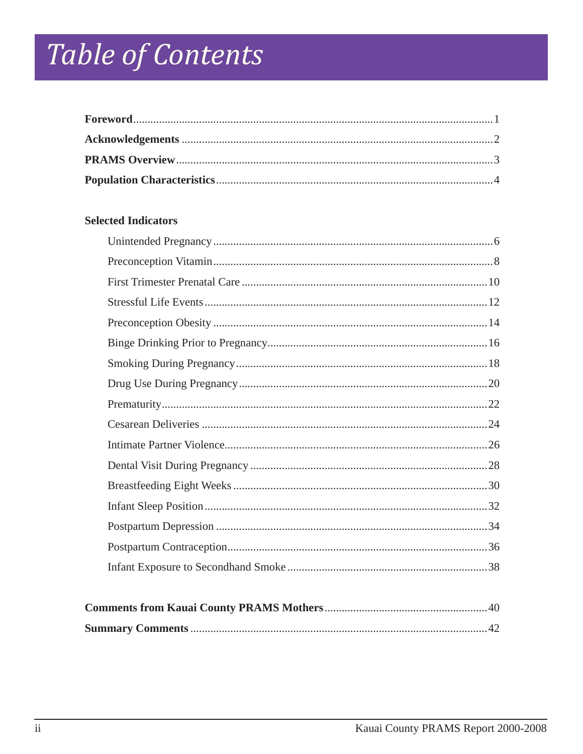# Table of Contents

**Foreword** .... 1
**Acknowledgements** .... 2
**PRAMS Overview** .... 3
**Population Characteristics** .... 4

**Selected Indicators**

- Unintended Pregnancy .... 6
- Preconception Vitamin .... 8
- First Trimester Prenatal Care .... 10
- Stressful Life Events .... 12
- Preconception Obesity .... 14
- Binge Drinking Prior to Pregnancy .... 16
- Smoking During Pregnancy .... 18
- Drug Use During Pregnancy .... 20
- Prematurity .... 22
- Cesarean Deliveries .... 24
- Intimate Partner Violence .... 26
- Dental Visit During Pregnancy .... 28
- Breastfeeding Eight Weeks .... 30
- Infant Sleep Position .... 32
- Postpartum Depression .... 34
- Postpartum Contraception .... 36
- Infant Exposure to Secondhand Smoke .... 38

**Comments from Kauai County PRAMS Mothers** .... 40
**Summary Comments** .... 42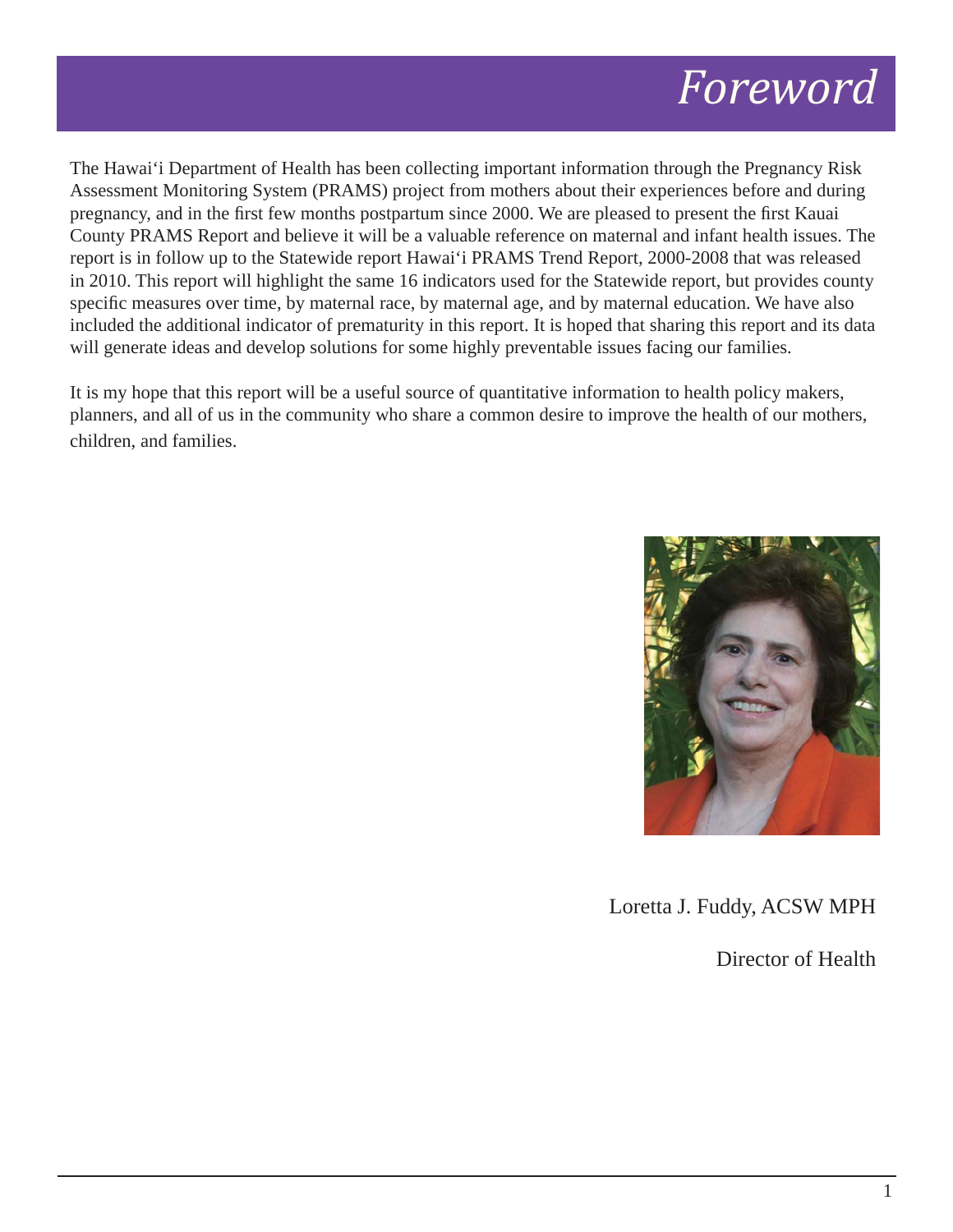# *Foreword*

The Hawai'i Department of Health has been collecting important information through the Pregnancy Risk Assessment Monitoring System (PRAMS) project from mothers about their experiences before and during pregnancy, and in the first few months postpartum since 2000. We are pleased to present the first Kauai County PRAMS Report and believe it will be a valuable reference on maternal and infant health issues. The report is in follow up to the Statewide report Hawai'i PRAMS Trend Report, 2000-2008 that was released in 2010. This report will highlight the same 16 indicators used for the Statewide report, but provides county specific measures over time, by maternal race, by maternal age, and by maternal education. We have also included the additional indicator of prematurity in this report. It is hoped that sharing this report and its data will generate ideas and develop solutions for some highly preventable issues facing our families.

It is my hope that this report will be a useful source of quantitative information to health policy makers, planners, and all of us in the community who share a common desire to improve the health of our mothers, children, and families.

Loretta J. Fuddy, ACSW MPH

Director of Health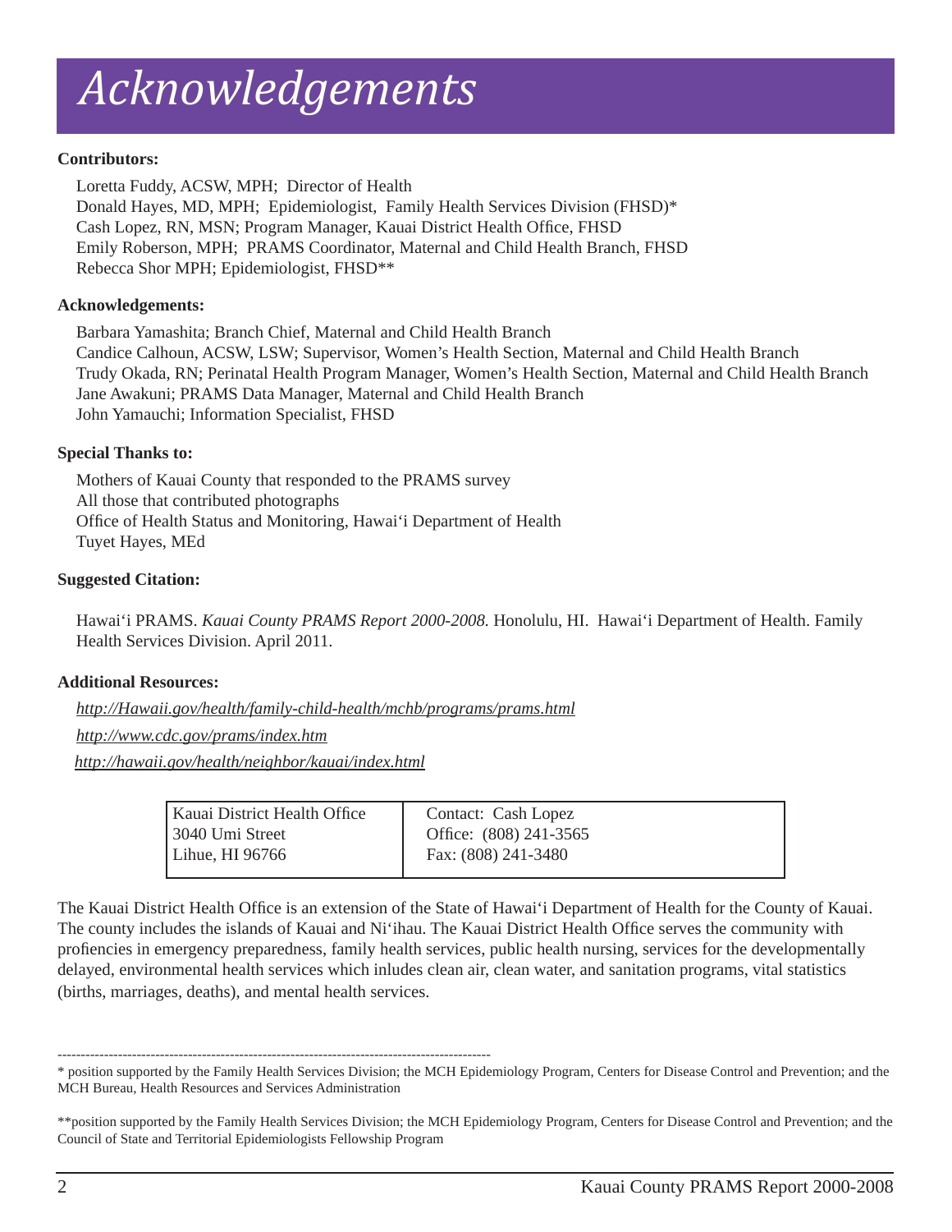# Acknowledgements

**Contributors:**

Loretta Fuddy, ACSW, MPH; Director of Health
Donald Hayes, MD, MPH; Epidemiologist, Family Health Services Division (FHSD)*
Cash Lopez, RN, MSN; Program Manager, Kauai District Health Office, FHSD
Emily Roberson, MPH; PRAMS Coordinator, Maternal and Child Health Branch, FHSD
Rebecca Shor MPH; Epidemiologist, FHSD**

**Acknowledgements:**

Barbara Yamashita; Branch Chief, Maternal and Child Health Branch
Candice Calhoun, ACSW, LSW; Supervisor, Women's Health Section, Maternal and Child Health Branch
Trudy Okada, RN; Perinatal Health Program Manager, Women's Health Section, Maternal and Child Health Branch
Jane Awakuni; PRAMS Data Manager, Maternal and Child Health Branch
John Yamauchi; Information Specialist, FHSD

**Special Thanks to:**

Mothers of Kauai County that responded to the PRAMS survey
All those that contributed photographs
Office of Health Status and Monitoring, Hawai'i Department of Health
Tuyet Hayes, MEd

**Suggested Citation:**

Hawai'i PRAMS. *Kauai County PRAMS Report 2000-2008.* Honolulu, HI. Hawai'i Department of Health. Family Health Services Division. April 2011.

**Additional Resources:**

*http://Hawaii.gov/health/family-child-health/mchb/programs/prams.html*

*http://www.cdc.gov/prams/index.htm*

*http://hawaii.gov/health/neighbor/kauai/index.html*

| Kauai District Health Office<br>3040 Umi Street<br>Lihue, HI 96766 | Contact: Cash Lopez<br>Office: (808) 241-3565<br>Fax: (808) 241-3480 |
|---|---|

The Kauai District Health Office is an extension of the State of Hawai'i Department of Health for the County of Kauai. The county includes the islands of Kauai and Ni'ihau. The Kauai District Health Office serves the community with profiencies in emergency preparedness, family health services, public health nursing, services for the developmentally delayed, environmental health services which inludes clean air, clean water, and sanitation programs, vital statistics (births, marriages, deaths), and mental health services.

---

* position supported by the Family Health Services Division; the MCH Epidemiology Program, Centers for Disease Control and Prevention; and the MCH Bureau, Health Resources and Services Administration

**position supported by the Family Health Services Division; the MCH Epidemiology Program, Centers for Disease Control and Prevention; and the Council of State and Territorial Epidemiologists Fellowship Program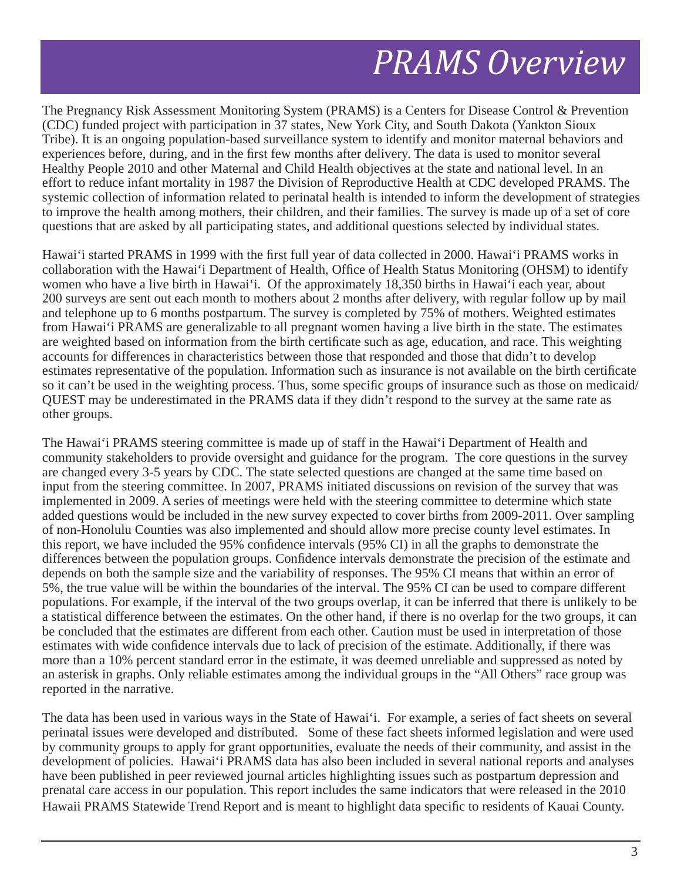# PRAMS Overview

The Pregnancy Risk Assessment Monitoring System (PRAMS) is a Centers for Disease Control & Prevention (CDC) funded project with participation in 37 states, New York City, and South Dakota (Yankton Sioux Tribe). It is an ongoing population-based surveillance system to identify and monitor maternal behaviors and experiences before, during, and in the first few months after delivery. The data is used to monitor several Healthy People 2010 and other Maternal and Child Health objectives at the state and national level. In an effort to reduce infant mortality in 1987 the Division of Reproductive Health at CDC developed PRAMS. The systemic collection of information related to perinatal health is intended to inform the development of strategies to improve the health among mothers, their children, and their families. The survey is made up of a set of core questions that are asked by all participating states, and additional questions selected by individual states.

Hawai'i started PRAMS in 1999 with the first full year of data collected in 2000. Hawai'i PRAMS works in collaboration with the Hawai'i Department of Health, Office of Health Status Monitoring (OHSM) to identify women who have a live birth in Hawai'i. Of the approximately 18,350 births in Hawai'i each year, about 200 surveys are sent out each month to mothers about 2 months after delivery, with regular follow up by mail and telephone up to 6 months postpartum. The survey is completed by 75% of mothers. Weighted estimates from Hawai'i PRAMS are generalizable to all pregnant women having a live birth in the state. The estimates are weighted based on information from the birth certificate such as age, education, and race. This weighting accounts for differences in characteristics between those that responded and those that didn't to develop estimates representative of the population. Information such as insurance is not available on the birth certificate so it can't be used in the weighting process. Thus, some specific groups of insurance such as those on medicaid/ QUEST may be underestimated in the PRAMS data if they didn't respond to the survey at the same rate as other groups.

The Hawai'i PRAMS steering committee is made up of staff in the Hawai'i Department of Health and community stakeholders to provide oversight and guidance for the program. The core questions in the survey are changed every 3-5 years by CDC. The state selected questions are changed at the same time based on input from the steering committee. In 2007, PRAMS initiated discussions on revision of the survey that was implemented in 2009. A series of meetings were held with the steering committee to determine which state added questions would be included in the new survey expected to cover births from 2009-2011. Over sampling of non-Honolulu Counties was also implemented and should allow more precise county level estimates. In this report, we have included the 95% confidence intervals (95% CI) in all the graphs to demonstrate the differences between the population groups. Confidence intervals demonstrate the precision of the estimate and depends on both the sample size and the variability of responses. The 95% CI means that within an error of 5%, the true value will be within the boundaries of the interval. The 95% CI can be used to compare different populations. For example, if the interval of the two groups overlap, it can be inferred that there is unlikely to be a statistical difference between the estimates. On the other hand, if there is no overlap for the two groups, it can be concluded that the estimates are different from each other. Caution must be used in interpretation of those estimates with wide confidence intervals due to lack of precision of the estimate. Additionally, if there was more than a 10% percent standard error in the estimate, it was deemed unreliable and suppressed as noted by an asterisk in graphs. Only reliable estimates among the individual groups in the "All Others" race group was reported in the narrative.

The data has been used in various ways in the State of Hawai'i. For example, a series of fact sheets on several perinatal issues were developed and distributed. Some of these fact sheets informed legislation and were used by community groups to apply for grant opportunities, evaluate the needs of their community, and assist in the development of policies. Hawai'i PRAMS data has also been included in several national reports and analyses have been published in peer reviewed journal articles highlighting issues such as postpartum depression and prenatal care access in our population. This report includes the same indicators that were released in the 2010 Hawaii PRAMS Statewide Trend Report and is meant to highlight data specific to residents of Kauai County.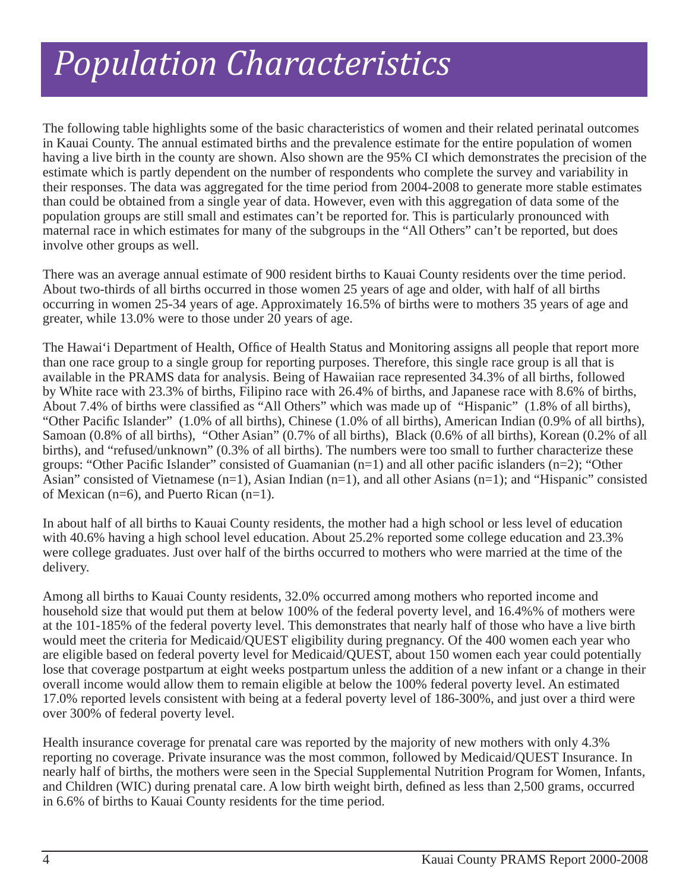# *Population Characteristics*

The following table highlights some of the basic characteristics of women and their related perinatal outcomes in Kauai County. The annual estimated births and the prevalence estimate for the entire population of women having a live birth in the county are shown. Also shown are the 95% CI which demonstrates the precision of the estimate which is partly dependent on the number of respondents who complete the survey and variability in their responses. The data was aggregated for the time period from 2004-2008 to generate more stable estimates than could be obtained from a single year of data. However, even with this aggregation of data some of the population groups are still small and estimates can't be reported for. This is particularly pronounced with maternal race in which estimates for many of the subgroups in the "All Others" can't be reported, but does involve other groups as well.

There was an average annual estimate of 900 resident births to Kauai County residents over the time period. About two-thirds of all births occurred in those women 25 years of age and older, with half of all births occurring in women 25-34 years of age. Approximately 16.5% of births were to mothers 35 years of age and greater, while 13.0% were to those under 20 years of age.

The Hawai'i Department of Health, Office of Health Status and Monitoring assigns all people that report more than one race group to a single group for reporting purposes. Therefore, this single race group is all that is available in the PRAMS data for analysis. Being of Hawaiian race represented 34.3% of all births, followed by White race with 23.3% of births, Filipino race with 26.4% of births, and Japanese race with 8.6% of births, About 7.4% of births were classified as "All Others" which was made up of "Hispanic" (1.8% of all births), "Other Pacific Islander" (1.0% of all births), Chinese (1.0% of all births), American Indian (0.9% of all births), Samoan (0.8% of all births), "Other Asian" (0.7% of all births), Black (0.6% of all births), Korean (0.2% of all births), and "refused/unknown" (0.3% of all births). The numbers were too small to further characterize these groups: "Other Pacific Islander" consisted of Guamanian (n=1) and all other pacific islanders (n=2); "Other Asian" consisted of Vietnamese (n=1), Asian Indian (n=1), and all other Asians (n=1); and "Hispanic" consisted of Mexican (n=6), and Puerto Rican (n=1).

In about half of all births to Kauai County residents, the mother had a high school or less level of education with 40.6% having a high school level education. About 25.2% reported some college education and 23.3% were college graduates. Just over half of the births occurred to mothers who were married at the time of the delivery.

Among all births to Kauai County residents, 32.0% occurred among mothers who reported income and household size that would put them at below 100% of the federal poverty level, and 16.4%% of mothers were at the 101-185% of the federal poverty level. This demonstrates that nearly half of those who have a live birth would meet the criteria for Medicaid/QUEST eligibility during pregnancy. Of the 400 women each year who are eligible based on federal poverty level for Medicaid/QUEST, about 150 women each year could potentially lose that coverage postpartum at eight weeks postpartum unless the addition of a new infant or a change in their overall income would allow them to remain eligible at below the 100% federal poverty level. An estimated 17.0% reported levels consistent with being at a federal poverty level of 186-300%, and just over a third were over 300% of federal poverty level.

Health insurance coverage for prenatal care was reported by the majority of new mothers with only 4.3% reporting no coverage. Private insurance was the most common, followed by Medicaid/QUEST Insurance. In nearly half of births, the mothers were seen in the Special Supplemental Nutrition Program for Women, Infants, and Children (WIC) during prenatal care. A low birth weight birth, defined as less than 2,500 grams, occurred in 6.6% of births to Kauai County residents for the time period.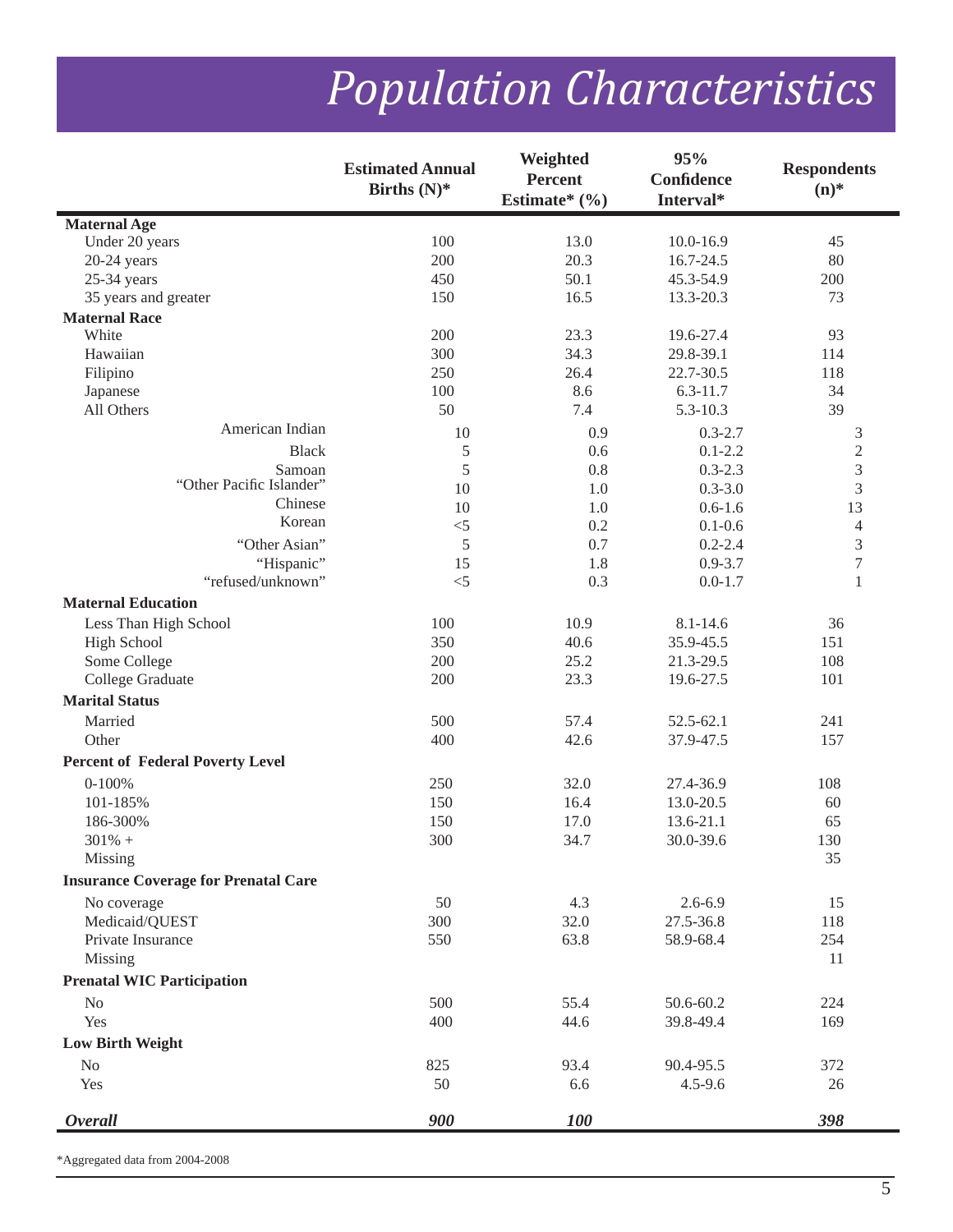# *Population Characteristics*

| | Estimated Annual Births (N)* | Weighted Percent Estimate* (%) | 95% Confidence Interval* | Respondents (n)* |
|---|---|---|---|---|
| **Maternal Age** | | | | |
| Under 20 years | 100 | 13.0 | 10.0-16.9 | 45 |
| 20-24 years | 200 | 20.3 | 16.7-24.5 | 80 |
| 25-34 years | 450 | 50.1 | 45.3-54.9 | 200 |
| 35 years and greater | 150 | 16.5 | 13.3-20.3 | 73 |
| **Maternal Race** | | | | |
| White | 200 | 23.3 | 19.6-27.4 | 93 |
| Hawaiian | 300 | 34.3 | 29.8-39.1 | 114 |
| Filipino | 250 | 26.4 | 22.7-30.5 | 118 |
| Japanese | 100 | 8.6 | 6.3-11.7 | 34 |
| All Others | 50 | 7.4 | 5.3-10.3 | 39 |
| American Indian | 10 | 0.9 | 0.3-2.7 | 3 |
| Black | 5 | 0.6 | 0.1-2.2 | 2 |
| Samoan | 5 | 0.8 | 0.3-2.3 | 3 |
| "Other Pacific Islander" | 10 | 1.0 | 0.3-3.0 | 3 |
| Chinese | 10 | 1.0 | 0.6-1.6 | 13 |
| Korean | <5 | 0.2 | 0.1-0.6 | 4 |
| "Other Asian" | 5 | 0.7 | 0.2-2.4 | 3 |
| "Hispanic" | 15 | 1.8 | 0.9-3.7 | 7 |
| "refused/unknown" | <5 | 0.3 | 0.0-1.7 | 1 |
| **Maternal Education** | | | | |
| Less Than High School | 100 | 10.9 | 8.1-14.6 | 36 |
| High School | 350 | 40.6 | 35.9-45.5 | 151 |
| Some College | 200 | 25.2 | 21.3-29.5 | 108 |
| College Graduate | 200 | 23.3 | 19.6-27.5 | 101 |
| **Marital Status** | | | | |
| Married | 500 | 57.4 | 52.5-62.1 | 241 |
| Other | 400 | 42.6 | 37.9-47.5 | 157 |
| **Percent of Federal Poverty Level** | | | | |
| 0-100% | 250 | 32.0 | 27.4-36.9 | 108 |
| 101-185% | 150 | 16.4 | 13.0-20.5 | 60 |
| 186-300% | 150 | 17.0 | 13.6-21.1 | 65 |
| 301% + | 300 | 34.7 | 30.0-39.6 | 130 |
| Missing | | | | 35 |
| **Insurance Coverage for Prenatal Care** | | | | |
| No coverage | 50 | 4.3 | 2.6-6.9 | 15 |
| Medicaid/QUEST | 300 | 32.0 | 27.5-36.8 | 118 |
| Private Insurance | 550 | 63.8 | 58.9-68.4 | 254 |
| Missing | | | | 11 |
| **Prenatal WIC Participation** | | | | |
| No | 500 | 55.4 | 50.6-60.2 | 224 |
| Yes | 400 | 44.6 | 39.8-49.4 | 169 |
| **Low Birth Weight** | | | | |
| No | 825 | 93.4 | 90.4-95.5 | 372 |
| Yes | 50 | 6.6 | 4.5-9.6 | 26 |
| ***Overall*** | ***900*** | ***100*** | | ***398*** |

*Aggregated data from 2004-2008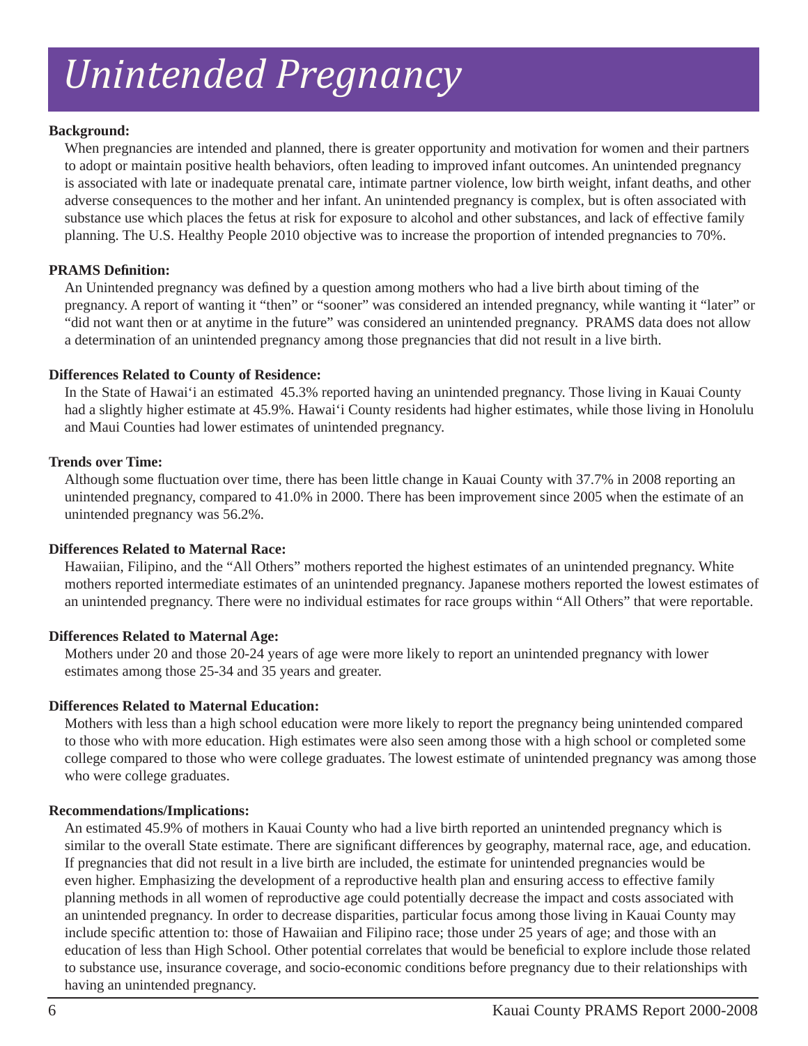# *Unintended Pregnancy*

**Background:**

When pregnancies are intended and planned, there is greater opportunity and motivation for women and their partners to adopt or maintain positive health behaviors, often leading to improved infant outcomes. An unintended pregnancy is associated with late or inadequate prenatal care, intimate partner violence, low birth weight, infant deaths, and other adverse consequences to the mother and her infant. An unintended pregnancy is complex, but is often associated with substance use which places the fetus at risk for exposure to alcohol and other substances, and lack of effective family planning. The U.S. Healthy People 2010 objective was to increase the proportion of intended pregnancies to 70%.

**PRAMS Definition:**

An Unintended pregnancy was defined by a question among mothers who had a live birth about timing of the pregnancy. A report of wanting it "then" or "sooner" was considered an intended pregnancy, while wanting it "later" or "did not want then or at anytime in the future" was considered an unintended pregnancy. PRAMS data does not allow a determination of an unintended pregnancy among those pregnancies that did not result in a live birth.

**Differences Related to County of Residence:**

In the State of Hawai'i an estimated 45.3% reported having an unintended pregnancy. Those living in Kauai County had a slightly higher estimate at 45.9%. Hawai'i County residents had higher estimates, while those living in Honolulu and Maui Counties had lower estimates of unintended pregnancy.

**Trends over Time:**

Although some fluctuation over time, there has been little change in Kauai County with 37.7% in 2008 reporting an unintended pregnancy, compared to 41.0% in 2000. There has been improvement since 2005 when the estimate of an unintended pregnancy was 56.2%.

**Differences Related to Maternal Race:**

Hawaiian, Filipino, and the "All Others" mothers reported the highest estimates of an unintended pregnancy. White mothers reported intermediate estimates of an unintended pregnancy. Japanese mothers reported the lowest estimates of an unintended pregnancy. There were no individual estimates for race groups within "All Others" that were reportable.

**Differences Related to Maternal Age:**

Mothers under 20 and those 20-24 years of age were more likely to report an unintended pregnancy with lower estimates among those 25-34 and 35 years and greater.

**Differences Related to Maternal Education:**

Mothers with less than a high school education were more likely to report the pregnancy being unintended compared to those who with more education. High estimates were also seen among those with a high school or completed some college compared to those who were college graduates. The lowest estimate of unintended pregnancy was among those who were college graduates.

**Recommendations/Implications:**

An estimated 45.9% of mothers in Kauai County who had a live birth reported an unintended pregnancy which is similar to the overall State estimate. There are significant differences by geography, maternal race, age, and education. If pregnancies that did not result in a live birth are included, the estimate for unintended pregnancies would be even higher. Emphasizing the development of a reproductive health plan and ensuring access to effective family planning methods in all women of reproductive age could potentially decrease the impact and costs associated with an unintended pregnancy. In order to decrease disparities, particular focus among those living in Kauai County may include specific attention to: those of Hawaiian and Filipino race; those under 25 years of age; and those with an education of less than High School. Other potential correlates that would be beneficial to explore include those related to substance use, insurance coverage, and socio-economic conditions before pregnancy due to their relationships with having an unintended pregnancy.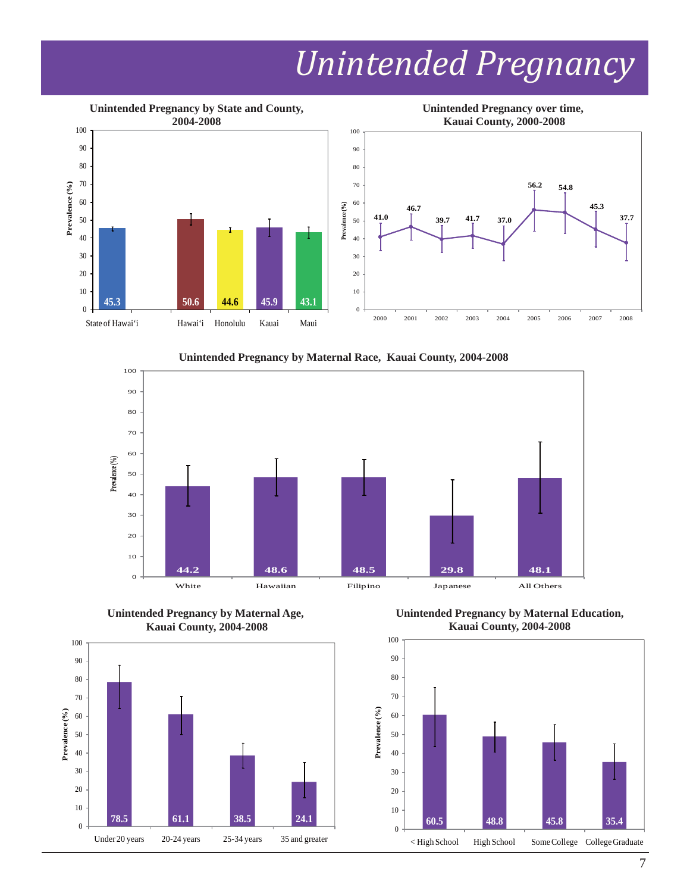# Unintended Pregnancy

**Unintended Pregnancy by State and County, 2004-2008**

| Area | Prevalence (%) |
|---|---|
| State of Hawai'i | 45.3 |
| Hawai'i | 50.6 |
| Honolulu | 44.6 |
| Kauai | 45.9 |
| Maui | 43.1 |

**Unintended Pregnancy over time, Kauai County, 2000-2008**

| Year | Prevalence (%) |
|---|---|
| 2000 | 41.0 |
| 2001 | 46.7 |
| 2002 | 39.7 |
| 2003 | 41.7 |
| 2004 | 37.0 |
| 2005 | 56.2 |
| 2006 | 54.8 |
| 2007 | 45.3 |
| 2008 | 37.7 |

**Unintended Pregnancy by Maternal Race, Kauai County, 2004-2008**

| Race | Prevalence (%) |
|---|---|
| White | 44.2 |
| Hawaiian | 48.6 |
| Filipino | 48.5 |
| Japanese | 29.8 |
| All Others | 48.1 |

**Unintended Pregnancy by Maternal Age, Kauai County, 2004-2008**

| Age | Prevalence (%) |
|---|---|
| Under 20 years | 78.5 |
| 20-24 years | 61.1 |
| 25-34 years | 38.5 |
| 35 and greater | 24.1 |

**Unintended Pregnancy by Maternal Education, Kauai County, 2004-2008**

| Education | Prevalence (%) |
|---|---|
| < High School | 60.5 |
| High School | 48.8 |
| Some College | 45.8 |
| College Graduate | 35.4 |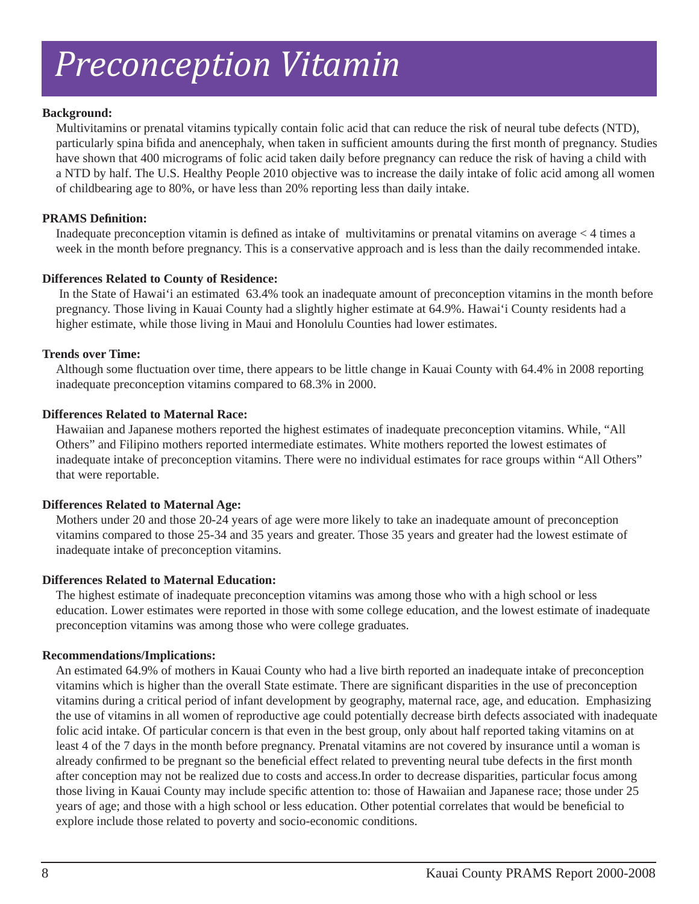# Preconception Vitamin

**Background:**

Multivitamins or prenatal vitamins typically contain folic acid that can reduce the risk of neural tube defects (NTD), particularly spina bifida and anencephaly, when taken in sufficient amounts during the first month of pregnancy. Studies have shown that 400 micrograms of folic acid taken daily before pregnancy can reduce the risk of having a child with a NTD by half. The U.S. Healthy People 2010 objective was to increase the daily intake of folic acid among all women of childbearing age to 80%, or have less than 20% reporting less than daily intake.

**PRAMS Definition:**

Inadequate preconception vitamin is defined as intake of multivitamins or prenatal vitamins on average < 4 times a week in the month before pregnancy. This is a conservative approach and is less than the daily recommended intake.

**Differences Related to County of Residence:**

In the State of Hawai'i an estimated 63.4% took an inadequate amount of preconception vitamins in the month before pregnancy. Those living in Kauai County had a slightly higher estimate at 64.9%. Hawai'i County residents had a higher estimate, while those living in Maui and Honolulu Counties had lower estimates.

**Trends over Time:**

Although some fluctuation over time, there appears to be little change in Kauai County with 64.4% in 2008 reporting inadequate preconception vitamins compared to 68.3% in 2000.

**Differences Related to Maternal Race:**

Hawaiian and Japanese mothers reported the highest estimates of inadequate preconception vitamins. While, "All Others" and Filipino mothers reported intermediate estimates. White mothers reported the lowest estimates of inadequate intake of preconception vitamins. There were no individual estimates for race groups within "All Others" that were reportable.

**Differences Related to Maternal Age:**

Mothers under 20 and those 20-24 years of age were more likely to take an inadequate amount of preconception vitamins compared to those 25-34 and 35 years and greater. Those 35 years and greater had the lowest estimate of inadequate intake of preconception vitamins.

**Differences Related to Maternal Education:**

The highest estimate of inadequate preconception vitamins was among those who with a high school or less education. Lower estimates were reported in those with some college education, and the lowest estimate of inadequate preconception vitamins was among those who were college graduates.

**Recommendations/Implications:**

An estimated 64.9% of mothers in Kauai County who had a live birth reported an inadequate intake of preconception vitamins which is higher than the overall State estimate. There are significant disparities in the use of preconception vitamins during a critical period of infant development by geography, maternal race, age, and education. Emphasizing the use of vitamins in all women of reproductive age could potentially decrease birth defects associated with inadequate folic acid intake. Of particular concern is that even in the best group, only about half reported taking vitamins on at least 4 of the 7 days in the month before pregnancy. Prenatal vitamins are not covered by insurance until a woman is already confirmed to be pregnant so the beneficial effect related to preventing neural tube defects in the first month after conception may not be realized due to costs and access.In order to decrease disparities, particular focus among those living in Kauai County may include specific attention to: those of Hawaiian and Japanese race; those under 25 years of age; and those with a high school or less education. Other potential correlates that would be beneficial to explore include those related to poverty and socio-economic conditions.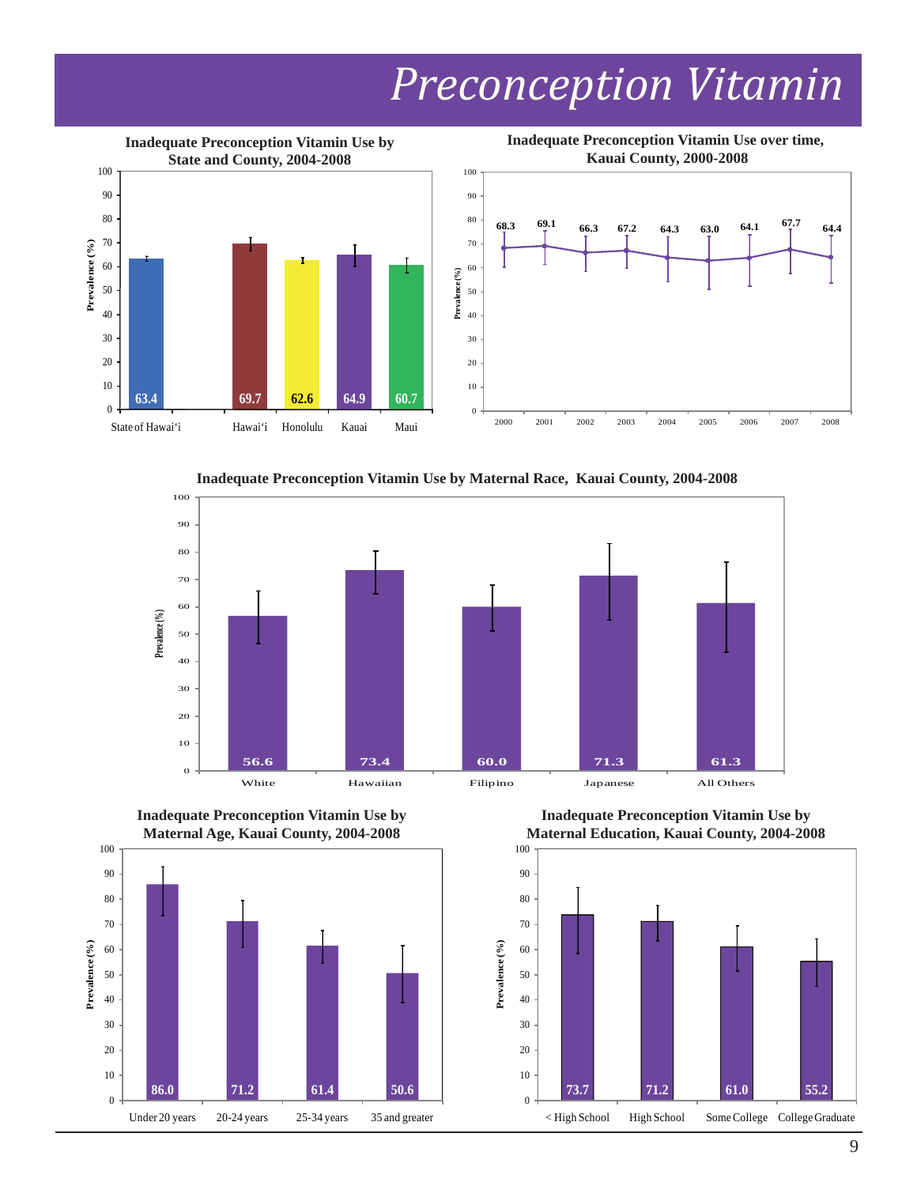# Preconception Vitamin

**Inadequate Preconception Vitamin Use by State and County, 2004-2008**

| | Prevalence (%) |
|---|---|
| State of Hawai'i | 63.4 |
| Hawai'i | 69.7 |
| Honolulu | 62.6 |
| Kauai | 64.9 |
| Maui | 60.7 |

**Inadequate Preconception Vitamin Use over time, Kauai County, 2000-2008**

| Year | Prevalence (%) |
|---|---|
| 2000 | 68.3 |
| 2001 | 69.1 |
| 2002 | 66.3 |
| 2003 | 67.2 |
| 2004 | 64.3 |
| 2005 | 63.0 |
| 2006 | 64.1 |
| 2007 | 67.7 |
| 2008 | 64.4 |

**Inadequate Preconception Vitamin Use by Maternal Race, Kauai County, 2004-2008**

| Race | Prevalence (%) |
|---|---|
| White | 56.6 |
| Hawaiian | 73.4 |
| Filipino | 60.0 |
| Japanese | 71.3 |
| All Others | 61.3 |

**Inadequate Preconception Vitamin Use by Maternal Age, Kauai County, 2004-2008**

| Age | Prevalence (%) |
|---|---|
| Under 20 years | 86.0 |
| 20-24 years | 71.2 |
| 25-34 years | 61.4 |
| 35 and greater | 50.6 |

**Inadequate Preconception Vitamin Use by Maternal Education, Kauai County, 2004-2008**

| Education | Prevalence (%) |
|---|---|
| < High School | 73.7 |
| High School | 71.2 |
| Some College | 61.0 |
| College Graduate | 55.2 |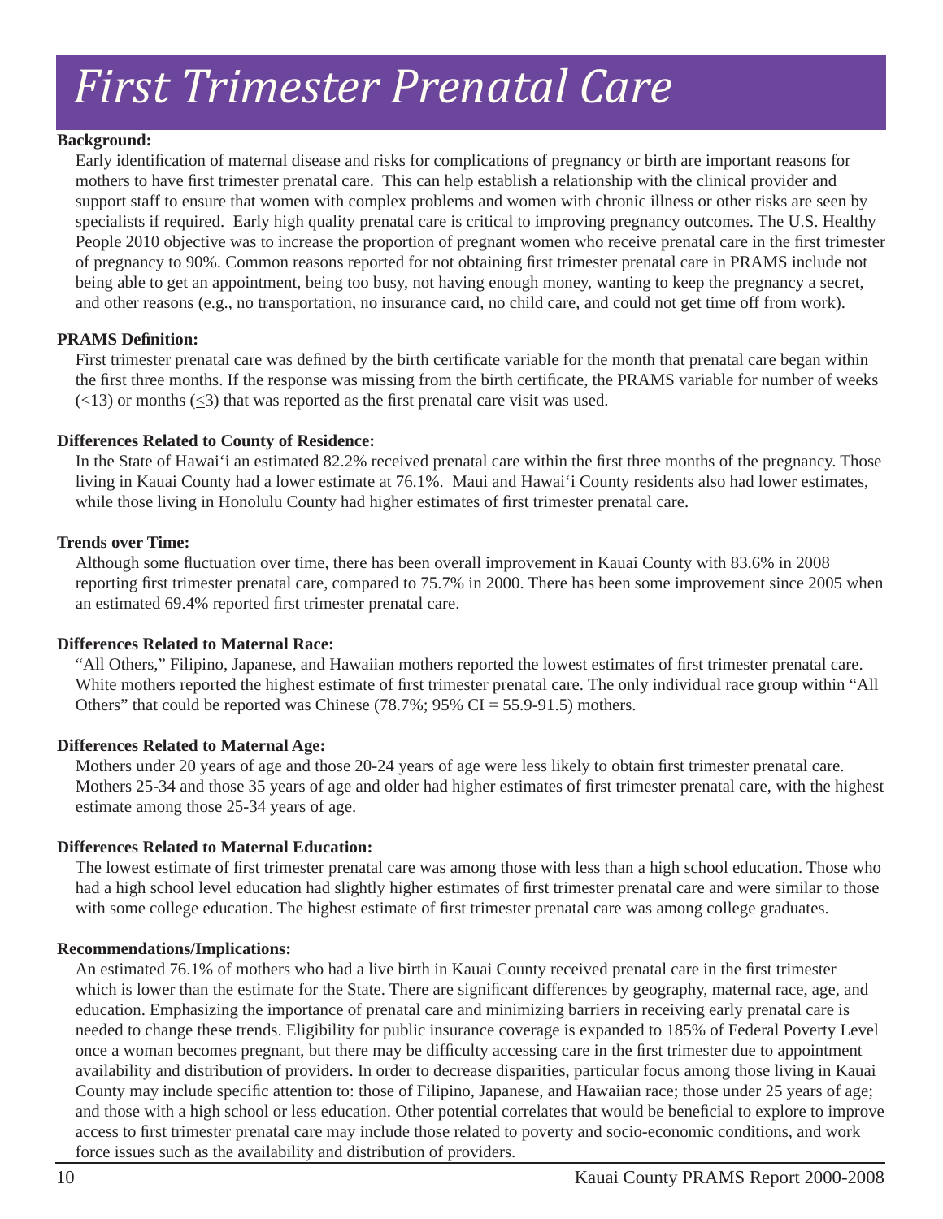# *First Trimester Prenatal Care*

**Background:**

Early identification of maternal disease and risks for complications of pregnancy or birth are important reasons for mothers to have first trimester prenatal care. This can help establish a relationship with the clinical provider and support staff to ensure that women with complex problems and women with chronic illness or other risks are seen by specialists if required. Early high quality prenatal care is critical to improving pregnancy outcomes. The U.S. Healthy People 2010 objective was to increase the proportion of pregnant women who receive prenatal care in the first trimester of pregnancy to 90%. Common reasons reported for not obtaining first trimester prenatal care in PRAMS include not being able to get an appointment, being too busy, not having enough money, wanting to keep the pregnancy a secret, and other reasons (e.g., no transportation, no insurance card, no child care, and could not get time off from work).

**PRAMS Definition:**

First trimester prenatal care was defined by the birth certificate variable for the month that prenatal care began within the first three months. If the response was missing from the birth certificate, the PRAMS variable for number of weeks (<13) or months ($\leq$3) that was reported as the first prenatal care visit was used.

**Differences Related to County of Residence:**

In the State of Hawai'i an estimated 82.2% received prenatal care within the first three months of the pregnancy. Those living in Kauai County had a lower estimate at 76.1%. Maui and Hawai'i County residents also had lower estimates, while those living in Honolulu County had higher estimates of first trimester prenatal care.

**Trends over Time:**

Although some fluctuation over time, there has been overall improvement in Kauai County with 83.6% in 2008 reporting first trimester prenatal care, compared to 75.7% in 2000. There has been some improvement since 2005 when an estimated 69.4% reported first trimester prenatal care.

**Differences Related to Maternal Race:**

"All Others," Filipino, Japanese, and Hawaiian mothers reported the lowest estimates of first trimester prenatal care. White mothers reported the highest estimate of first trimester prenatal care. The only individual race group within "All Others" that could be reported was Chinese (78.7%; 95% CI = 55.9-91.5) mothers.

**Differences Related to Maternal Age:**

Mothers under 20 years of age and those 20-24 years of age were less likely to obtain first trimester prenatal care. Mothers 25-34 and those 35 years of age and older had higher estimates of first trimester prenatal care, with the highest estimate among those 25-34 years of age.

**Differences Related to Maternal Education:**

The lowest estimate of first trimester prenatal care was among those with less than a high school education. Those who had a high school level education had slightly higher estimates of first trimester prenatal care and were similar to those with some college education. The highest estimate of first trimester prenatal care was among college graduates.

**Recommendations/Implications:**

An estimated 76.1% of mothers who had a live birth in Kauai County received prenatal care in the first trimester which is lower than the estimate for the State. There are significant differences by geography, maternal race, age, and education. Emphasizing the importance of prenatal care and minimizing barriers in receiving early prenatal care is needed to change these trends. Eligibility for public insurance coverage is expanded to 185% of Federal Poverty Level once a woman becomes pregnant, but there may be difficulty accessing care in the first trimester due to appointment availability and distribution of providers. In order to decrease disparities, particular focus among those living in Kauai County may include specific attention to: those of Filipino, Japanese, and Hawaiian race; those under 25 years of age; and those with a high school or less education. Other potential correlates that would be beneficial to explore to improve access to first trimester prenatal care may include those related to poverty and socio-economic conditions, and work force issues such as the availability and distribution of providers.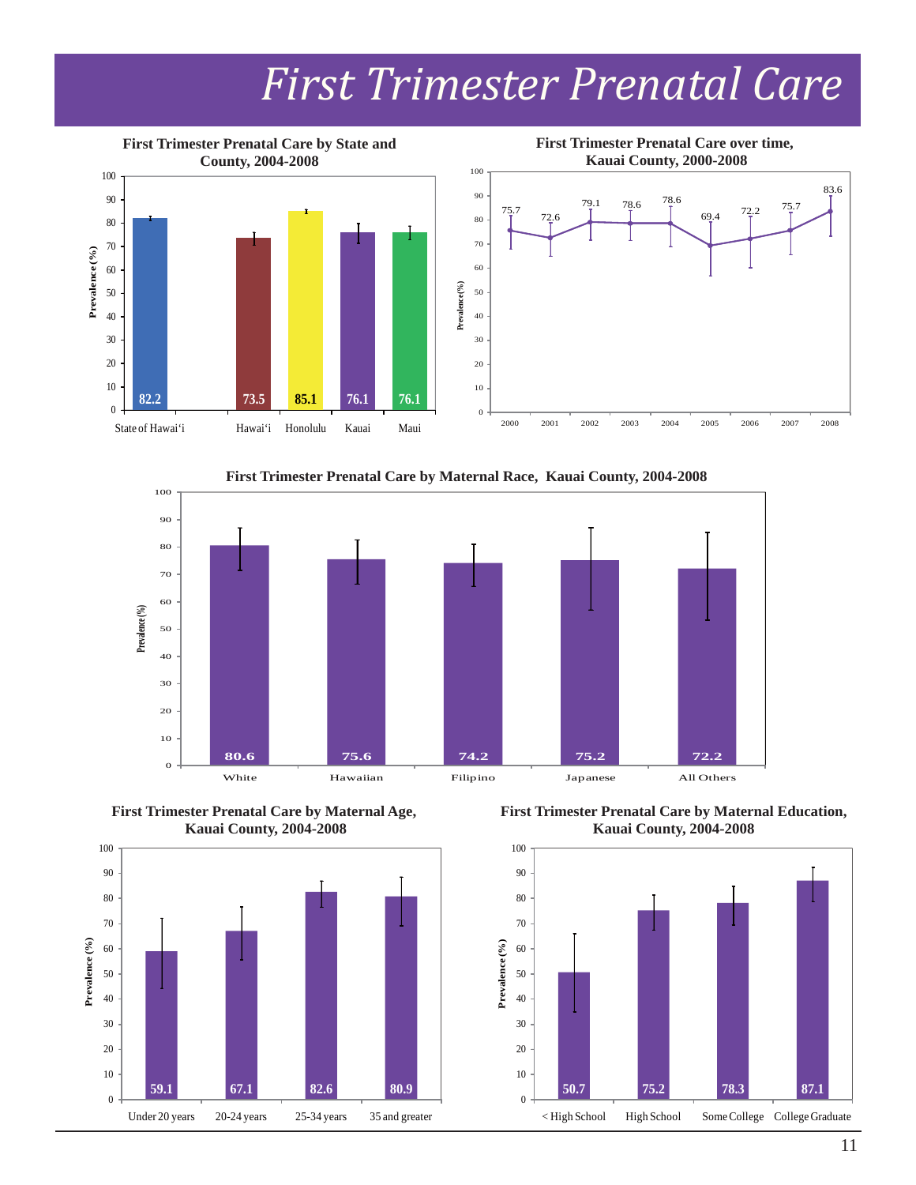# First Trimester Prenatal Care

**First Trimester Prenatal Care by State and County, 2004-2008**

| | Prevalence (%) |
|---|---|
| State of Hawai'i | 82.2 |
| Hawai'i | 73.5 |
| Honolulu | 85.1 |
| Kauai | 76.1 |
| Maui | 76.1 |

**First Trimester Prenatal Care over time, Kauai County, 2000-2008**

| Year | 2000 | 2001 | 2002 | 2003 | 2004 | 2005 | 2006 | 2007 | 2008 |
|---|---|---|---|---|---|---|---|---|---|
| Prevalence (%) | 75.7 | 72.6 | 79.1 | 78.6 | 78.6 | 69.4 | 72.2 | 75.7 | 83.6 |

**First Trimester Prenatal Care by Maternal Race, Kauai County, 2004-2008**

| | Prevalence (%) |
|---|---|
| White | 80.6 |
| Hawaiian | 75.6 |
| Filipino | 74.2 |
| Japanese | 75.2 |
| All Others | 72.2 |

**First Trimester Prenatal Care by Maternal Age, Kauai County, 2004-2008**

| | Prevalence (%) |
|---|---|
| Under 20 years | 59.1 |
| 20-24 years | 67.1 |
| 25-34 years | 82.6 |
| 35 and greater | 80.9 |

**First Trimester Prenatal Care by Maternal Education, Kauai County, 2004-2008**

| | Prevalence (%) |
|---|---|
| < High School | 50.7 |
| High School | 75.2 |
| Some College | 78.3 |
| College Graduate | 87.1 |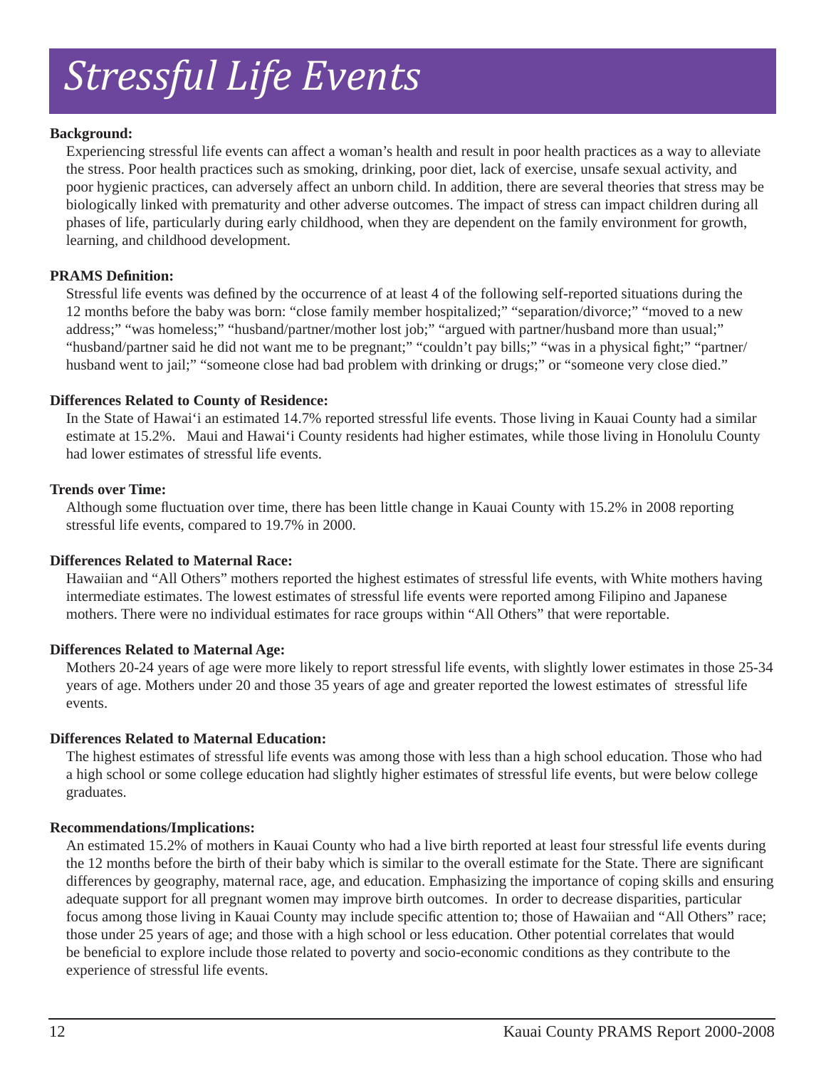# *Stressful Life Events*

**Background:**

Experiencing stressful life events can affect a woman's health and result in poor health practices as a way to alleviate the stress. Poor health practices such as smoking, drinking, poor diet, lack of exercise, unsafe sexual activity, and poor hygienic practices, can adversely affect an unborn child. In addition, there are several theories that stress may be biologically linked with prematurity and other adverse outcomes. The impact of stress can impact children during all phases of life, particularly during early childhood, when they are dependent on the family environment for growth, learning, and childhood development.

**PRAMS Definition:**

Stressful life events was defined by the occurrence of at least 4 of the following self-reported situations during the 12 months before the baby was born: "close family member hospitalized;" "separation/divorce;" "moved to a new address;" "was homeless;" "husband/partner/mother lost job;" "argued with partner/husband more than usual;" "husband/partner said he did not want me to be pregnant;" "couldn't pay bills;" "was in a physical fight;" "partner/husband went to jail;" "someone close had bad problem with drinking or drugs;" or "someone very close died."

**Differences Related to County of Residence:**

In the State of Hawai'i an estimated 14.7% reported stressful life events. Those living in Kauai County had a similar estimate at 15.2%. Maui and Hawai'i County residents had higher estimates, while those living in Honolulu County had lower estimates of stressful life events.

**Trends over Time:**

Although some fluctuation over time, there has been little change in Kauai County with 15.2% in 2008 reporting stressful life events, compared to 19.7% in 2000.

**Differences Related to Maternal Race:**

Hawaiian and "All Others" mothers reported the highest estimates of stressful life events, with White mothers having intermediate estimates. The lowest estimates of stressful life events were reported among Filipino and Japanese mothers. There were no individual estimates for race groups within "All Others" that were reportable.

**Differences Related to Maternal Age:**

Mothers 20-24 years of age were more likely to report stressful life events, with slightly lower estimates in those 25-34 years of age. Mothers under 20 and those 35 years of age and greater reported the lowest estimates of stressful life events.

**Differences Related to Maternal Education:**

The highest estimates of stressful life events was among those with less than a high school education. Those who had a high school or some college education had slightly higher estimates of stressful life events, but were below college graduates.

**Recommendations/Implications:**

An estimated 15.2% of mothers in Kauai County who had a live birth reported at least four stressful life events during the 12 months before the birth of their baby which is similar to the overall estimate for the State. There are significant differences by geography, maternal race, age, and education. Emphasizing the importance of coping skills and ensuring adequate support for all pregnant women may improve birth outcomes. In order to decrease disparities, particular focus among those living in Kauai County may include specific attention to; those of Hawaiian and "All Others" race; those under 25 years of age; and those with a high school or less education. Other potential correlates that would be beneficial to explore include those related to poverty and socio-economic conditions as they contribute to the experience of stressful life events.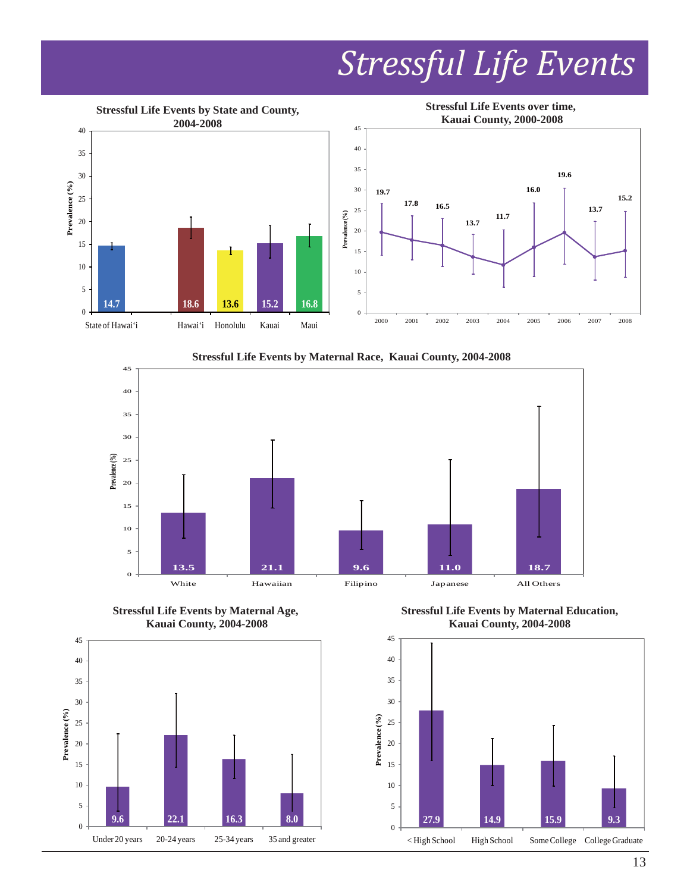# Stressful Life Events

**Stressful Life Events by State and County, 2004-2008**

| Area | Prevalence (%) |
|---|---|
| State of Hawai'i | 14.7 |
| Hawai'i | 18.6 |
| Honolulu | 13.6 |
| Kauai | 15.2 |
| Maui | 16.8 |

**Stressful Life Events over time, Kauai County, 2000-2008**

| Year | Prevalence (%) |
|---|---|
| 2000 | 19.7 |
| 2001 | 17.8 |
| 2002 | 16.5 |
| 2003 | 13.7 |
| 2004 | 11.7 |
| 2005 | 16.0 |
| 2006 | 19.6 |
| 2007 | 13.7 |
| 2008 | 15.2 |

**Stressful Life Events by Maternal Race, Kauai County, 2004-2008**

| Race | Prevalence (%) |
|---|---|
| White | 13.5 |
| Hawaiian | 21.1 |
| Filipino | 9.6 |
| Japanese | 11.0 |
| All Others | 18.7 |

**Stressful Life Events by Maternal Age, Kauai County, 2004-2008**

| Age | Prevalence (%) |
|---|---|
| Under 20 years | 9.6 |
| 20-24 years | 22.1 |
| 25-34 years | 16.3 |
| 35 and greater | 8.0 |

**Stressful Life Events by Maternal Education, Kauai County, 2004-2008**

| Education | Prevalence (%) |
|---|---|
| < High School | 27.9 |
| High School | 14.9 |
| Some College | 15.9 |
| College Graduate | 9.3 |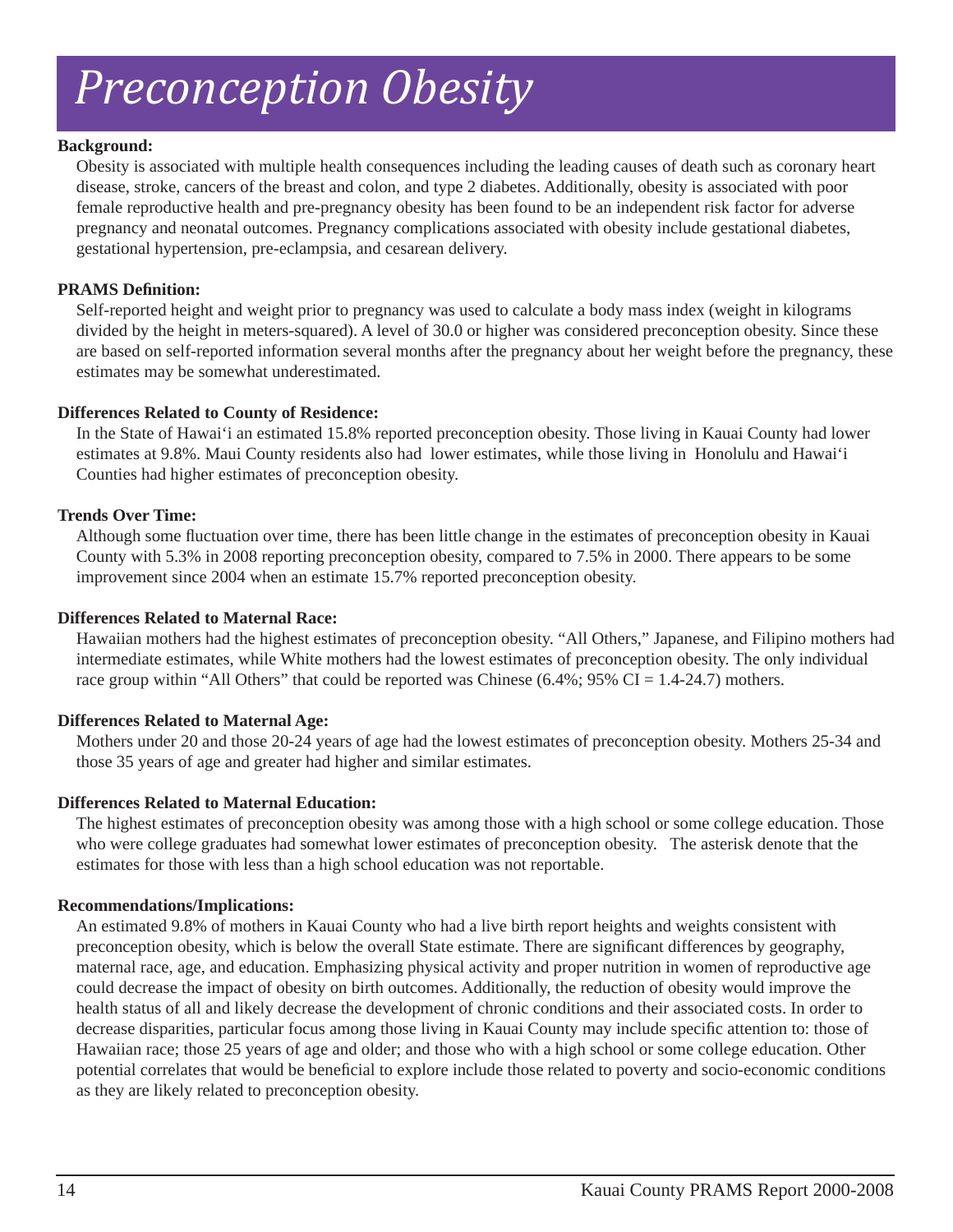# *Preconception Obesity*

**Background:**

Obesity is associated with multiple health consequences including the leading causes of death such as coronary heart disease, stroke, cancers of the breast and colon, and type 2 diabetes. Additionally, obesity is associated with poor female reproductive health and pre-pregnancy obesity has been found to be an independent risk factor for adverse pregnancy and neonatal outcomes. Pregnancy complications associated with obesity include gestational diabetes, gestational hypertension, pre-eclampsia, and cesarean delivery.

**PRAMS Definition:**

Self-reported height and weight prior to pregnancy was used to calculate a body mass index (weight in kilograms divided by the height in meters-squared). A level of 30.0 or higher was considered preconception obesity. Since these are based on self-reported information several months after the pregnancy about her weight before the pregnancy, these estimates may be somewhat underestimated.

**Differences Related to County of Residence:**

In the State of Hawai'i an estimated 15.8% reported preconception obesity. Those living in Kauai County had lower estimates at 9.8%. Maui County residents also had lower estimates, while those living in Honolulu and Hawai'i Counties had higher estimates of preconception obesity.

**Trends Over Time:**

Although some fluctuation over time, there has been little change in the estimates of preconception obesity in Kauai County with 5.3% in 2008 reporting preconception obesity, compared to 7.5% in 2000. There appears to be some improvement since 2004 when an estimate 15.7% reported preconception obesity.

**Differences Related to Maternal Race:**

Hawaiian mothers had the highest estimates of preconception obesity. "All Others," Japanese, and Filipino mothers had intermediate estimates, while White mothers had the lowest estimates of preconception obesity. The only individual race group within "All Others" that could be reported was Chinese (6.4%; 95% CI = 1.4-24.7) mothers.

**Differences Related to Maternal Age:**

Mothers under 20 and those 20-24 years of age had the lowest estimates of preconception obesity. Mothers 25-34 and those 35 years of age and greater had higher and similar estimates.

**Differences Related to Maternal Education:**

The highest estimates of preconception obesity was among those with a high school or some college education. Those who were college graduates had somewhat lower estimates of preconception obesity. The asterisk denote that the estimates for those with less than a high school education was not reportable.

**Recommendations/Implications:**

An estimated 9.8% of mothers in Kauai County who had a live birth report heights and weights consistent with preconception obesity, which is below the overall State estimate. There are significant differences by geography, maternal race, age, and education. Emphasizing physical activity and proper nutrition in women of reproductive age could decrease the impact of obesity on birth outcomes. Additionally, the reduction of obesity would improve the health status of all and likely decrease the development of chronic conditions and their associated costs. In order to decrease disparities, particular focus among those living in Kauai County may include specific attention to: those of Hawaiian race; those 25 years of age and older; and those who with a high school or some college education. Other potential correlates that would be beneficial to explore include those related to poverty and socio-economic conditions as they are likely related to preconception obesity.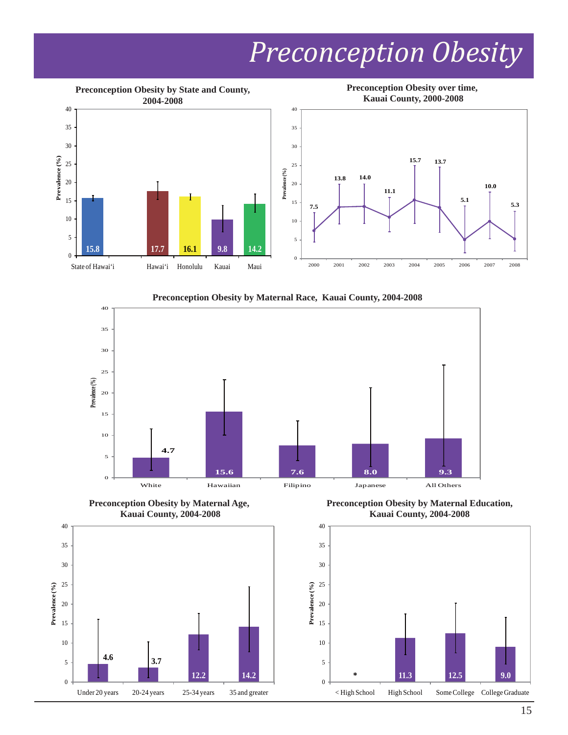# Preconception Obesity

### Preconception Obesity by State and County, 2004-2008

| | Prevalence (%) |
|---|---|
| State of Hawai'i | 15.8 |
| Hawai'i | 17.7 |
| Honolulu | 16.1 |
| Kauai | 9.8 |
| Maui | 14.2 |

### Preconception Obesity over time, Kauai County, 2000-2008

| Year | Prevalence (%) |
|---|---|
| 2000 | 7.5 |
| 2001 | 13.8 |
| 2002 | 14.0 |
| 2003 | 11.1 |
| 2004 | 15.7 |
| 2005 | 13.7 |
| 2006 | 5.1 |
| 2007 | 10.0 |
| 2008 | 5.3 |

### Preconception Obesity by Maternal Race, Kauai County, 2004-2008

| | Prevalence (%) |
|---|---|
| White | 4.7 |
| Hawaiian | 15.6 |
| Filipino | 7.6 |
| Japanese | 8.0 |
| All Others | 9.3 |

### Preconception Obesity by Maternal Age, Kauai County, 2004-2008

| | Prevalence (%) |
|---|---|
| Under 20 years | 4.6 |
| 20-24 years | 3.7 |
| 25-34 years | 12.2 |
| 35 and greater | 14.2 |

### Preconception Obesity by Maternal Education, Kauai County, 2004-2008

| | Prevalence (%) |
|---|---|
| < High School | * |
| High School | 11.3 |
| Some College | 12.5 |
| College Graduate | 9.0 |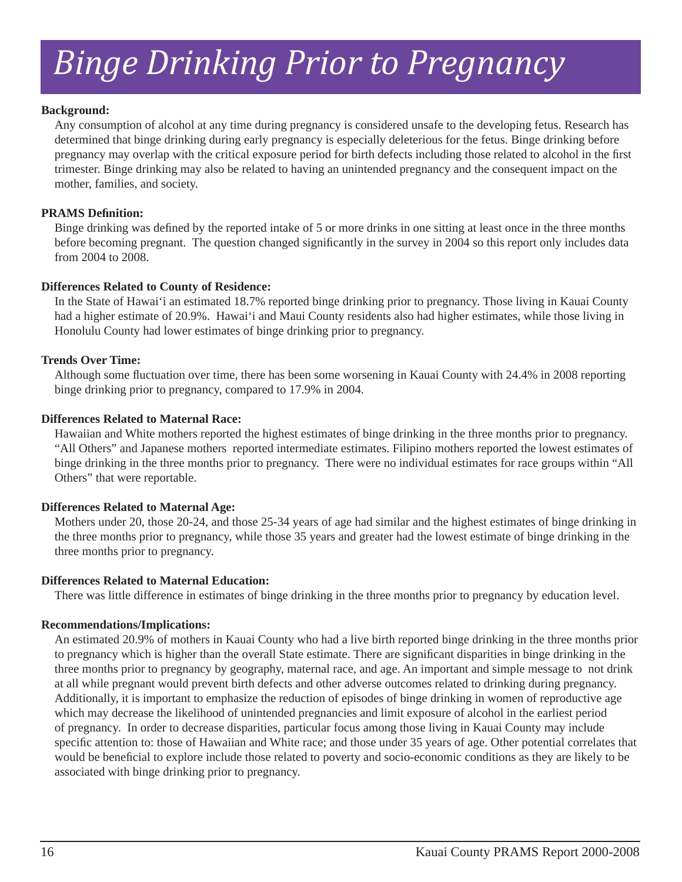# *Binge Drinking Prior to Pregnancy*

**Background:**

Any consumption of alcohol at any time during pregnancy is considered unsafe to the developing fetus. Research has determined that binge drinking during early pregnancy is especially deleterious for the fetus. Binge drinking before pregnancy may overlap with the critical exposure period for birth defects including those related to alcohol in the first trimester. Binge drinking may also be related to having an unintended pregnancy and the consequent impact on the mother, families, and society.

**PRAMS Definition:**

Binge drinking was defined by the reported intake of 5 or more drinks in one sitting at least once in the three months before becoming pregnant. The question changed significantly in the survey in 2004 so this report only includes data from 2004 to 2008.

**Differences Related to County of Residence:**

In the State of Hawai'i an estimated 18.7% reported binge drinking prior to pregnancy. Those living in Kauai County had a higher estimate of 20.9%. Hawai'i and Maui County residents also had higher estimates, while those living in Honolulu County had lower estimates of binge drinking prior to pregnancy.

**Trends Over Time:**

Although some fluctuation over time, there has been some worsening in Kauai County with 24.4% in 2008 reporting binge drinking prior to pregnancy, compared to 17.9% in 2004.

**Differences Related to Maternal Race:**

Hawaiian and White mothers reported the highest estimates of binge drinking in the three months prior to pregnancy. "All Others" and Japanese mothers reported intermediate estimates. Filipino mothers reported the lowest estimates of binge drinking in the three months prior to pregnancy. There were no individual estimates for race groups within "All Others" that were reportable.

**Differences Related to Maternal Age:**

Mothers under 20, those 20-24, and those 25-34 years of age had similar and the highest estimates of binge drinking in the three months prior to pregnancy, while those 35 years and greater had the lowest estimate of binge drinking in the three months prior to pregnancy.

**Differences Related to Maternal Education:**

There was little difference in estimates of binge drinking in the three months prior to pregnancy by education level.

**Recommendations/Implications:**

An estimated 20.9% of mothers in Kauai County who had a live birth reported binge drinking in the three months prior to pregnancy which is higher than the overall State estimate. There are significant disparities in binge drinking in the three months prior to pregnancy by geography, maternal race, and age. An important and simple message to not drink at all while pregnant would prevent birth defects and other adverse outcomes related to drinking during pregnancy. Additionally, it is important to emphasize the reduction of episodes of binge drinking in women of reproductive age which may decrease the likelihood of unintended pregnancies and limit exposure of alcohol in the earliest period of pregnancy. In order to decrease disparities, particular focus among those living in Kauai County may include specific attention to: those of Hawaiian and White race; and those under 35 years of age. Other potential correlates that would be beneficial to explore include those related to poverty and socio-economic conditions as they are likely to be associated with binge drinking prior to pregnancy.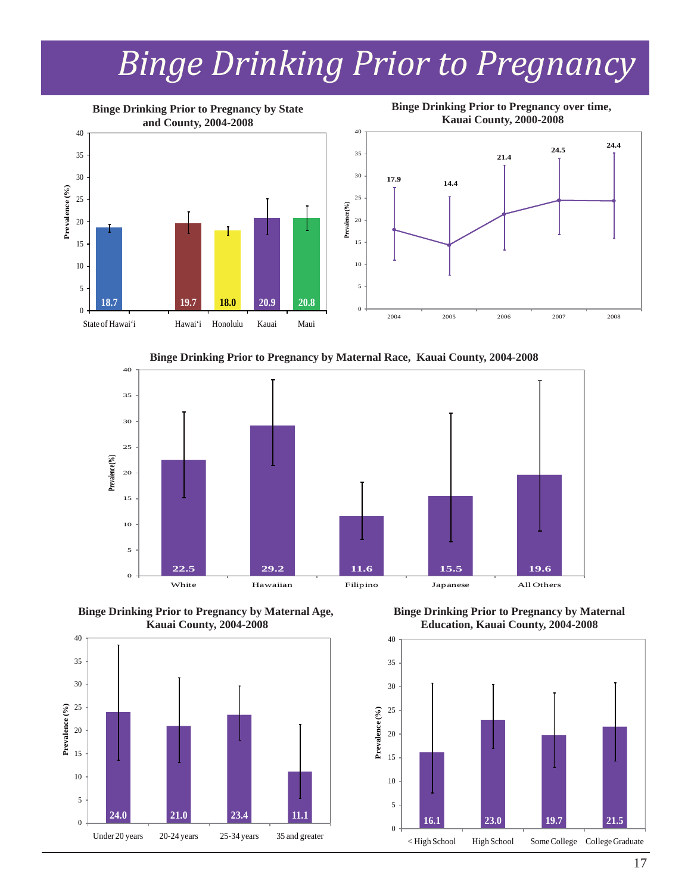# Binge Drinking Prior to Pregnancy

**Binge Drinking Prior to Pregnancy by State and County, 2004-2008**

| | Prevalence (%) |
|---|---|
| State of Hawai'i | 18.7 |
| Hawai'i | 19.7 |
| Honolulu | 18.0 |
| Kauai | 20.9 |
| Maui | 20.8 |

**Binge Drinking Prior to Pregnancy over time, Kauai County, 2000-2008**

| Year | Prevalence (%) |
|---|---|
| 2004 | 17.9 |
| 2005 | 14.4 |
| 2006 | 21.4 |
| 2007 | 24.5 |
| 2008 | 24.4 |

**Binge Drinking Prior to Pregnancy by Maternal Race, Kauai County, 2004-2008**

| Maternal Race | Prevalence (%) |
|---|---|
| White | 22.5 |
| Hawaiian | 29.2 |
| Filipino | 11.6 |
| Japanese | 15.5 |
| All Others | 19.6 |

**Binge Drinking Prior to Pregnancy by Maternal Age, Kauai County, 2004-2008**

| Maternal Age | Prevalence (%) |
|---|---|
| Under 20 years | 24.0 |
| 20-24 years | 21.0 |
| 25-34 years | 23.4 |
| 35 and greater | 11.1 |

**Binge Drinking Prior to Pregnancy by Maternal Education, Kauai County, 2004-2008**

| Maternal Education | Prevalence (%) |
|---|---|
| < High School | 16.1 |
| High School | 23.0 |
| Some College | 19.7 |
| College Graduate | 21.5 |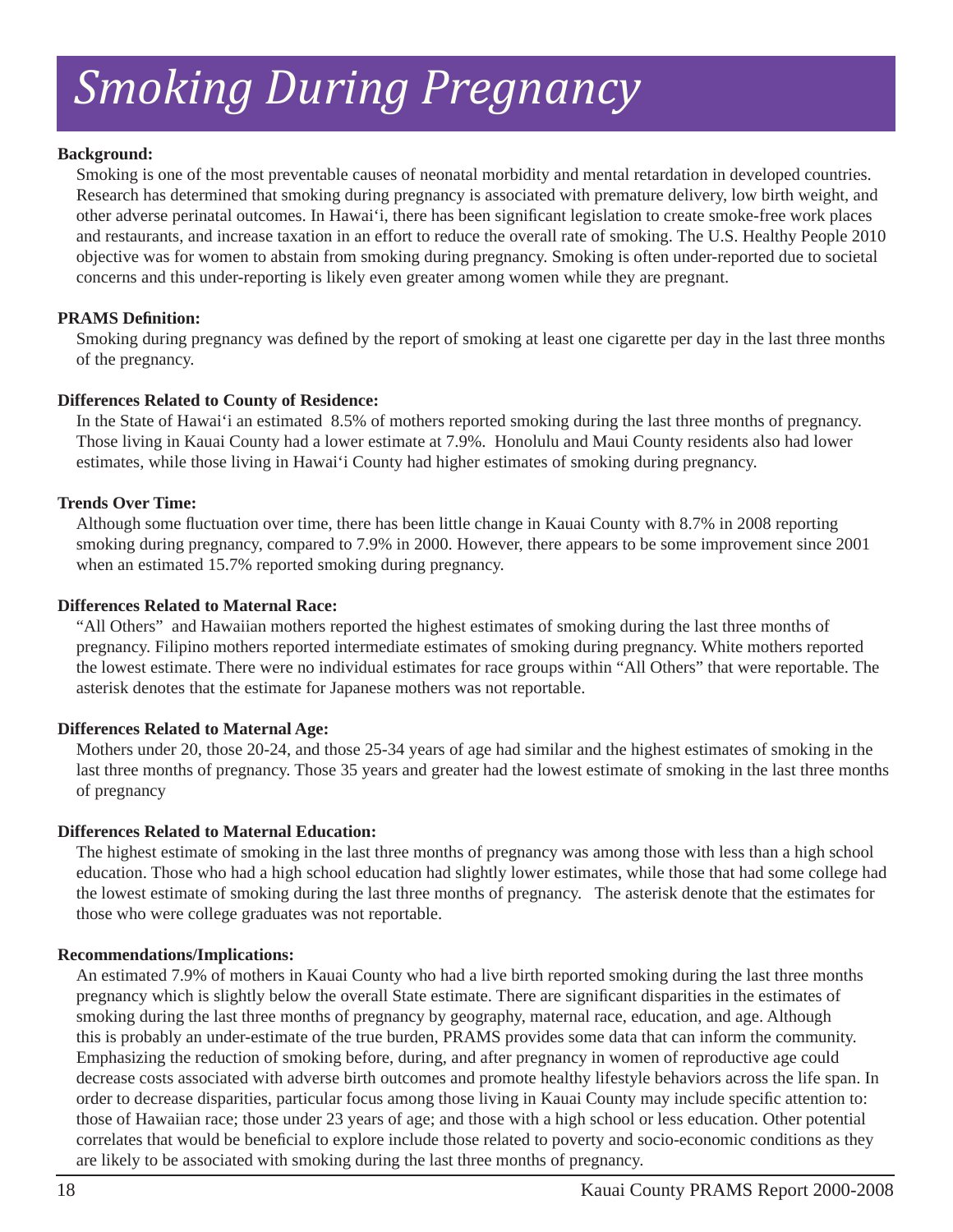# *Smoking During Pregnancy*

**Background:**

Smoking is one of the most preventable causes of neonatal morbidity and mental retardation in developed countries. Research has determined that smoking during pregnancy is associated with premature delivery, low birth weight, and other adverse perinatal outcomes. In Hawai'i, there has been significant legislation to create smoke-free work places and restaurants, and increase taxation in an effort to reduce the overall rate of smoking. The U.S. Healthy People 2010 objective was for women to abstain from smoking during pregnancy. Smoking is often under-reported due to societal concerns and this under-reporting is likely even greater among women while they are pregnant.

**PRAMS Definition:**

Smoking during pregnancy was defined by the report of smoking at least one cigarette per day in the last three months of the pregnancy.

**Differences Related to County of Residence:**

In the State of Hawai'i an estimated 8.5% of mothers reported smoking during the last three months of pregnancy. Those living in Kauai County had a lower estimate at 7.9%. Honolulu and Maui County residents also had lower estimates, while those living in Hawai'i County had higher estimates of smoking during pregnancy.

**Trends Over Time:**

Although some fluctuation over time, there has been little change in Kauai County with 8.7% in 2008 reporting smoking during pregnancy, compared to 7.9% in 2000. However, there appears to be some improvement since 2001 when an estimated 15.7% reported smoking during pregnancy.

**Differences Related to Maternal Race:**

"All Others" and Hawaiian mothers reported the highest estimates of smoking during the last three months of pregnancy. Filipino mothers reported intermediate estimates of smoking during pregnancy. White mothers reported the lowest estimate. There were no individual estimates for race groups within "All Others" that were reportable. The asterisk denotes that the estimate for Japanese mothers was not reportable.

**Differences Related to Maternal Age:**

Mothers under 20, those 20-24, and those 25-34 years of age had similar and the highest estimates of smoking in the last three months of pregnancy. Those 35 years and greater had the lowest estimate of smoking in the last three months of pregnancy

**Differences Related to Maternal Education:**

The highest estimate of smoking in the last three months of pregnancy was among those with less than a high school education. Those who had a high school education had slightly lower estimates, while those that had some college had the lowest estimate of smoking during the last three months of pregnancy. The asterisk denote that the estimates for those who were college graduates was not reportable.

**Recommendations/Implications:**

An estimated 7.9% of mothers in Kauai County who had a live birth reported smoking during the last three months pregnancy which is slightly below the overall State estimate. There are significant disparities in the estimates of smoking during the last three months of pregnancy by geography, maternal race, education, and age. Although this is probably an under-estimate of the true burden, PRAMS provides some data that can inform the community. Emphasizing the reduction of smoking before, during, and after pregnancy in women of reproductive age could decrease costs associated with adverse birth outcomes and promote healthy lifestyle behaviors across the life span. In order to decrease disparities, particular focus among those living in Kauai County may include specific attention to: those of Hawaiian race; those under 23 years of age; and those with a high school or less education. Other potential correlates that would be beneficial to explore include those related to poverty and socio-economic conditions as they are likely to be associated with smoking during the last three months of pregnancy.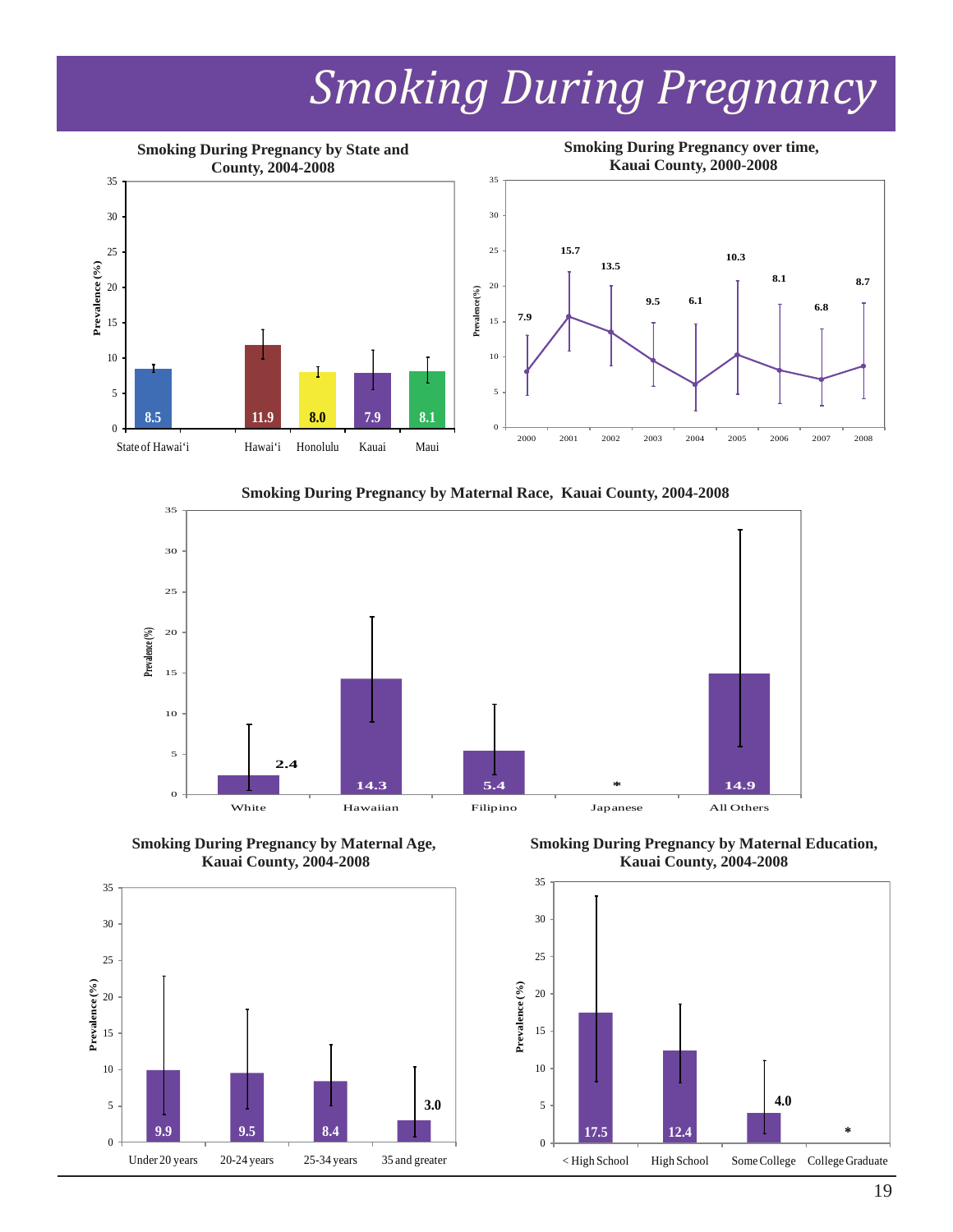# Smoking During Pregnancy

**Smoking During Pregnancy by State and County, 2004-2008**

| | Prevalence (%) |
|---|---|
| State of Hawai'i | 8.5 |
| Hawai'i | 11.9 |
| Honolulu | 8.0 |
| Kauai | 7.9 |
| Maui | 8.1 |

**Smoking During Pregnancy over time, Kauai County, 2000-2008**

| Year | Prevalence (%) |
|---|---|
| 2000 | 7.9 |
| 2001 | 15.7 |
| 2002 | 13.5 |
| 2003 | 9.5 |
| 2004 | 6.1 |
| 2005 | 10.3 |
| 2006 | 8.1 |
| 2007 | 6.8 |
| 2008 | 8.7 |

**Smoking During Pregnancy by Maternal Race, Kauai County, 2004-2008**

| Race | Prevalence (%) |
|---|---|
| White | 2.4 |
| Hawaiian | 14.3 |
| Filipino | 5.4 |
| Japanese | * |
| All Others | 14.9 |

**Smoking During Pregnancy by Maternal Age, Kauai County, 2004-2008**

| Age | Prevalence (%) |
|---|---|
| Under 20 years | 9.9 |
| 20-24 years | 9.5 |
| 25-34 years | 8.4 |
| 35 and greater | 3.0 |

**Smoking During Pregnancy by Maternal Education, Kauai County, 2004-2008**

| Education | Prevalence (%) |
|---|---|
| < High School | 17.5 |
| High School | 12.4 |
| Some College | 4.0 |
| College Graduate | * |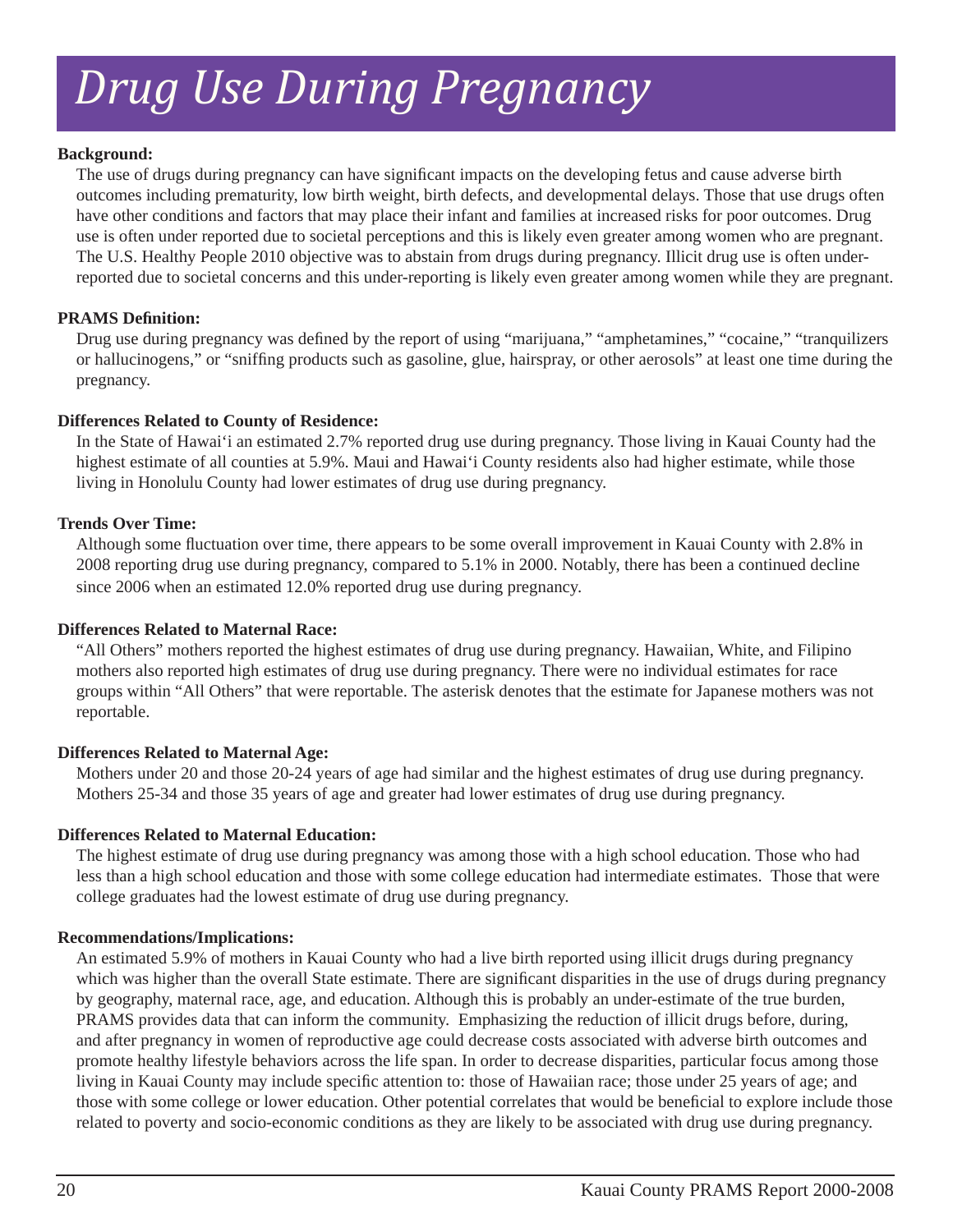# *Drug Use During Pregnancy*

**Background:**

The use of drugs during pregnancy can have significant impacts on the developing fetus and cause adverse birth outcomes including prematurity, low birth weight, birth defects, and developmental delays. Those that use drugs often have other conditions and factors that may place their infant and families at increased risks for poor outcomes. Drug use is often under reported due to societal perceptions and this is likely even greater among women who are pregnant. The U.S. Healthy People 2010 objective was to abstain from drugs during pregnancy. Illicit drug use is often under-reported due to societal concerns and this under-reporting is likely even greater among women while they are pregnant.

**PRAMS Definition:**

Drug use during pregnancy was defined by the report of using "marijuana," "amphetamines," "cocaine," "tranquilizers or hallucinogens," or "sniffing products such as gasoline, glue, hairspray, or other aerosols" at least one time during the pregnancy.

**Differences Related to County of Residence:**

In the State of Hawai'i an estimated 2.7% reported drug use during pregnancy. Those living in Kauai County had the highest estimate of all counties at 5.9%. Maui and Hawai'i County residents also had higher estimate, while those living in Honolulu County had lower estimates of drug use during pregnancy.

**Trends Over Time:**

Although some fluctuation over time, there appears to be some overall improvement in Kauai County with 2.8% in 2008 reporting drug use during pregnancy, compared to 5.1% in 2000. Notably, there has been a continued decline since 2006 when an estimated 12.0% reported drug use during pregnancy.

**Differences Related to Maternal Race:**

"All Others" mothers reported the highest estimates of drug use during pregnancy. Hawaiian, White, and Filipino mothers also reported high estimates of drug use during pregnancy. There were no individual estimates for race groups within "All Others" that were reportable. The asterisk denotes that the estimate for Japanese mothers was not reportable.

**Differences Related to Maternal Age:**

Mothers under 20 and those 20-24 years of age had similar and the highest estimates of drug use during pregnancy. Mothers 25-34 and those 35 years of age and greater had lower estimates of drug use during pregnancy.

**Differences Related to Maternal Education:**

The highest estimate of drug use during pregnancy was among those with a high school education. Those who had less than a high school education and those with some college education had intermediate estimates. Those that were college graduates had the lowest estimate of drug use during pregnancy.

**Recommendations/Implications:**

An estimated 5.9% of mothers in Kauai County who had a live birth reported using illicit drugs during pregnancy which was higher than the overall State estimate. There are significant disparities in the use of drugs during pregnancy by geography, maternal race, age, and education. Although this is probably an under-estimate of the true burden, PRAMS provides data that can inform the community. Emphasizing the reduction of illicit drugs before, during, and after pregnancy in women of reproductive age could decrease costs associated with adverse birth outcomes and promote healthy lifestyle behaviors across the life span. In order to decrease disparities, particular focus among those living in Kauai County may include specific attention to: those of Hawaiian race; those under 25 years of age; and those with some college or lower education. Other potential correlates that would be beneficial to explore include those related to poverty and socio-economic conditions as they are likely to be associated with drug use during pregnancy.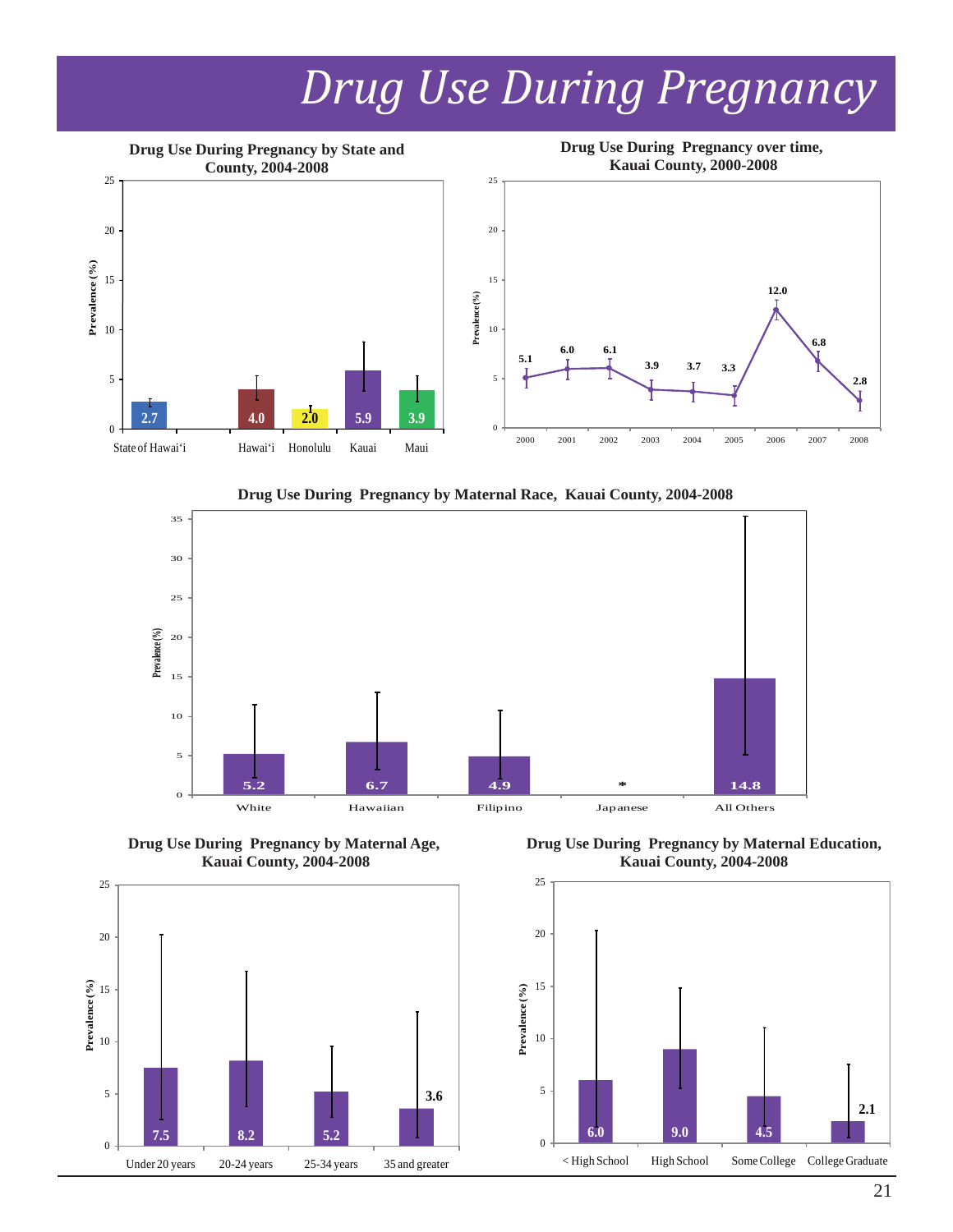# Drug Use During Pregnancy

### Drug Use During Pregnancy by State and County, 2004-2008

| | Prevalence (%) |
|---|---|
| State of Hawai'i | 2.7 |
| Hawai'i | 4.0 |
| Honolulu | 2.0 |
| Kauai | 5.9 |
| Maui | 3.9 |

### Drug Use During Pregnancy over time, Kauai County, 2000-2008

| Year | Prevalence (%) |
|---|---|
| 2000 | 5.1 |
| 2001 | 6.0 |
| 2002 | 6.1 |
| 2003 | 3.9 |
| 2004 | 3.7 |
| 2005 | 3.3 |
| 2006 | 12.0 |
| 2007 | 6.8 |
| 2008 | 2.8 |

### Drug Use During Pregnancy by Maternal Race, Kauai County, 2004-2008

| | Prevalence (%) |
|---|---|
| White | 5.2 |
| Hawaiian | 6.7 |
| Filipino | 4.9 |
| Japanese | * |
| All Others | 14.8 |

### Drug Use During Pregnancy by Maternal Age, Kauai County, 2004-2008

| | Prevalence (%) |
|---|---|
| Under 20 years | 7.5 |
| 20-24 years | 8.2 |
| 25-34 years | 5.2 |
| 35 and greater | 3.6 |

### Drug Use During Pregnancy by Maternal Education, Kauai County, 2004-2008

| | Prevalence (%) |
|---|---|
| < High School | 6.0 |
| High School | 9.0 |
| Some College | 4.5 |
| College Graduate | 2.1 |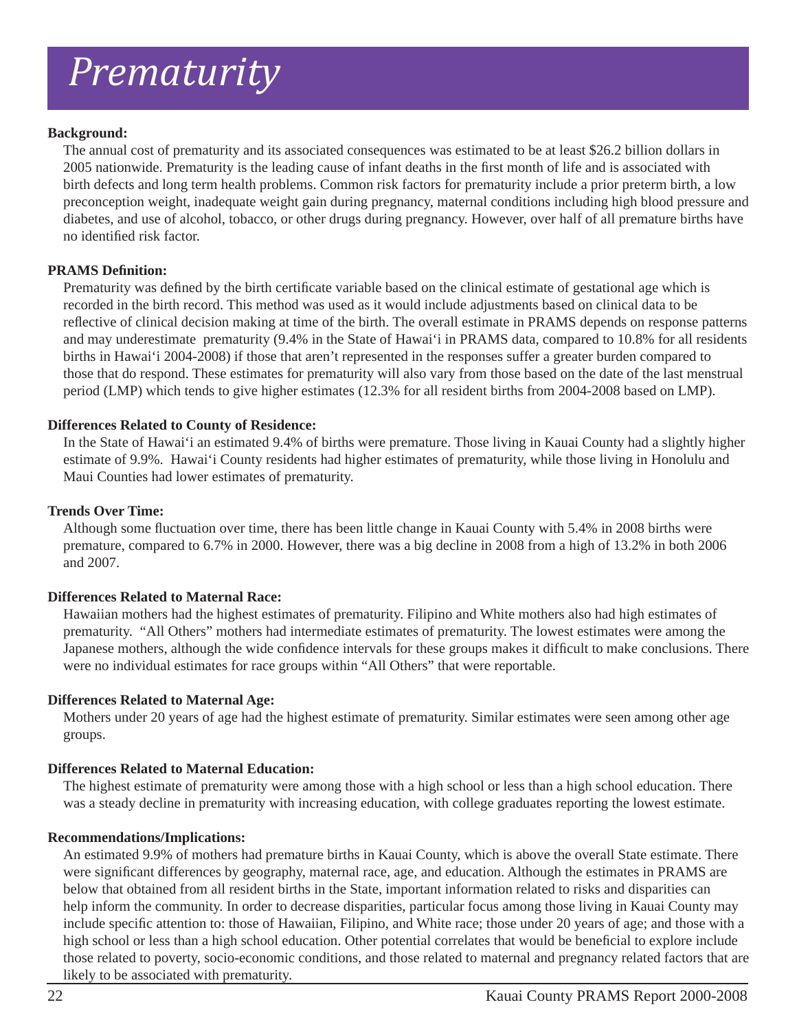# *Prematurity*

**Background:**

The annual cost of prematurity and its associated consequences was estimated to be at least $26.2 billion dollars in 2005 nationwide. Prematurity is the leading cause of infant deaths in the first month of life and is associated with birth defects and long term health problems. Common risk factors for prematurity include a prior preterm birth, a low preconception weight, inadequate weight gain during pregnancy, maternal conditions including high blood pressure and diabetes, and use of alcohol, tobacco, or other drugs during pregnancy. However, over half of all premature births have no identified risk factor.

**PRAMS Definition:**

Prematurity was defined by the birth certificate variable based on the clinical estimate of gestational age which is recorded in the birth record. This method was used as it would include adjustments based on clinical data to be reflective of clinical decision making at time of the birth. The overall estimate in PRAMS depends on response patterns and may underestimate prematurity (9.4% in the State of Hawai'i in PRAMS data, compared to 10.8% for all residents births in Hawai'i 2004-2008) if those that aren't represented in the responses suffer a greater burden compared to those that do respond. These estimates for prematurity will also vary from those based on the date of the last menstrual period (LMP) which tends to give higher estimates (12.3% for all resident births from 2004-2008 based on LMP).

**Differences Related to County of Residence:**

In the State of Hawai'i an estimated 9.4% of births were premature. Those living in Kauai County had a slightly higher estimate of 9.9%. Hawai'i County residents had higher estimates of prematurity, while those living in Honolulu and Maui Counties had lower estimates of prematurity.

**Trends Over Time:**

Although some fluctuation over time, there has been little change in Kauai County with 5.4% in 2008 births were premature, compared to 6.7% in 2000. However, there was a big decline in 2008 from a high of 13.2% in both 2006 and 2007.

**Differences Related to Maternal Race:**

Hawaiian mothers had the highest estimates of prematurity. Filipino and White mothers also had high estimates of prematurity. "All Others" mothers had intermediate estimates of prematurity. The lowest estimates were among the Japanese mothers, although the wide confidence intervals for these groups makes it difficult to make conclusions. There were no individual estimates for race groups within "All Others" that were reportable.

**Differences Related to Maternal Age:**

Mothers under 20 years of age had the highest estimate of prematurity. Similar estimates were seen among other age groups.

**Differences Related to Maternal Education:**

The highest estimate of prematurity were among those with a high school or less than a high school education. There was a steady decline in prematurity with increasing education, with college graduates reporting the lowest estimate.

**Recommendations/Implications:**

An estimated 9.9% of mothers had premature births in Kauai County, which is above the overall State estimate. There were significant differences by geography, maternal race, age, and education. Although the estimates in PRAMS are below that obtained from all resident births in the State, important information related to risks and disparities can help inform the community. In order to decrease disparities, particular focus among those living in Kauai County may include specific attention to: those of Hawaiian, Filipino, and White race; those under 20 years of age; and those with a high school or less than a high school education. Other potential correlates that would be beneficial to explore include those related to poverty, socio-economic conditions, and those related to maternal and pregnancy related factors that are likely to be associated with prematurity.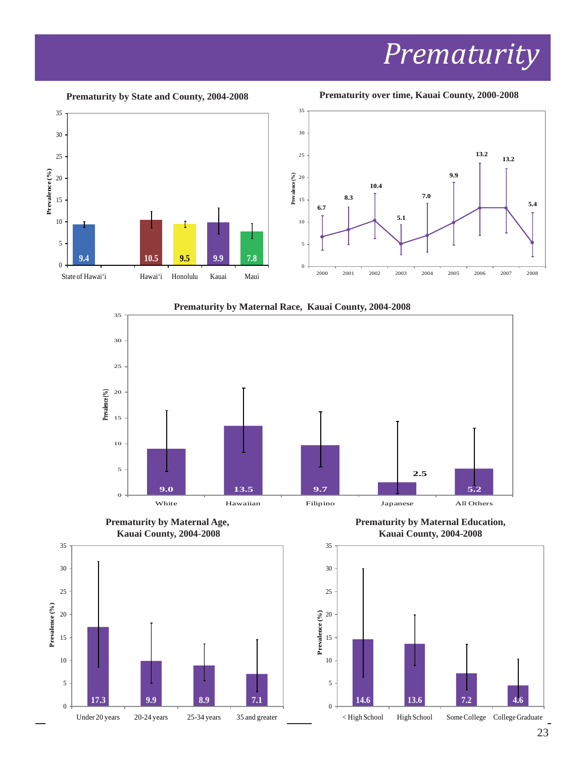# *Prematurity*

**Prematurity by State and County, 2004-2008**

| Location | Prevalence (%) |
| --- | --- |
| State of Hawai'i | 9.4 |
| Hawai'i | 10.5 |
| Honolulu | 9.5 |
| Kauai | 9.9 |
| Maui | 7.8 |

**Prematurity over time, Kauai County, 2000-2008**

| Year | Prevalence (%) |
| --- | --- |
| 2000 | 6.7 |
| 2001 | 8.3 |
| 2002 | 10.4 |
| 2003 | 5.1 |
| 2004 | 7.0 |
| 2005 | 9.9 |
| 2006 | 13.2 |
| 2007 | 13.2 |
| 2008 | 5.4 |

**Prematurity by Maternal Race, Kauai County, 2004-2008**

| Maternal Race | Prevalence (%) |
| --- | --- |
| White | 9.0 |
| Hawaiian | 13.5 |
| Filipino | 9.7 |
| Japanese | 2.5 |
| All Others | 5.2 |

**Prematurity by Maternal Age, Kauai County, 2004-2008**

| Maternal Age | Prevalence (%) |
| --- | --- |
| Under 20 years | 17.3 |
| 20-24 years | 9.9 |
| 25-34 years | 8.9 |
| 35 and greater | 7.1 |

**Prematurity by Maternal Education, Kauai County, 2004-2008**

| Maternal Education | Prevalence (%) |
| --- | --- |
| < High School | 14.6 |
| High School | 13.6 |
| Some College | 7.2 |
| College Graduate | 4.6 |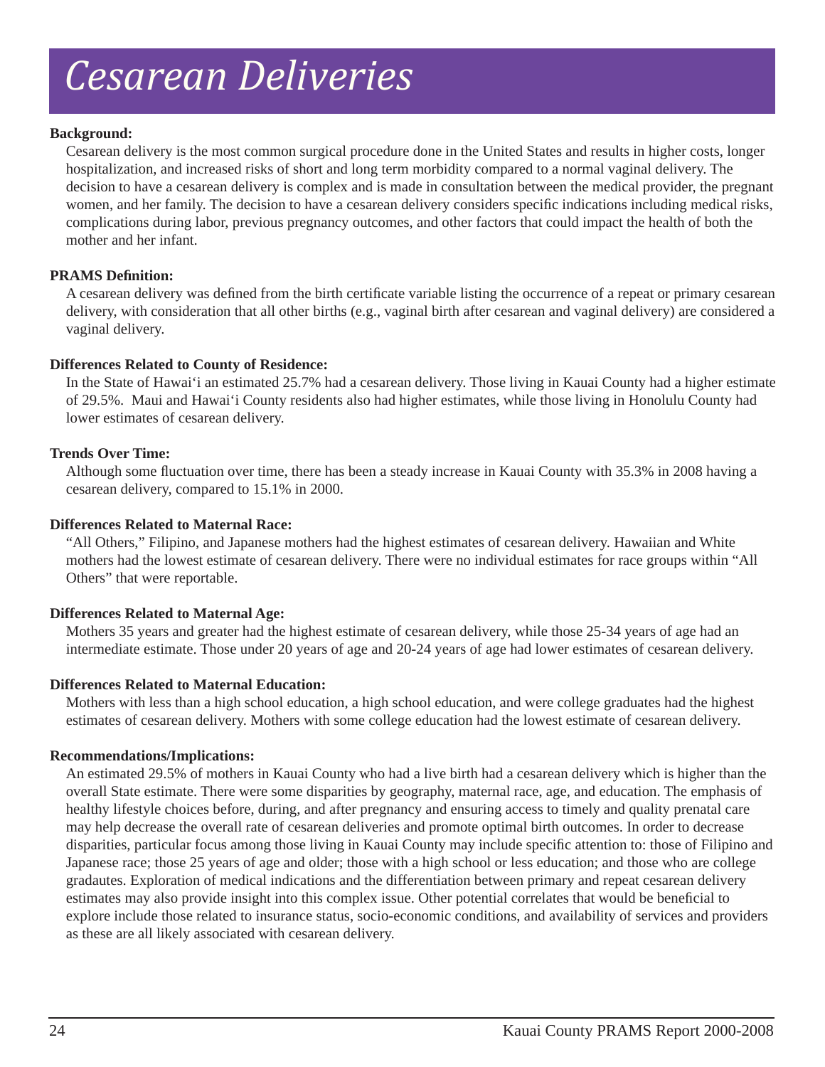# *Cesarean Deliveries*

**Background:**

Cesarean delivery is the most common surgical procedure done in the United States and results in higher costs, longer hospitalization, and increased risks of short and long term morbidity compared to a normal vaginal delivery. The decision to have a cesarean delivery is complex and is made in consultation between the medical provider, the pregnant women, and her family. The decision to have a cesarean delivery considers specific indications including medical risks, complications during labor, previous pregnancy outcomes, and other factors that could impact the health of both the mother and her infant.

**PRAMS Definition:**

A cesarean delivery was defined from the birth certificate variable listing the occurrence of a repeat or primary cesarean delivery, with consideration that all other births (e.g., vaginal birth after cesarean and vaginal delivery) are considered a vaginal delivery.

**Differences Related to County of Residence:**

In the State of Hawai'i an estimated 25.7% had a cesarean delivery. Those living in Kauai County had a higher estimate of 29.5%. Maui and Hawai'i County residents also had higher estimates, while those living in Honolulu County had lower estimates of cesarean delivery.

**Trends Over Time:**

Although some fluctuation over time, there has been a steady increase in Kauai County with 35.3% in 2008 having a cesarean delivery, compared to 15.1% in 2000.

**Differences Related to Maternal Race:**

"All Others," Filipino, and Japanese mothers had the highest estimates of cesarean delivery. Hawaiian and White mothers had the lowest estimate of cesarean delivery. There were no individual estimates for race groups within "All Others" that were reportable.

**Differences Related to Maternal Age:**

Mothers 35 years and greater had the highest estimate of cesarean delivery, while those 25-34 years of age had an intermediate estimate. Those under 20 years of age and 20-24 years of age had lower estimates of cesarean delivery.

**Differences Related to Maternal Education:**

Mothers with less than a high school education, a high school education, and were college graduates had the highest estimates of cesarean delivery. Mothers with some college education had the lowest estimate of cesarean delivery.

**Recommendations/Implications:**

An estimated 29.5% of mothers in Kauai County who had a live birth had a cesarean delivery which is higher than the overall State estimate. There were some disparities by geography, maternal race, age, and education. The emphasis of healthy lifestyle choices before, during, and after pregnancy and ensuring access to timely and quality prenatal care may help decrease the overall rate of cesarean deliveries and promote optimal birth outcomes. In order to decrease disparities, particular focus among those living in Kauai County may include specific attention to: those of Filipino and Japanese race; those 25 years of age and older; those with a high school or less education; and those who are college gradautes. Exploration of medical indications and the differentiation between primary and repeat cesarean delivery estimates may also provide insight into this complex issue. Other potential correlates that would be beneficial to explore include those related to insurance status, socio-economic conditions, and availability of services and providers as these are all likely associated with cesarean delivery.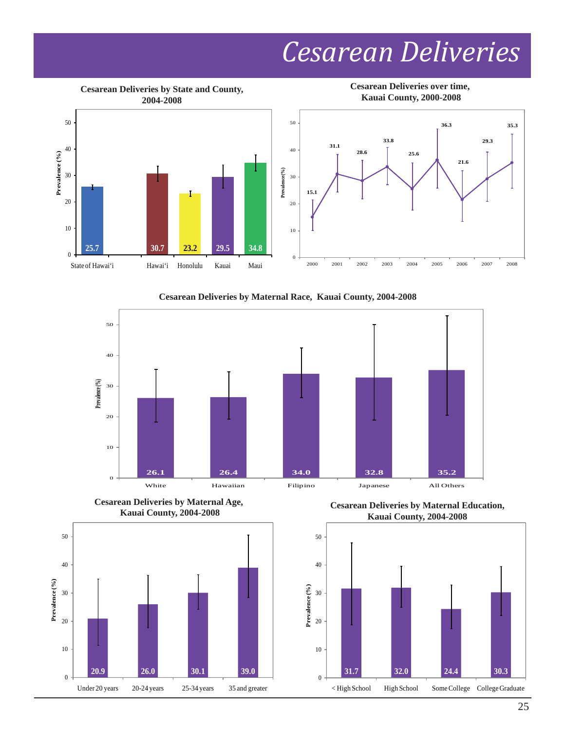# Cesarean Deliveries

**Cesarean Deliveries by State and County, 2004-2008**

| | Prevalence (%) |
|---|---|
| State of Hawai'i | 25.7 |
| Hawai'i | 30.7 |
| Honolulu | 23.2 |
| Kauai | 29.5 |
| Maui | 34.8 |

**Cesarean Deliveries over time, Kauai County, 2000-2008**

| Year | Prevalence (%) |
|---|---|
| 2000 | 15.1 |
| 2001 | 31.1 |
| 2002 | 28.6 |
| 2003 | 33.8 |
| 2004 | 25.6 |
| 2005 | 36.3 |
| 2006 | 21.6 |
| 2007 | 29.3 |
| 2008 | 35.3 |

**Cesarean Deliveries by Maternal Race, Kauai County, 2004-2008**

| | Prevalence (%) |
|---|---|
| White | 26.1 |
| Hawaiian | 26.4 |
| Filipino | 34.0 |
| Japanese | 32.8 |
| All Others | 35.2 |

**Cesarean Deliveries by Maternal Age, Kauai County, 2004-2008**

| | Prevalence (%) |
|---|---|
| Under 20 years | 20.9 |
| 20-24 years | 26.0 |
| 25-34 years | 30.1 |
| 35 and greater | 39.0 |

**Cesarean Deliveries by Maternal Education, Kauai County, 2004-2008**

| | Prevalence (%) |
|---|---|
| < High School | 31.7 |
| High School | 32.0 |
| Some College | 24.4 |
| College Graduate | 30.3 |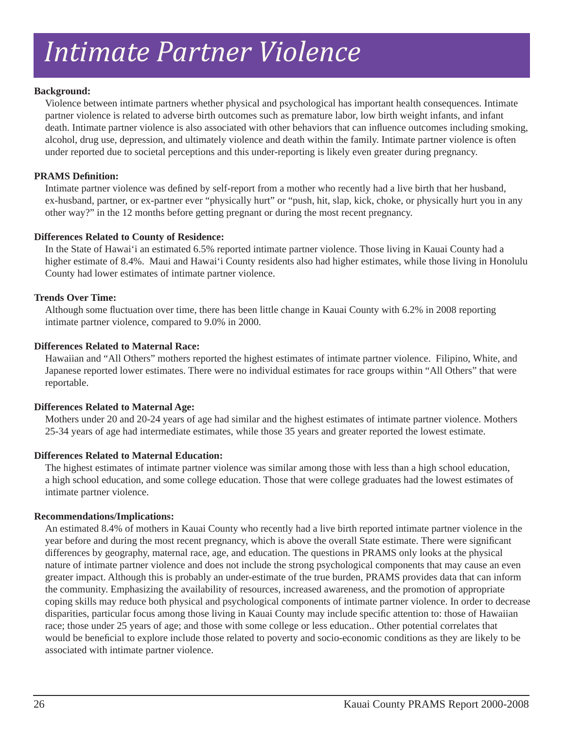# *Intimate Partner Violence*

**Background:**

Violence between intimate partners whether physical and psychological has important health consequences. Intimate partner violence is related to adverse birth outcomes such as premature labor, low birth weight infants, and infant death. Intimate partner violence is also associated with other behaviors that can influence outcomes including smoking, alcohol, drug use, depression, and ultimately violence and death within the family. Intimate partner violence is often under reported due to societal perceptions and this under-reporting is likely even greater during pregnancy.

**PRAMS Definition:**

Intimate partner violence was defined by self-report from a mother who recently had a live birth that her husband, ex-husband, partner, or ex-partner ever "physically hurt" or "push, hit, slap, kick, choke, or physically hurt you in any other way?" in the 12 months before getting pregnant or during the most recent pregnancy.

**Differences Related to County of Residence:**

In the State of Hawai'i an estimated 6.5% reported intimate partner violence. Those living in Kauai County had a higher estimate of 8.4%. Maui and Hawai'i County residents also had higher estimates, while those living in Honolulu County had lower estimates of intimate partner violence.

**Trends Over Time:**

Although some fluctuation over time, there has been little change in Kauai County with 6.2% in 2008 reporting intimate partner violence, compared to 9.0% in 2000.

**Differences Related to Maternal Race:**

Hawaiian and "All Others" mothers reported the highest estimates of intimate partner violence. Filipino, White, and Japanese reported lower estimates. There were no individual estimates for race groups within "All Others" that were reportable.

**Differences Related to Maternal Age:**

Mothers under 20 and 20-24 years of age had similar and the highest estimates of intimate partner violence. Mothers 25-34 years of age had intermediate estimates, while those 35 years and greater reported the lowest estimate.

**Differences Related to Maternal Education:**

The highest estimates of intimate partner violence was similar among those with less than a high school education, a high school education, and some college education. Those that were college graduates had the lowest estimates of intimate partner violence.

**Recommendations/Implications:**

An estimated 8.4% of mothers in Kauai County who recently had a live birth reported intimate partner violence in the year before and during the most recent pregnancy, which is above the overall State estimate. There were significant differences by geography, maternal race, age, and education. The questions in PRAMS only looks at the physical nature of intimate partner violence and does not include the strong psychological components that may cause an even greater impact. Although this is probably an under-estimate of the true burden, PRAMS provides data that can inform the community. Emphasizing the availability of resources, increased awareness, and the promotion of appropriate coping skills may reduce both physical and psychological components of intimate partner violence. In order to decrease disparities, particular focus among those living in Kauai County may include specific attention to: those of Hawaiian race; those under 25 years of age; and those with some college or less education.. Other potential correlates that would be beneficial to explore include those related to poverty and socio-economic conditions as they are likely to be associated with intimate partner violence.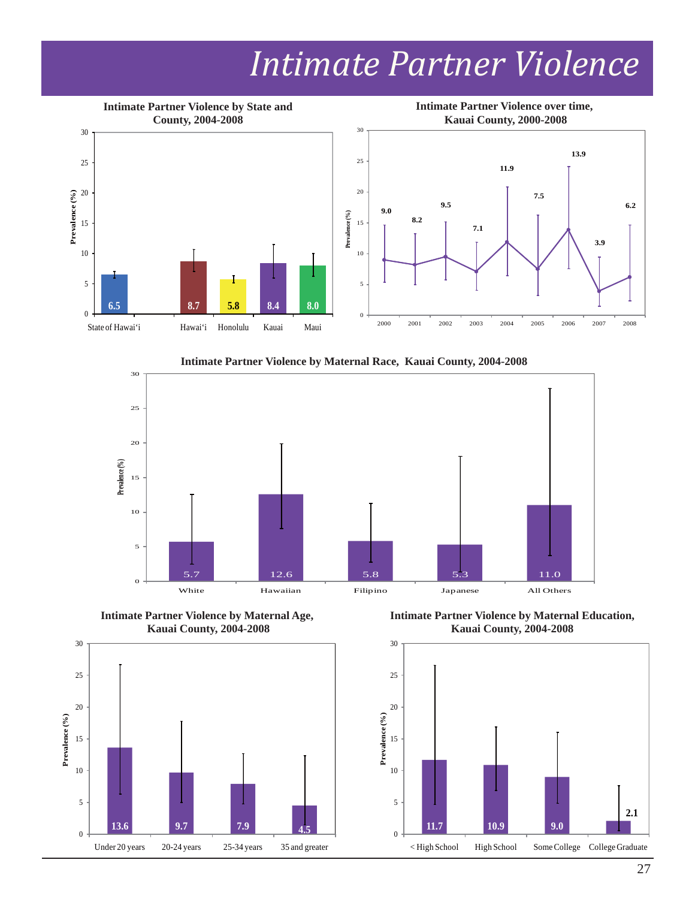# Intimate Partner Violence

**Intimate Partner Violence by State and County, 2004-2008**

| Area | Prevalence (%) |
|---|---|
| State of Hawai'i | 6.5 |
| Hawai'i | 8.7 |
| Honolulu | 5.8 |
| Kauai | 8.4 |
| Maui | 8.0 |

**Intimate Partner Violence over time, Kauai County, 2000-2008**

| Year | Prevalence (%) |
|---|---|
| 2000 | 9.0 |
| 2001 | 8.2 |
| 2002 | 9.5 |
| 2003 | 7.1 |
| 2004 | 11.9 |
| 2005 | 7.5 |
| 2006 | 13.9 |
| 2007 | 3.9 |
| 2008 | 6.2 |

**Intimate Partner Violence by Maternal Race, Kauai County, 2004-2008**

| Race | Prevalence (%) |
|---|---|
| White | 5.7 |
| Hawaiian | 12.6 |
| Filipino | 5.8 |
| Japanese | 5.3 |
| All Others | 11.0 |

**Intimate Partner Violence by Maternal Age, Kauai County, 2004-2008**

| Age | Prevalence (%) |
|---|---|
| Under 20 years | 13.6 |
| 20-24 years | 9.7 |
| 25-34 years | 7.9 |
| 35 and greater | 4.5 |

**Intimate Partner Violence by Maternal Education, Kauai County, 2004-2008**

| Education | Prevalence (%) |
|---|---|
| < High School | 11.7 |
| High School | 10.9 |
| Some College | 9.0 |
| College Graduate | 2.1 |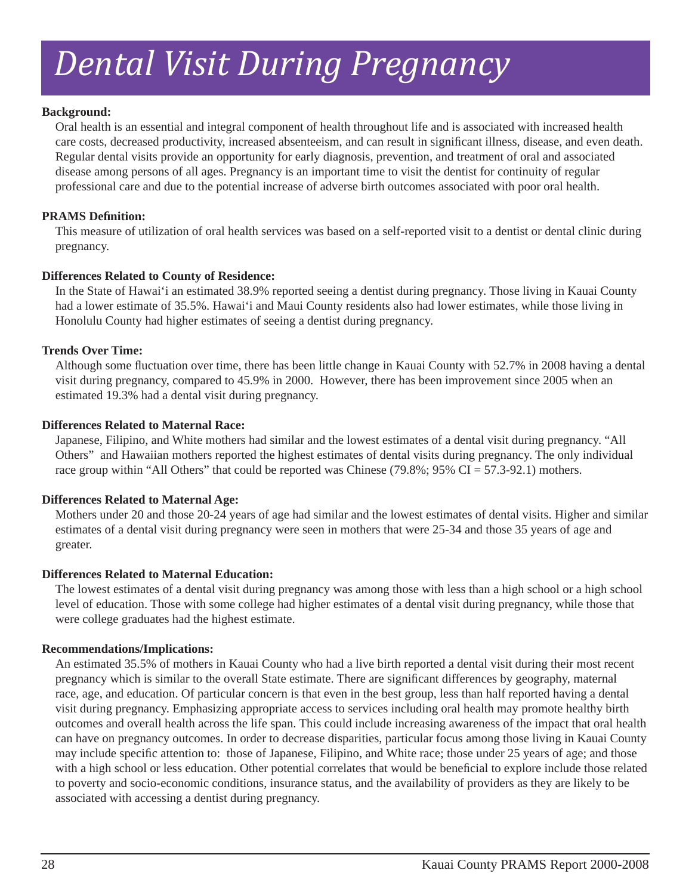# *Dental Visit During Pregnancy*

**Background:**

Oral health is an essential and integral component of health throughout life and is associated with increased health care costs, decreased productivity, increased absenteeism, and can result in significant illness, disease, and even death. Regular dental visits provide an opportunity for early diagnosis, prevention, and treatment of oral and associated disease among persons of all ages. Pregnancy is an important time to visit the dentist for continuity of regular professional care and due to the potential increase of adverse birth outcomes associated with poor oral health.

**PRAMS Definition:**

This measure of utilization of oral health services was based on a self-reported visit to a dentist or dental clinic during pregnancy.

**Differences Related to County of Residence:**

In the State of Hawai‘i an estimated 38.9% reported seeing a dentist during pregnancy. Those living in Kauai County had a lower estimate of 35.5%. Hawai‘i and Maui County residents also had lower estimates, while those living in Honolulu County had higher estimates of seeing a dentist during pregnancy.

**Trends Over Time:**

Although some fluctuation over time, there has been little change in Kauai County with 52.7% in 2008 having a dental visit during pregnancy, compared to 45.9% in 2000. However, there has been improvement since 2005 when an estimated 19.3% had a dental visit during pregnancy.

**Differences Related to Maternal Race:**

Japanese, Filipino, and White mothers had similar and the lowest estimates of a dental visit during pregnancy. “All Others” and Hawaiian mothers reported the highest estimates of dental visits during pregnancy. The only individual race group within “All Others” that could be reported was Chinese (79.8%; 95% CI = 57.3-92.1) mothers.

**Differences Related to Maternal Age:**

Mothers under 20 and those 20-24 years of age had similar and the lowest estimates of dental visits. Higher and similar estimates of a dental visit during pregnancy were seen in mothers that were 25-34 and those 35 years of age and greater.

**Differences Related to Maternal Education:**

The lowest estimates of a dental visit during pregnancy was among those with less than a high school or a high school level of education. Those with some college had higher estimates of a dental visit during pregnancy, while those that were college graduates had the highest estimate.

**Recommendations/Implications:**

An estimated 35.5% of mothers in Kauai County who had a live birth reported a dental visit during their most recent pregnancy which is similar to the overall State estimate. There are significant differences by geography, maternal race, age, and education. Of particular concern is that even in the best group, less than half reported having a dental visit during pregnancy. Emphasizing appropriate access to services including oral health may promote healthy birth outcomes and overall health across the life span. This could include increasing awareness of the impact that oral health can have on pregnancy outcomes. In order to decrease disparities, particular focus among those living in Kauai County may include specific attention to: those of Japanese, Filipino, and White race; those under 25 years of age; and those with a high school or less education. Other potential correlates that would be beneficial to explore include those related to poverty and socio-economic conditions, insurance status, and the availability of providers as they are likely to be associated with accessing a dentist during pregnancy.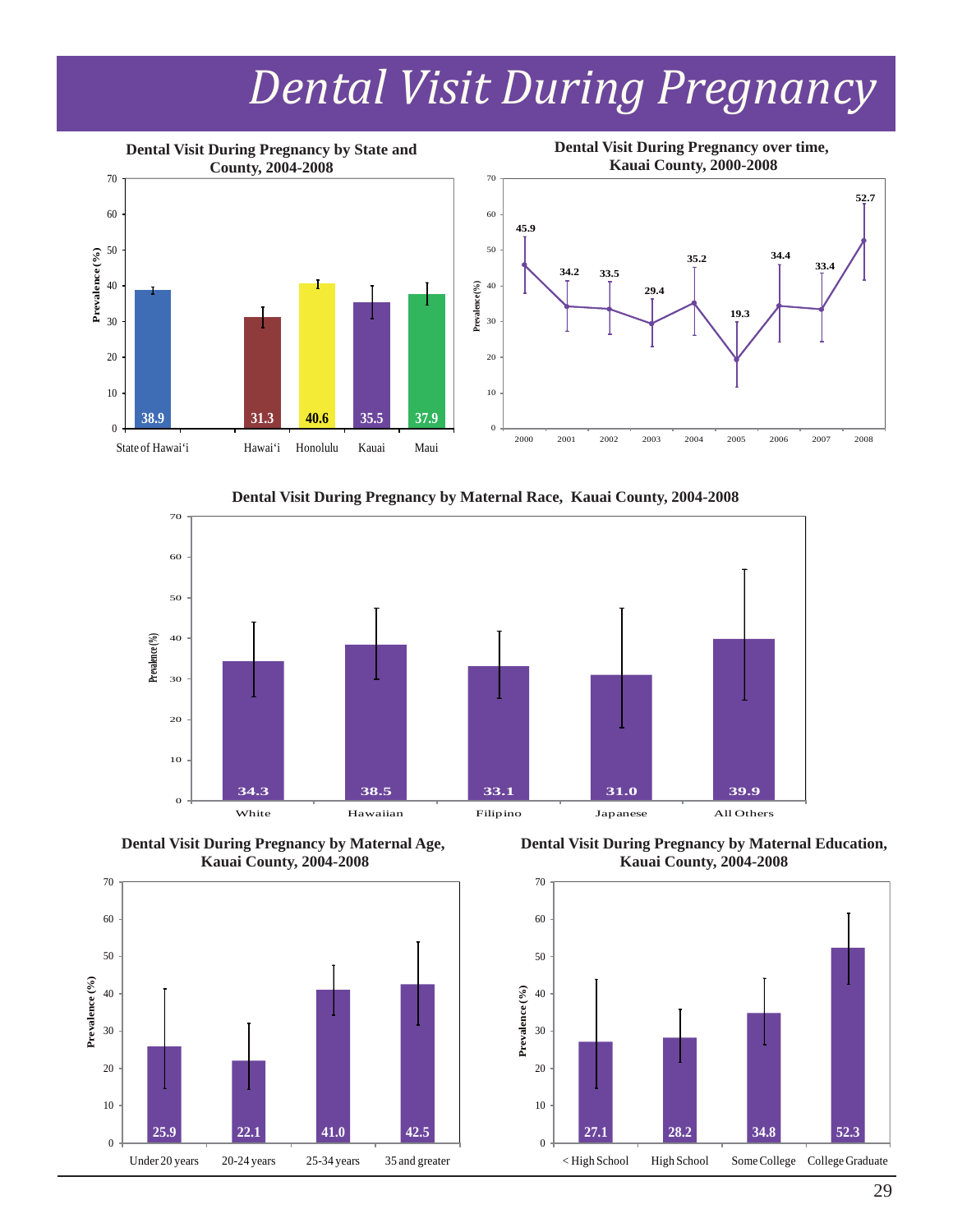# Dental Visit During Pregnancy

**Dental Visit During Pregnancy by State and County, 2004-2008**

| Location | Prevalence (%) |
|---|---|
| State of Hawai'i | 38.9 |
| Hawai'i | 31.3 |
| Honolulu | 40.6 |
| Kauai | 35.5 |
| Maui | 37.9 |

**Dental Visit During Pregnancy over time, Kauai County, 2000-2008**

| Year | Prevalence (%) |
|---|---|
| 2000 | 45.9 |
| 2001 | 34.2 |
| 2002 | 33.5 |
| 2003 | 29.4 |
| 2004 | 35.2 |
| 2005 | 19.3 |
| 2006 | 34.4 |
| 2007 | 33.4 |
| 2008 | 52.7 |

**Dental Visit During Pregnancy by Maternal Race, Kauai County, 2004-2008**

| Maternal Race | Prevalence (%) |
|---|---|
| White | 34.3 |
| Hawaiian | 38.5 |
| Filipino | 33.1 |
| Japanese | 31.0 |
| All Others | 39.9 |

**Dental Visit During Pregnancy by Maternal Age, Kauai County, 2004-2008**

| Maternal Age | Prevalence (%) |
|---|---|
| Under 20 years | 25.9 |
| 20-24 years | 22.1 |
| 25-34 years | 41.0 |
| 35 and greater | 42.5 |

**Dental Visit During Pregnancy by Maternal Education, Kauai County, 2004-2008**

| Maternal Education | Prevalence (%) |
|---|---|
| < High School | 27.1 |
| High School | 28.2 |
| Some College | 34.8 |
| College Graduate | 52.3 |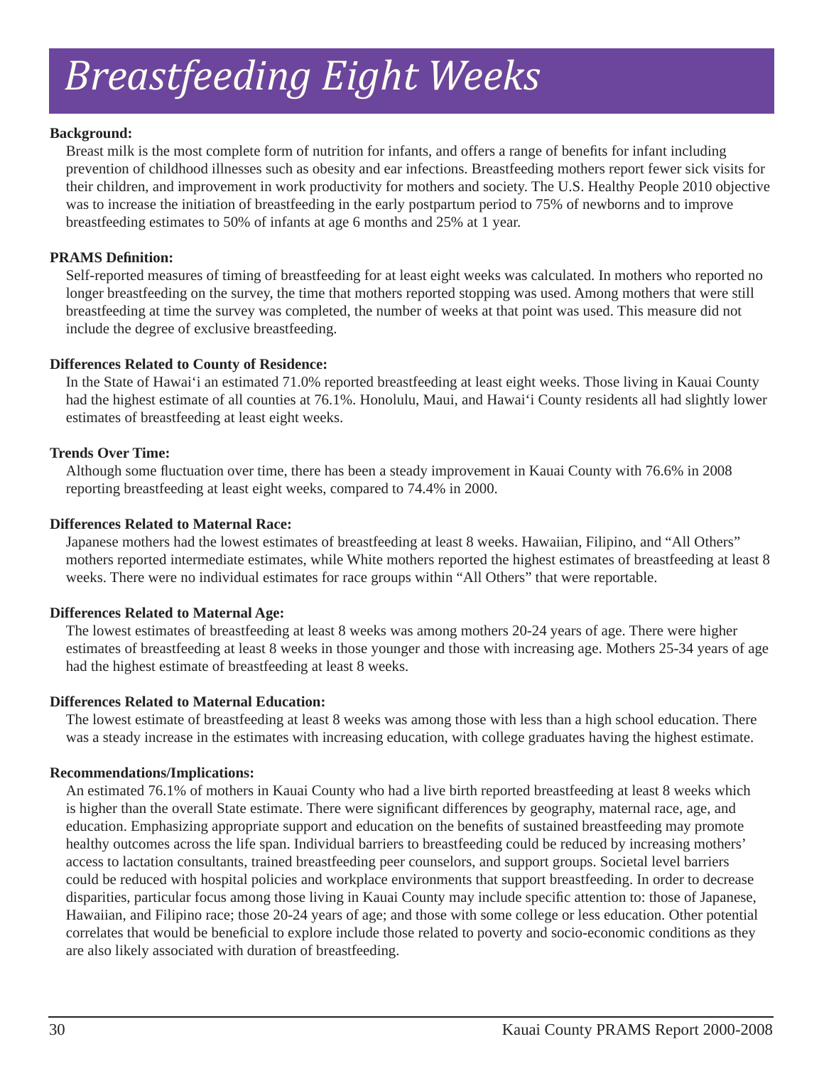# *Breastfeeding Eight Weeks*

**Background:**

Breast milk is the most complete form of nutrition for infants, and offers a range of benefits for infant including prevention of childhood illnesses such as obesity and ear infections. Breastfeeding mothers report fewer sick visits for their children, and improvement in work productivity for mothers and society. The U.S. Healthy People 2010 objective was to increase the initiation of breastfeeding in the early postpartum period to 75% of newborns and to improve breastfeeding estimates to 50% of infants at age 6 months and 25% at 1 year.

**PRAMS Definition:**

Self-reported measures of timing of breastfeeding for at least eight weeks was calculated. In mothers who reported no longer breastfeeding on the survey, the time that mothers reported stopping was used. Among mothers that were still breastfeeding at time the survey was completed, the number of weeks at that point was used. This measure did not include the degree of exclusive breastfeeding.

**Differences Related to County of Residence:**

In the State of Hawai'i an estimated 71.0% reported breastfeeding at least eight weeks. Those living in Kauai County had the highest estimate of all counties at 76.1%. Honolulu, Maui, and Hawai'i County residents all had slightly lower estimates of breastfeeding at least eight weeks.

**Trends Over Time:**

Although some fluctuation over time, there has been a steady improvement in Kauai County with 76.6% in 2008 reporting breastfeeding at least eight weeks, compared to 74.4% in 2000.

**Differences Related to Maternal Race:**

Japanese mothers had the lowest estimates of breastfeeding at least 8 weeks. Hawaiian, Filipino, and "All Others" mothers reported intermediate estimates, while White mothers reported the highest estimates of breastfeeding at least 8 weeks. There were no individual estimates for race groups within "All Others" that were reportable.

**Differences Related to Maternal Age:**

The lowest estimates of breastfeeding at least 8 weeks was among mothers 20-24 years of age. There were higher estimates of breastfeeding at least 8 weeks in those younger and those with increasing age. Mothers 25-34 years of age had the highest estimate of breastfeeding at least 8 weeks.

**Differences Related to Maternal Education:**

The lowest estimate of breastfeeding at least 8 weeks was among those with less than a high school education. There was a steady increase in the estimates with increasing education, with college graduates having the highest estimate.

**Recommendations/Implications:**

An estimated 76.1% of mothers in Kauai County who had a live birth reported breastfeeding at least 8 weeks which is higher than the overall State estimate. There were significant differences by geography, maternal race, age, and education. Emphasizing appropriate support and education on the benefits of sustained breastfeeding may promote healthy outcomes across the life span. Individual barriers to breastfeeding could be reduced by increasing mothers' access to lactation consultants, trained breastfeeding peer counselors, and support groups. Societal level barriers could be reduced with hospital policies and workplace environments that support breastfeeding. In order to decrease disparities, particular focus among those living in Kauai County may include specific attention to: those of Japanese, Hawaiian, and Filipino race; those 20-24 years of age; and those with some college or less education. Other potential correlates that would be beneficial to explore include those related to poverty and socio-economic conditions as they are also likely associated with duration of breastfeeding.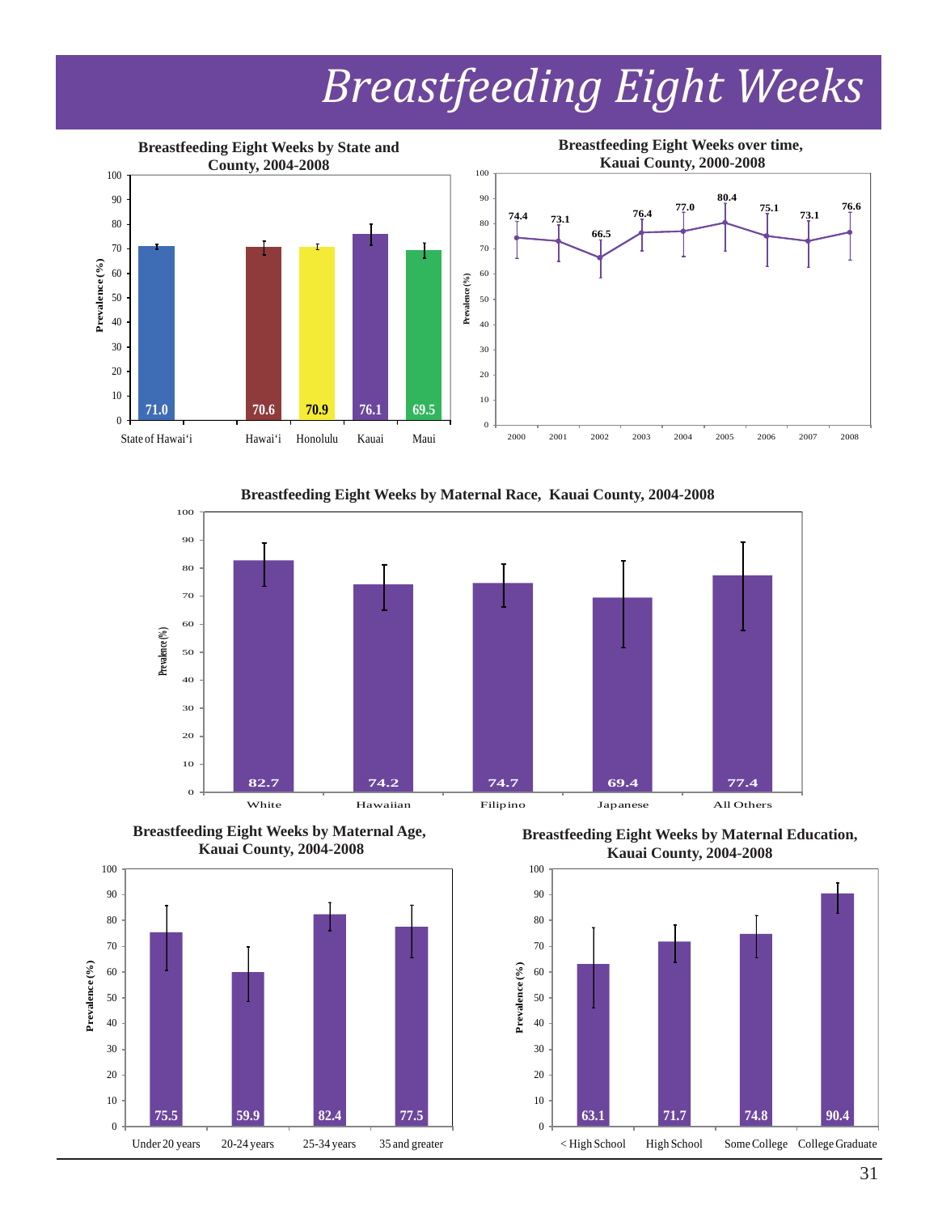# *Breastfeeding Eight Weeks*

**Breastfeeding Eight Weeks by State and County, 2004-2008**

| | Prevalence (%) |
|---|---|
| State of Hawai'i | 71.0 |
| Hawai'i | 70.6 |
| Honolulu | 70.9 |
| Kauai | 76.1 |
| Maui | 69.5 |

**Breastfeeding Eight Weeks over time, Kauai County, 2000-2008**

| Year | Prevalence (%) |
|---|---|
| 2000 | 74.4 |
| 2001 | 73.1 |
| 2002 | 66.5 |
| 2003 | 76.4 |
| 2004 | 77.0 |
| 2005 | 80.4 |
| 2006 | 75.1 |
| 2007 | 73.1 |
| 2008 | 76.6 |

**Breastfeeding Eight Weeks by Maternal Race, Kauai County, 2004-2008**

| Race | Prevalence (%) |
|---|---|
| White | 82.7 |
| Hawaiian | 74.2 |
| Filipino | 74.7 |
| Japanese | 69.4 |
| All Others | 77.4 |

**Breastfeeding Eight Weeks by Maternal Age, Kauai County, 2004-2008**

| Age | Prevalence (%) |
|---|---|
| Under 20 years | 75.5 |
| 20-24 years | 59.9 |
| 25-34 years | 82.4 |
| 35 and greater | 77.5 |

**Breastfeeding Eight Weeks by Maternal Education, Kauai County, 2004-2008**

| Education | Prevalence (%) |
|---|---|
| < High School | 63.1 |
| High School | 71.7 |
| Some College | 74.8 |
| College Graduate | 90.4 |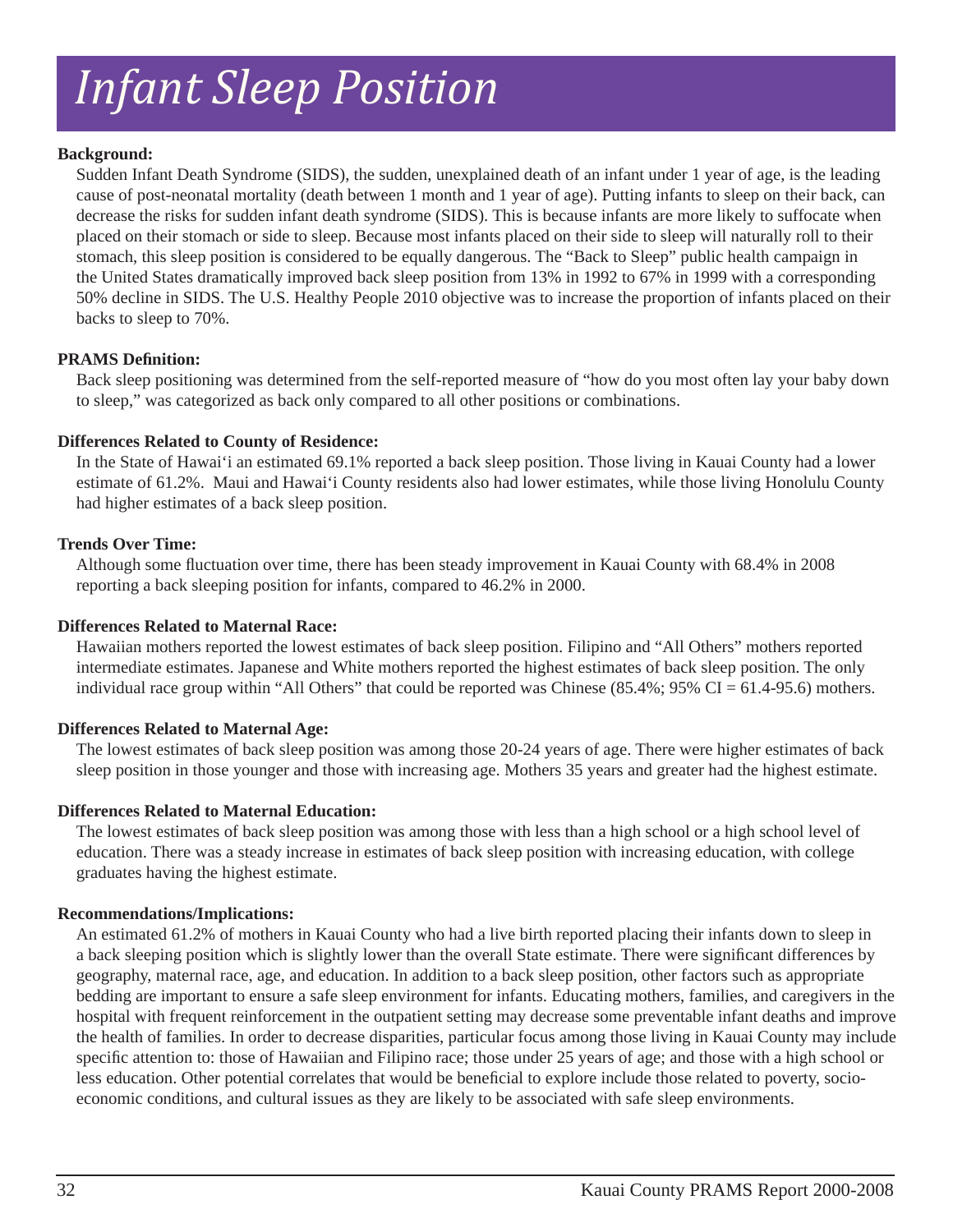# Infant Sleep Position

**Background:**

Sudden Infant Death Syndrome (SIDS), the sudden, unexplained death of an infant under 1 year of age, is the leading cause of post-neonatal mortality (death between 1 month and 1 year of age). Putting infants to sleep on their back, can decrease the risks for sudden infant death syndrome (SIDS). This is because infants are more likely to suffocate when placed on their stomach or side to sleep. Because most infants placed on their side to sleep will naturally roll to their stomach, this sleep position is considered to be equally dangerous. The "Back to Sleep" public health campaign in the United States dramatically improved back sleep position from 13% in 1992 to 67% in 1999 with a corresponding 50% decline in SIDS. The U.S. Healthy People 2010 objective was to increase the proportion of infants placed on their backs to sleep to 70%.

**PRAMS Definition:**

Back sleep positioning was determined from the self-reported measure of "how do you most often lay your baby down to sleep," was categorized as back only compared to all other positions or combinations.

**Differences Related to County of Residence:**

In the State of Hawai'i an estimated 69.1% reported a back sleep position. Those living in Kauai County had a lower estimate of 61.2%. Maui and Hawai'i County residents also had lower estimates, while those living Honolulu County had higher estimates of a back sleep position.

**Trends Over Time:**

Although some fluctuation over time, there has been steady improvement in Kauai County with 68.4% in 2008 reporting a back sleeping position for infants, compared to 46.2% in 2000.

**Differences Related to Maternal Race:**

Hawaiian mothers reported the lowest estimates of back sleep position. Filipino and "All Others" mothers reported intermediate estimates. Japanese and White mothers reported the highest estimates of back sleep position. The only individual race group within "All Others" that could be reported was Chinese (85.4%; 95% CI = 61.4-95.6) mothers.

**Differences Related to Maternal Age:**

The lowest estimates of back sleep position was among those 20-24 years of age. There were higher estimates of back sleep position in those younger and those with increasing age. Mothers 35 years and greater had the highest estimate.

**Differences Related to Maternal Education:**

The lowest estimates of back sleep position was among those with less than a high school or a high school level of education. There was a steady increase in estimates of back sleep position with increasing education, with college graduates having the highest estimate.

**Recommendations/Implications:**

An estimated 61.2% of mothers in Kauai County who had a live birth reported placing their infants down to sleep in a back sleeping position which is slightly lower than the overall State estimate. There were significant differences by geography, maternal race, age, and education. In addition to a back sleep position, other factors such as appropriate bedding are important to ensure a safe sleep environment for infants. Educating mothers, families, and caregivers in the hospital with frequent reinforcement in the outpatient setting may decrease some preventable infant deaths and improve the health of families. In order to decrease disparities, particular focus among those living in Kauai County may include specific attention to: those of Hawaiian and Filipino race; those under 25 years of age; and those with a high school or less education. Other potential correlates that would be beneficial to explore include those related to poverty, socio-economic conditions, and cultural issues as they are likely to be associated with safe sleep environments.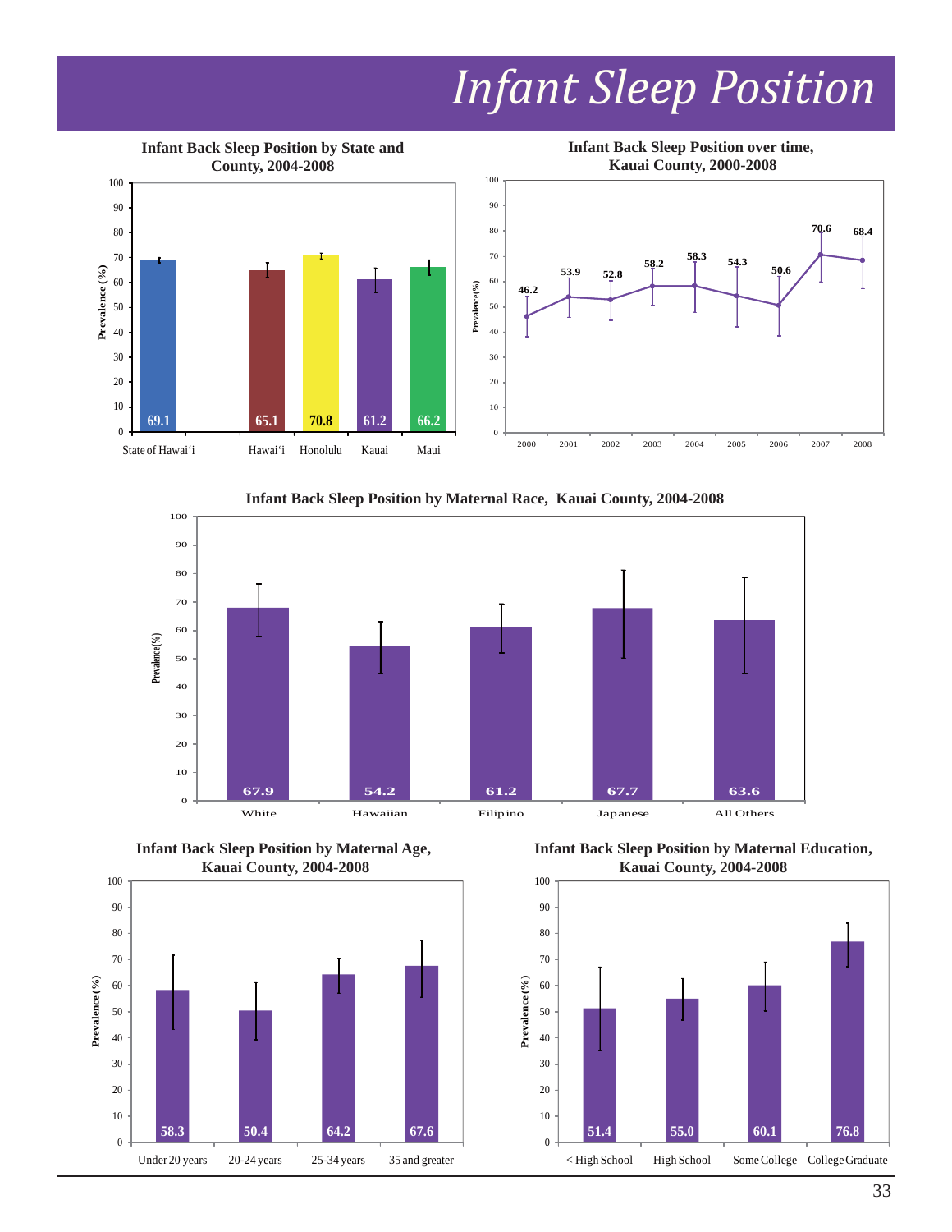# Infant Sleep Position

**Infant Back Sleep Position by State and County, 2004-2008**

| Area | Prevalence (%) |
|---|---|
| State of Hawai'i | 69.1 |
| Hawai'i | 65.1 |
| Honolulu | 70.8 |
| Kauai | 61.2 |
| Maui | 66.2 |

**Infant Back Sleep Position over time, Kauai County, 2000-2008**

| Year | Prevalence (%) |
|---|---|
| 2000 | 46.2 |
| 2001 | 53.9 |
| 2002 | 52.8 |
| 2003 | 58.2 |
| 2004 | 58.3 |
| 2005 | 54.3 |
| 2006 | 50.6 |
| 2007 | 70.6 |
| 2008 | 68.4 |

**Infant Back Sleep Position by Maternal Race, Kauai County, 2004-2008**

| Maternal Race | Prevalence (%) |
|---|---|
| White | 67.9 |
| Hawaiian | 54.2 |
| Filipino | 61.2 |
| Japanese | 67.7 |
| All Others | 63.6 |

**Infant Back Sleep Position by Maternal Age, Kauai County, 2004-2008**

| Maternal Age | Prevalence (%) |
|---|---|
| Under 20 years | 58.3 |
| 20-24 years | 50.4 |
| 25-34 years | 64.2 |
| 35 and greater | 67.6 |

**Infant Back Sleep Position by Maternal Education, Kauai County, 2004-2008**

| Maternal Education | Prevalence (%) |
|---|---|
| < High School | 51.4 |
| High School | 55.0 |
| Some College | 60.1 |
| College Graduate | 76.8 |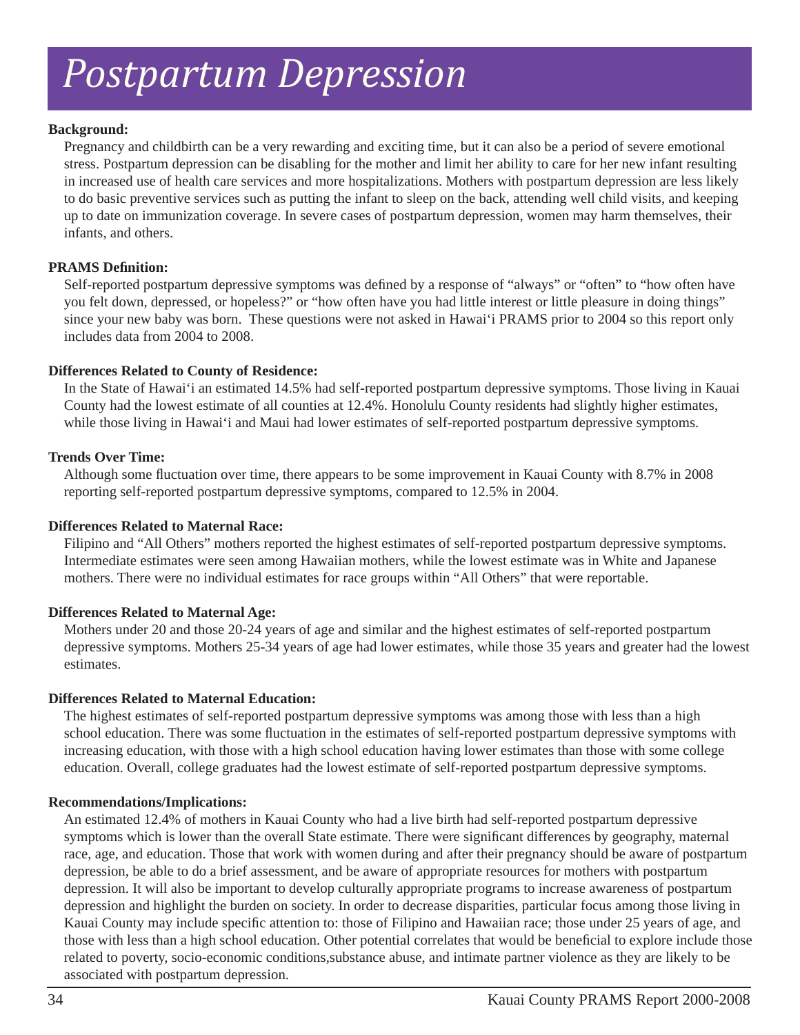# Postpartum Depression

**Background:**

Pregnancy and childbirth can be a very rewarding and exciting time, but it can also be a period of severe emotional stress. Postpartum depression can be disabling for the mother and limit her ability to care for her new infant resulting in increased use of health care services and more hospitalizations. Mothers with postpartum depression are less likely to do basic preventive services such as putting the infant to sleep on the back, attending well child visits, and keeping up to date on immunization coverage. In severe cases of postpartum depression, women may harm themselves, their infants, and others.

**PRAMS Definition:**

Self-reported postpartum depressive symptoms was defined by a response of "always" or "often" to "how often have you felt down, depressed, or hopeless?" or "how often have you had little interest or little pleasure in doing things" since your new baby was born. These questions were not asked in Hawai'i PRAMS prior to 2004 so this report only includes data from 2004 to 2008.

**Differences Related to County of Residence:**

In the State of Hawai'i an estimated 14.5% had self-reported postpartum depressive symptoms. Those living in Kauai County had the lowest estimate of all counties at 12.4%. Honolulu County residents had slightly higher estimates, while those living in Hawai'i and Maui had lower estimates of self-reported postpartum depressive symptoms.

**Trends Over Time:**

Although some fluctuation over time, there appears to be some improvement in Kauai County with 8.7% in 2008 reporting self-reported postpartum depressive symptoms, compared to 12.5% in 2004.

**Differences Related to Maternal Race:**

Filipino and "All Others" mothers reported the highest estimates of self-reported postpartum depressive symptoms. Intermediate estimates were seen among Hawaiian mothers, while the lowest estimate was in White and Japanese mothers. There were no individual estimates for race groups within "All Others" that were reportable.

**Differences Related to Maternal Age:**

Mothers under 20 and those 20-24 years of age and similar and the highest estimates of self-reported postpartum depressive symptoms. Mothers 25-34 years of age had lower estimates, while those 35 years and greater had the lowest estimates.

**Differences Related to Maternal Education:**

The highest estimates of self-reported postpartum depressive symptoms was among those with less than a high school education. There was some fluctuation in the estimates of self-reported postpartum depressive symptoms with increasing education, with those with a high school education having lower estimates than those with some college education. Overall, college graduates had the lowest estimate of self-reported postpartum depressive symptoms.

**Recommendations/Implications:**

An estimated 12.4% of mothers in Kauai County who had a live birth had self-reported postpartum depressive symptoms which is lower than the overall State estimate. There were significant differences by geography, maternal race, age, and education. Those that work with women during and after their pregnancy should be aware of postpartum depression, be able to do a brief assessment, and be aware of appropriate resources for mothers with postpartum depression. It will also be important to develop culturally appropriate programs to increase awareness of postpartum depression and highlight the burden on society. In order to decrease disparities, particular focus among those living in Kauai County may include specific attention to: those of Filipino and Hawaiian race; those under 25 years of age, and those with less than a high school education. Other potential correlates that would be beneficial to explore include those related to poverty, socio-economic conditions,substance abuse, and intimate partner violence as they are likely to be associated with postpartum depression.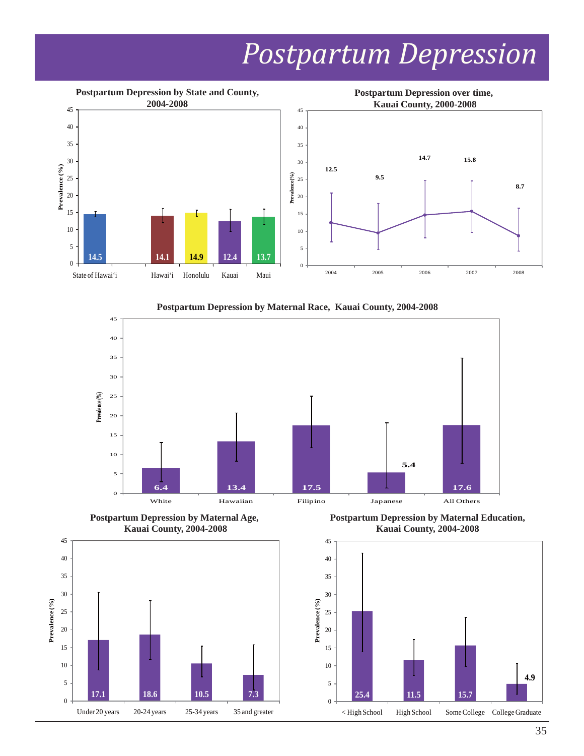# Postpartum Depression

**Postpartum Depression by State and County, 2004-2008**

| Area | Prevalence (%) |
|---|---|
| State of Hawai'i | 14.5 |
| Hawai'i | 14.1 |
| Honolulu | 14.9 |
| Kauai | 12.4 |
| Maui | 13.7 |

**Postpartum Depression over time, Kauai County, 2000-2008**

| Year | Prevalence (%) |
|---|---|
| 2004 | 12.5 |
| 2005 | 9.5 |
| 2006 | 14.7 |
| 2007 | 15.8 |
| 2008 | 8.7 |

**Postpartum Depression by Maternal Race, Kauai County, 2004-2008**

| Maternal Race | Prevalence (%) |
|---|---|
| White | 6.4 |
| Hawaiian | 13.4 |
| Filipino | 17.5 |
| Japanese | 5.4 |
| All Others | 17.6 |

**Postpartum Depression by Maternal Age, Kauai County, 2004-2008**

| Maternal Age | Prevalence (%) |
|---|---|
| Under 20 years | 17.1 |
| 20-24 years | 18.6 |
| 25-34 years | 10.5 |
| 35 and greater | 7.3 |

**Postpartum Depression by Maternal Education, Kauai County, 2004-2008**

| Maternal Education | Prevalence (%) |
|---|---|
| < High School | 25.4 |
| High School | 11.5 |
| Some College | 15.7 |
| College Graduate | 4.9 |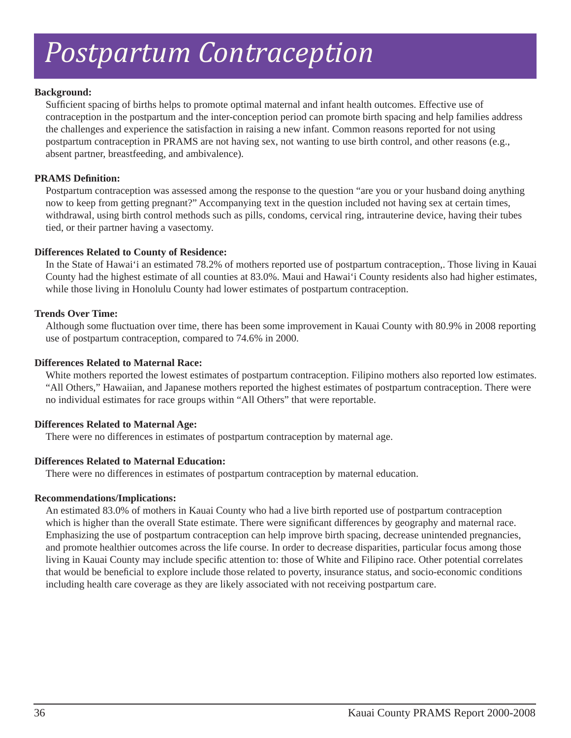# *Postpartum Contraception*

**Background:**

Sufficient spacing of births helps to promote optimal maternal and infant health outcomes. Effective use of contraception in the postpartum and the inter-conception period can promote birth spacing and help families address the challenges and experience the satisfaction in raising a new infant. Common reasons reported for not using postpartum contraception in PRAMS are not having sex, not wanting to use birth control, and other reasons (e.g., absent partner, breastfeeding, and ambivalence).

**PRAMS Definition:**

Postpartum contraception was assessed among the response to the question "are you or your husband doing anything now to keep from getting pregnant?" Accompanying text in the question included not having sex at certain times, withdrawal, using birth control methods such as pills, condoms, cervical ring, intrauterine device, having their tubes tied, or their partner having a vasectomy.

**Differences Related to County of Residence:**

In the State of Hawai'i an estimated 78.2% of mothers reported use of postpartum contraception,. Those living in Kauai County had the highest estimate of all counties at 83.0%. Maui and Hawai'i County residents also had higher estimates, while those living in Honolulu County had lower estimates of postpartum contraception.

**Trends Over Time:**

Although some fluctuation over time, there has been some improvement in Kauai County with 80.9% in 2008 reporting use of postpartum contraception, compared to 74.6% in 2000.

**Differences Related to Maternal Race:**

White mothers reported the lowest estimates of postpartum contraception. Filipino mothers also reported low estimates. "All Others," Hawaiian, and Japanese mothers reported the highest estimates of postpartum contraception. There were no individual estimates for race groups within "All Others" that were reportable.

**Differences Related to Maternal Age:**

There were no differences in estimates of postpartum contraception by maternal age.

**Differences Related to Maternal Education:**

There were no differences in estimates of postpartum contraception by maternal education.

**Recommendations/Implications:**

An estimated 83.0% of mothers in Kauai County who had a live birth reported use of postpartum contraception which is higher than the overall State estimate. There were significant differences by geography and maternal race. Emphasizing the use of postpartum contraception can help improve birth spacing, decrease unintended pregnancies, and promote healthier outcomes across the life course. In order to decrease disparities, particular focus among those living in Kauai County may include specific attention to: those of White and Filipino race. Other potential correlates that would be beneficial to explore include those related to poverty, insurance status, and socio-economic conditions including health care coverage as they are likely associated with not receiving postpartum care.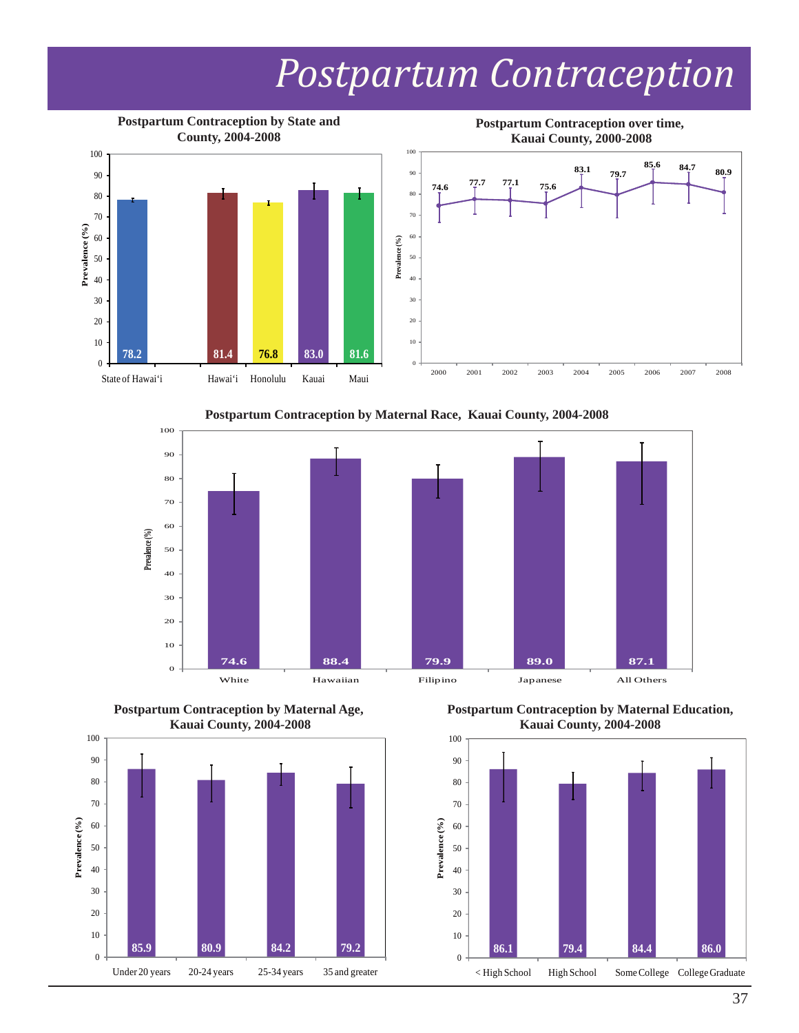# Postpartum Contraception

**Postpartum Contraception by State and County, 2004-2008**

| Area | Prevalence (%) |
|---|---|
| State of Hawai'i | 78.2 |
| Hawai'i | 81.4 |
| Honolulu | 76.8 |
| Kauai | 83.0 |
| Maui | 81.6 |

**Postpartum Contraception over time, Kauai County, 2000-2008**

| Year | Prevalence (%) |
|---|---|
| 2000 | 74.6 |
| 2001 | 77.7 |
| 2002 | 77.1 |
| 2003 | 75.6 |
| 2004 | 83.1 |
| 2005 | 79.7 |
| 2006 | 85.6 |
| 2007 | 84.7 |
| 2008 | 80.9 |

**Postpartum Contraception by Maternal Race, Kauai County, 2004-2008**

| Maternal Race | Prevalence (%) |
|---|---|
| White | 74.6 |
| Hawaiian | 88.4 |
| Filipino | 79.9 |
| Japanese | 89.0 |
| All Others | 87.1 |

**Postpartum Contraception by Maternal Age, Kauai County, 2004-2008**

| Maternal Age | Prevalence (%) |
|---|---|
| Under 20 years | 85.9 |
| 20-24 years | 80.9 |
| 25-34 years | 84.2 |
| 35 and greater | 79.2 |

**Postpartum Contraception by Maternal Education, Kauai County, 2004-2008**

| Maternal Education | Prevalence (%) |
|---|---|
| < High School | 86.1 |
| High School | 79.4 |
| Some College | 84.4 |
| College Graduate | 86.0 |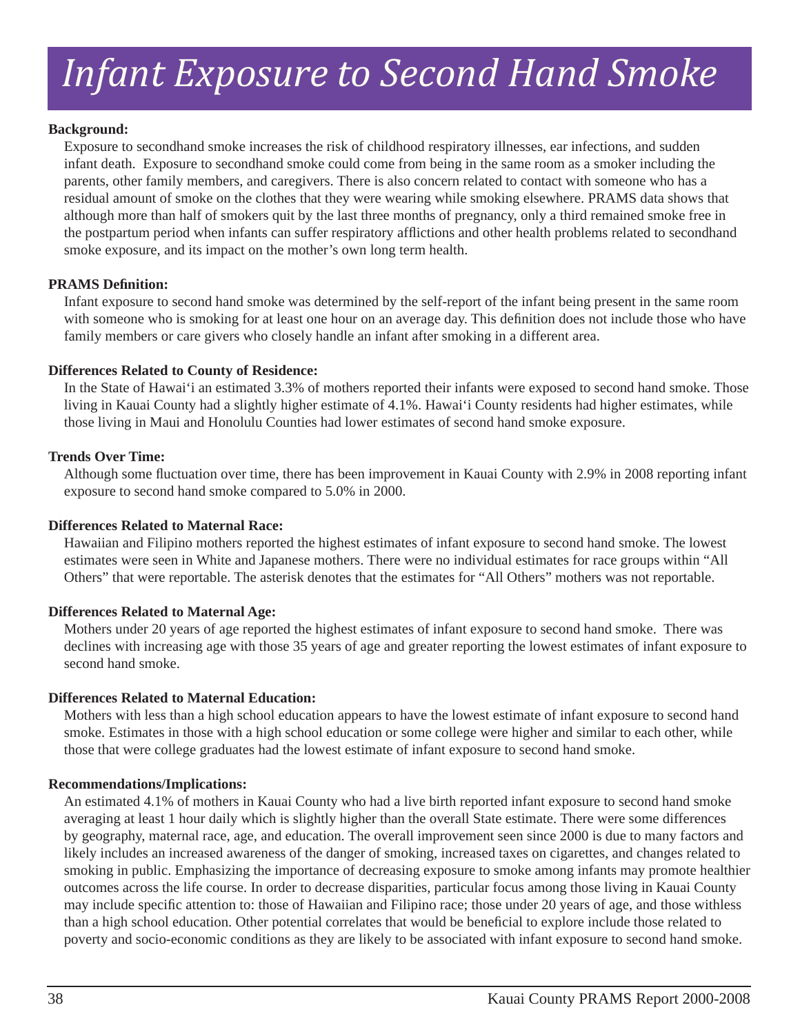# Infant Exposure to Second Hand Smoke

**Background:**

Exposure to secondhand smoke increases the risk of childhood respiratory illnesses, ear infections, and sudden infant death. Exposure to secondhand smoke could come from being in the same room as a smoker including the parents, other family members, and caregivers. There is also concern related to contact with someone who has a residual amount of smoke on the clothes that they were wearing while smoking elsewhere. PRAMS data shows that although more than half of smokers quit by the last three months of pregnancy, only a third remained smoke free in the postpartum period when infants can suffer respiratory afflictions and other health problems related to secondhand smoke exposure, and its impact on the mother's own long term health.

**PRAMS Definition:**

Infant exposure to second hand smoke was determined by the self-report of the infant being present in the same room with someone who is smoking for at least one hour on an average day. This definition does not include those who have family members or care givers who closely handle an infant after smoking in a different area.

**Differences Related to County of Residence:**

In the State of Hawai'i an estimated 3.3% of mothers reported their infants were exposed to second hand smoke. Those living in Kauai County had a slightly higher estimate of 4.1%. Hawai'i County residents had higher estimates, while those living in Maui and Honolulu Counties had lower estimates of second hand smoke exposure.

**Trends Over Time:**

Although some fluctuation over time, there has been improvement in Kauai County with 2.9% in 2008 reporting infant exposure to second hand smoke compared to 5.0% in 2000.

**Differences Related to Maternal Race:**

Hawaiian and Filipino mothers reported the highest estimates of infant exposure to second hand smoke. The lowest estimates were seen in White and Japanese mothers. There were no individual estimates for race groups within "All Others" that were reportable. The asterisk denotes that the estimates for "All Others" mothers was not reportable.

**Differences Related to Maternal Age:**

Mothers under 20 years of age reported the highest estimates of infant exposure to second hand smoke. There was declines with increasing age with those 35 years of age and greater reporting the lowest estimates of infant exposure to second hand smoke.

**Differences Related to Maternal Education:**

Mothers with less than a high school education appears to have the lowest estimate of infant exposure to second hand smoke. Estimates in those with a high school education or some college were higher and similar to each other, while those that were college graduates had the lowest estimate of infant exposure to second hand smoke.

**Recommendations/Implications:**

An estimated 4.1% of mothers in Kauai County who had a live birth reported infant exposure to second hand smoke averaging at least 1 hour daily which is slightly higher than the overall State estimate. There were some differences by geography, maternal race, age, and education. The overall improvement seen since 2000 is due to many factors and likely includes an increased awareness of the danger of smoking, increased taxes on cigarettes, and changes related to smoking in public. Emphasizing the importance of decreasing exposure to smoke among infants may promote healthier outcomes across the life course. In order to decrease disparities, particular focus among those living in Kauai County may include specific attention to: those of Hawaiian and Filipino race; those under 20 years of age, and those withless than a high school education. Other potential correlates that would be beneficial to explore include those related to poverty and socio-economic conditions as they are likely to be associated with infant exposure to second hand smoke.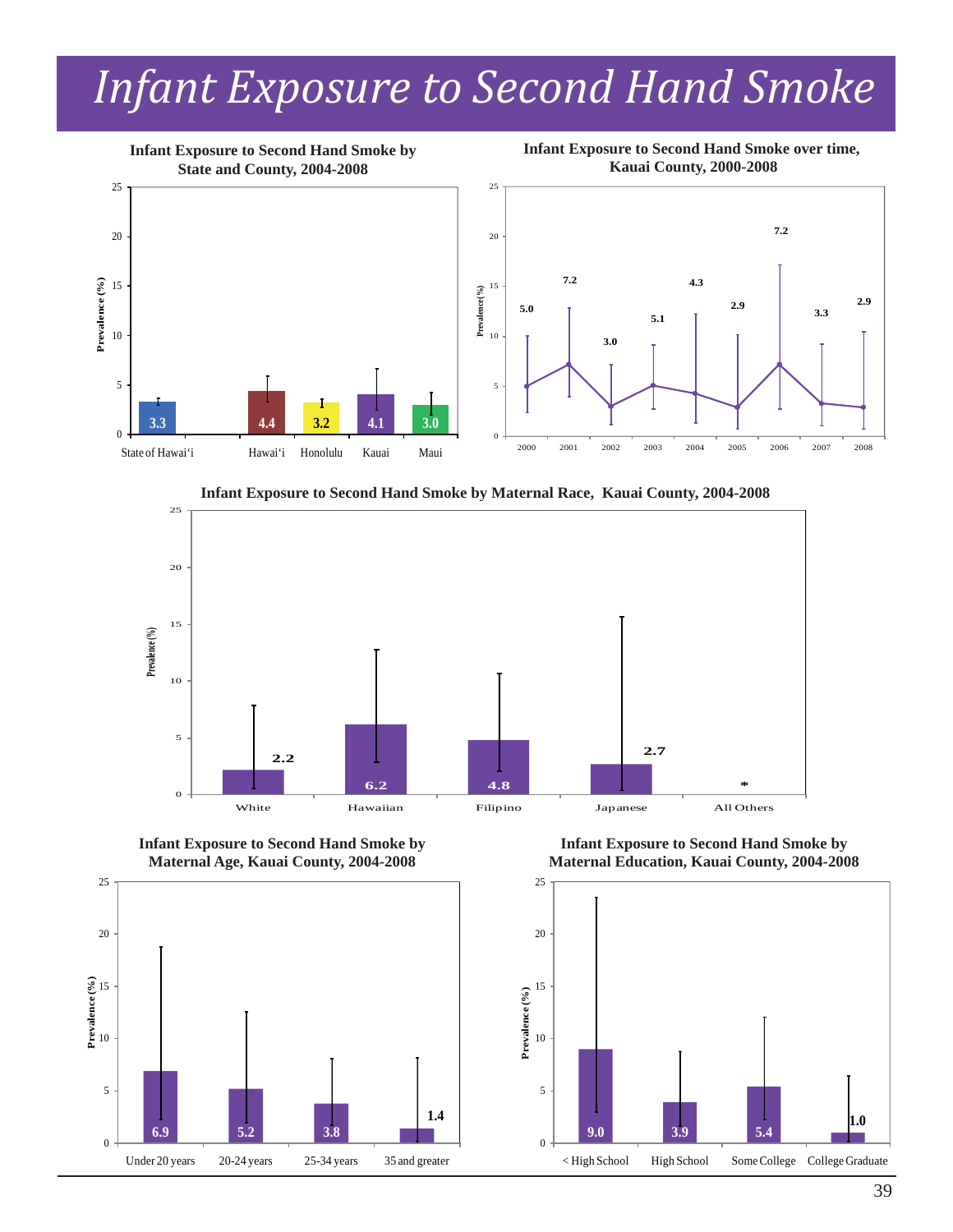# Infant Exposure to Second Hand Smoke

**Infant Exposure to Second Hand Smoke by State and County, 2004-2008**

| | Prevalence (%) |
|---|---|
| State of Hawai'i | 3.3 |
| Hawai'i | 4.4 |
| Honolulu | 3.2 |
| Kauai | 4.1 |
| Maui | 3.0 |

**Infant Exposure to Second Hand Smoke over time, Kauai County, 2000-2008**

| Year | Prevalence (%) |
|---|---|
| 2000 | 5.0 |
| 2001 | 7.2 |
| 2002 | 3.0 |
| 2003 | 5.1 |
| 2004 | 4.3 |
| 2005 | 2.9 |
| 2006 | 7.2 |
| 2007 | 3.3 |
| 2008 | 2.9 |

**Infant Exposure to Second Hand Smoke by Maternal Race, Kauai County, 2004-2008**

| | Prevalence (%) |
|---|---|
| White | 2.2 |
| Hawaiian | 6.2 |
| Filipino | 4.8 |
| Japanese | 2.7 |
| All Others | * |

**Infant Exposure to Second Hand Smoke by Maternal Age, Kauai County, 2004-2008**

| | Prevalence (%) |
|---|---|
| Under 20 years | 6.9 |
| 20-24 years | 5.2 |
| 25-34 years | 3.8 |
| 35 and greater | 1.4 |

**Infant Exposure to Second Hand Smoke by Maternal Education, Kauai County, 2004-2008**

| | Prevalence (%) |
|---|---|
| < High School | 9.0 |
| High School | 3.9 |
| Some College | 5.4 |
| College Graduate | 1.0 |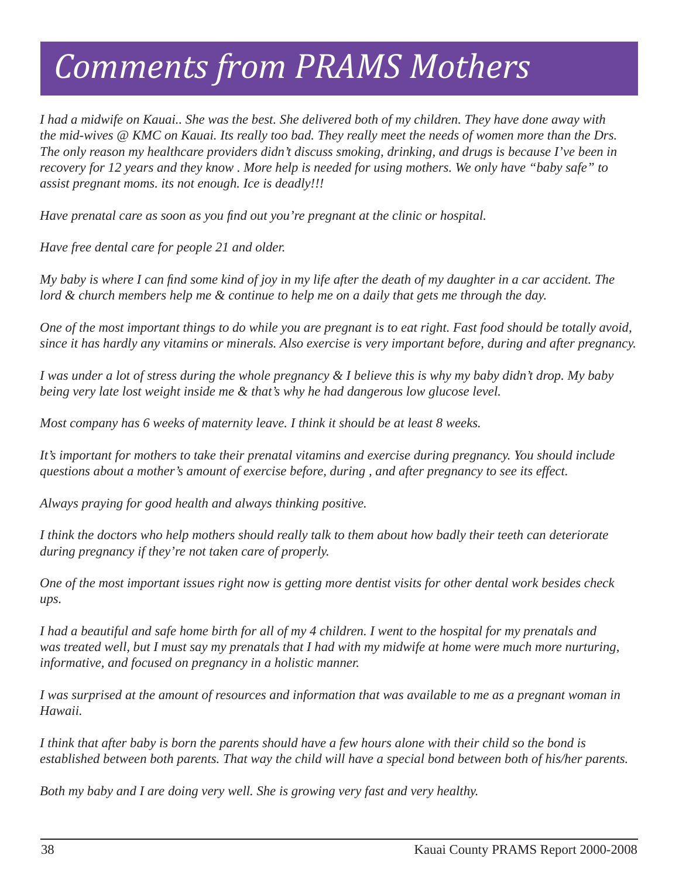# *Comments from PRAMS Mothers*

*I had a midwife on Kauai.. She was the best. She delivered both of my children. They have done away with the mid-wives @ KMC on Kauai. Its really too bad. They really meet the needs of women more than the Drs. The only reason my healthcare providers didn't discuss smoking, drinking, and drugs is because I've been in recovery for 12 years and they know . More help is needed for using mothers. We only have "baby safe" to assist pregnant moms. its not enough. Ice is deadly!!!*

*Have prenatal care as soon as you find out you're pregnant at the clinic or hospital.*

*Have free dental care for people 21 and older.*

*My baby is where I can find some kind of joy in my life after the death of my daughter in a car accident. The lord & church members help me & continue to help me on a daily that gets me through the day.*

*One of the most important things to do while you are pregnant is to eat right. Fast food should be totally avoid, since it has hardly any vitamins or minerals. Also exercise is very important before, during and after pregnancy.*

*I was under a lot of stress during the whole pregnancy & I believe this is why my baby didn't drop. My baby being very late lost weight inside me & that's why he had dangerous low glucose level.*

*Most company has 6 weeks of maternity leave. I think it should be at least 8 weeks.*

*It's important for mothers to take their prenatal vitamins and exercise during pregnancy. You should include questions about a mother's amount of exercise before, during , and after pregnancy to see its effect.*

*Always praying for good health and always thinking positive.*

*I think the doctors who help mothers should really talk to them about how badly their teeth can deteriorate during pregnancy if they're not taken care of properly.*

*One of the most important issues right now is getting more dentist visits for other dental work besides check ups.*

*I had a beautiful and safe home birth for all of my 4 children. I went to the hospital for my prenatals and was treated well, but I must say my prenatals that I had with my midwife at home were much more nurturing, informative, and focused on pregnancy in a holistic manner.*

*I was surprised at the amount of resources and information that was available to me as a pregnant woman in Hawaii.*

*I think that after baby is born the parents should have a few hours alone with their child so the bond is established between both parents. That way the child will have a special bond between both of his/her parents.*

*Both my baby and I are doing very well. She is growing very fast and very healthy.*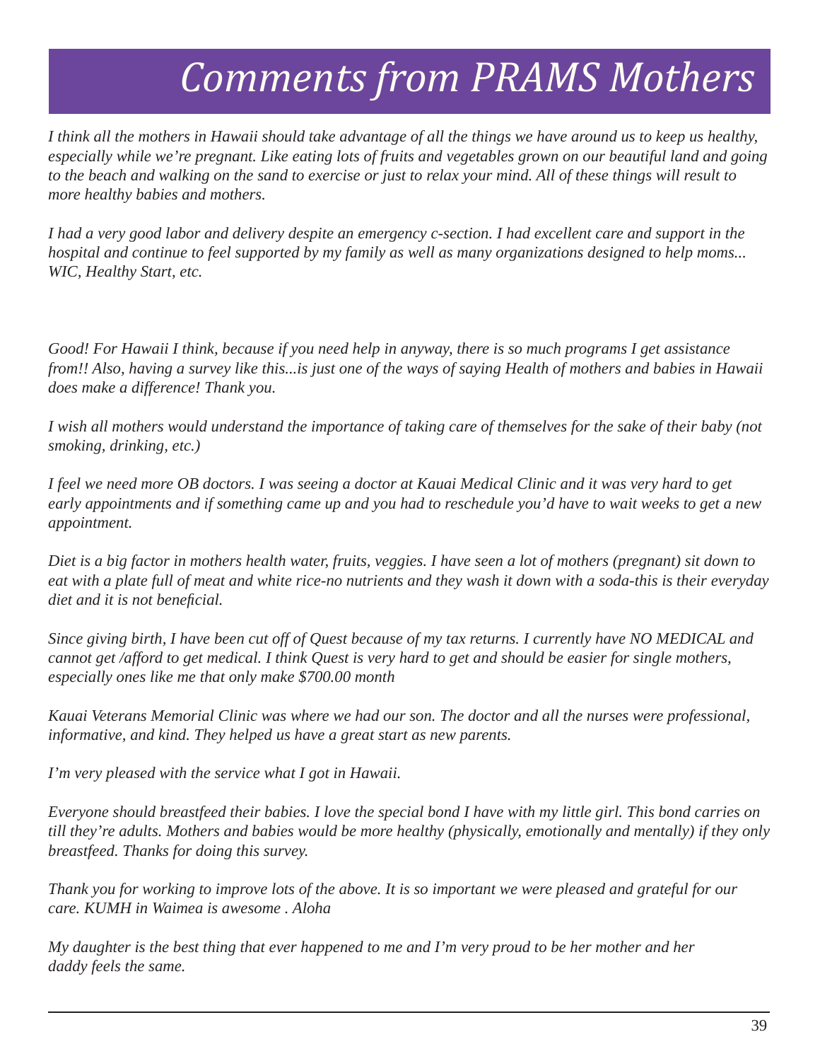# *Comments from PRAMS Mothers*

*I think all the mothers in Hawaii should take advantage of all the things we have around us to keep us healthy, especially while we're pregnant. Like eating lots of fruits and vegetables grown on our beautiful land and going to the beach and walking on the sand to exercise or just to relax your mind. All of these things will result to more healthy babies and mothers.*

*I had a very good labor and delivery despite an emergency c-section. I had excellent care and support in the hospital and continue to feel supported by my family as well as many organizations designed to help moms... WIC, Healthy Start, etc.*

*Good! For Hawaii I think, because if you need help in anyway, there is so much programs I get assistance from!! Also, having a survey like this...is just one of the ways of saying Health of mothers and babies in Hawaii does make a difference! Thank you.*

*I wish all mothers would understand the importance of taking care of themselves for the sake of their baby (not smoking, drinking, etc.)*

*I feel we need more OB doctors. I was seeing a doctor at Kauai Medical Clinic and it was very hard to get early appointments and if something came up and you had to reschedule you'd have to wait weeks to get a new appointment.*

*Diet is a big factor in mothers health water, fruits, veggies. I have seen a lot of mothers (pregnant) sit down to eat with a plate full of meat and white rice-no nutrients and they wash it down with a soda-this is their everyday diet and it is not beneficial.*

*Since giving birth, I have been cut off of Quest because of my tax returns. I currently have NO MEDICAL and cannot get /afford to get medical. I think Quest is very hard to get and should be easier for single mothers, especially ones like me that only make $700.00 month*

*Kauai Veterans Memorial Clinic was where we had our son. The doctor and all the nurses were professional, informative, and kind. They helped us have a great start as new parents.*

*I'm very pleased with the service what I got in Hawaii.*

*Everyone should breastfeed their babies. I love the special bond I have with my little girl. This bond carries on till they're adults. Mothers and babies would be more healthy (physically, emotionally and mentally) if they only breastfeed. Thanks for doing this survey.*

*Thank you for working to improve lots of the above. It is so important we were pleased and grateful for our care. KUMH in Waimea is awesome . Aloha*

*My daughter is the best thing that ever happened to me and I'm very proud to be her mother and her daddy feels the same.*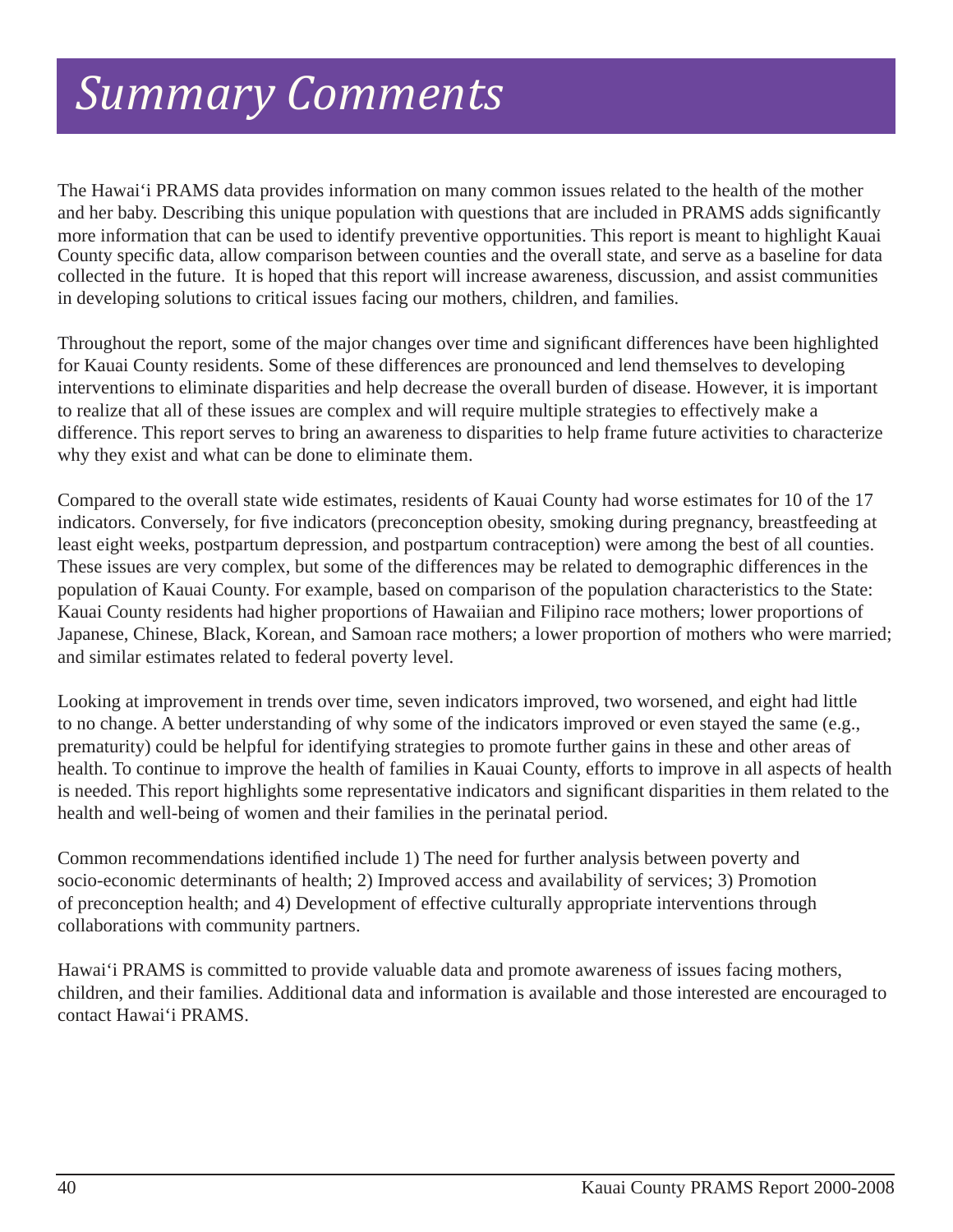# *Summary Comments*

The Hawai'i PRAMS data provides information on many common issues related to the health of the mother and her baby. Describing this unique population with questions that are included in PRAMS adds significantly more information that can be used to identify preventive opportunities. This report is meant to highlight Kauai County specific data, allow comparison between counties and the overall state, and serve as a baseline for data collected in the future. It is hoped that this report will increase awareness, discussion, and assist communities in developing solutions to critical issues facing our mothers, children, and families.

Throughout the report, some of the major changes over time and significant differences have been highlighted for Kauai County residents. Some of these differences are pronounced and lend themselves to developing interventions to eliminate disparities and help decrease the overall burden of disease. However, it is important to realize that all of these issues are complex and will require multiple strategies to effectively make a difference. This report serves to bring an awareness to disparities to help frame future activities to characterize why they exist and what can be done to eliminate them.

Compared to the overall state wide estimates, residents of Kauai County had worse estimates for 10 of the 17 indicators. Conversely, for five indicators (preconception obesity, smoking during pregnancy, breastfeeding at least eight weeks, postpartum depression, and postpartum contraception) were among the best of all counties. These issues are very complex, but some of the differences may be related to demographic differences in the population of Kauai County. For example, based on comparison of the population characteristics to the State: Kauai County residents had higher proportions of Hawaiian and Filipino race mothers; lower proportions of Japanese, Chinese, Black, Korean, and Samoan race mothers; a lower proportion of mothers who were married; and similar estimates related to federal poverty level.

Looking at improvement in trends over time, seven indicators improved, two worsened, and eight had little to no change. A better understanding of why some of the indicators improved or even stayed the same (e.g., prematurity) could be helpful for identifying strategies to promote further gains in these and other areas of health. To continue to improve the health of families in Kauai County, efforts to improve in all aspects of health is needed. This report highlights some representative indicators and significant disparities in them related to the health and well-being of women and their families in the perinatal period.

Common recommendations identified include 1) The need for further analysis between poverty and socio-economic determinants of health; 2) Improved access and availability of services; 3) Promotion of preconception health; and 4) Development of effective culturally appropriate interventions through collaborations with community partners.

Hawai'i PRAMS is committed to provide valuable data and promote awareness of issues facing mothers, children, and their families. Additional data and information is available and those interested are encouraged to contact Hawai'i PRAMS.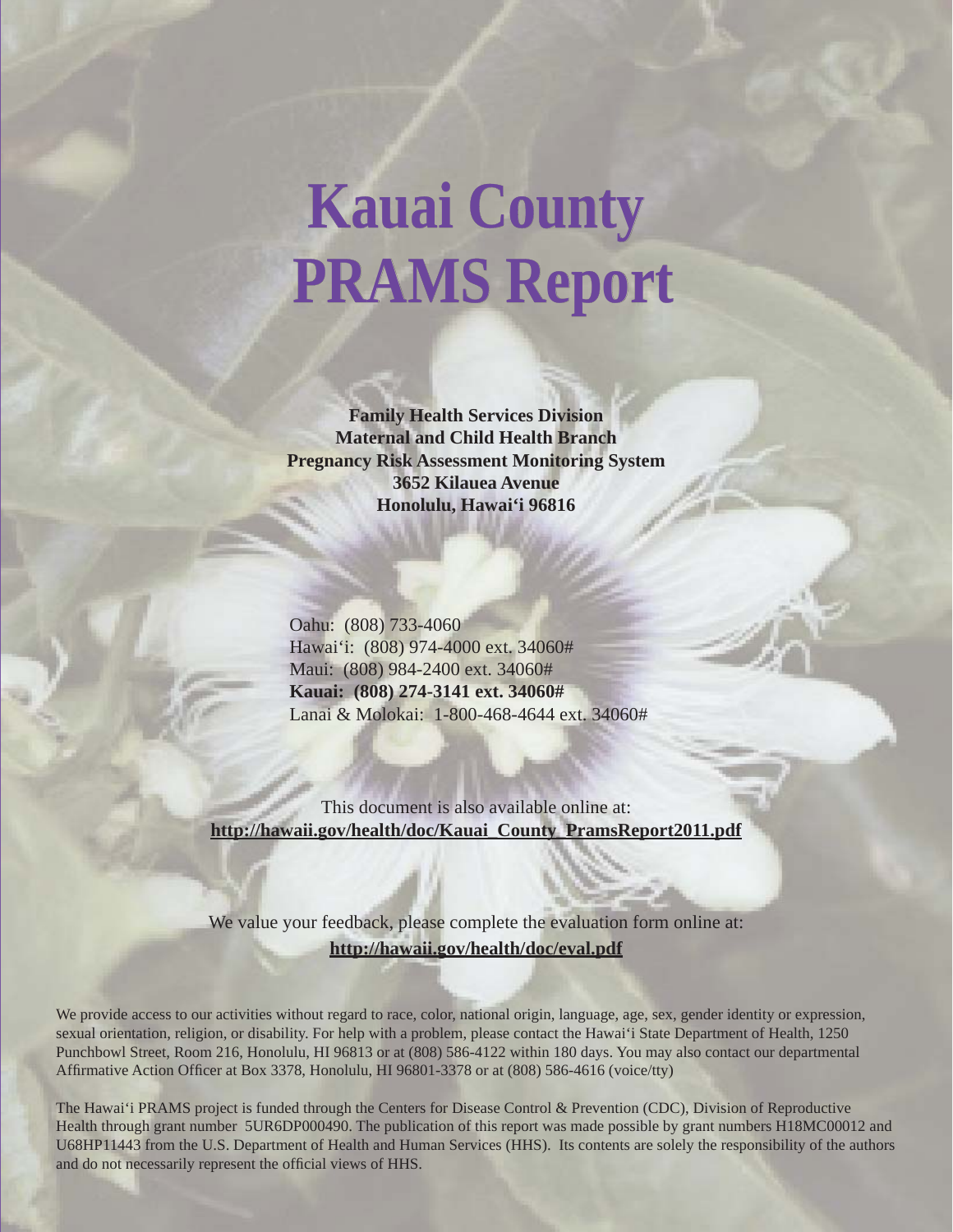# Kauai County PRAMS Report

**Family Health Services Division**
**Maternal and Child Health Branch**
**Pregnancy Risk Assessment Monitoring System**
**3652 Kilauea Avenue**
**Honolulu, Hawai'i 96816**

Oahu: (808) 733-4060
Hawai'i: (808) 974-4000 ext. 34060#
Maui: (808) 984-2400 ext. 34060#
**Kauai: (808) 274-3141 ext. 34060#**
Lanai & Molokai: 1-800-468-4644 ext. 34060#

This document is also available online at:
**http://hawaii.gov/health/doc/Kauai_County_PramsReport2011.pdf**

We value your feedback, please complete the evaluation form online at:
**http://hawaii.gov/health/doc/eval.pdf**

We provide access to our activities without regard to race, color, national origin, language, age, sex, gender identity or expression, sexual orientation, religion, or disability. For help with a problem, please contact the Hawai'i State Department of Health, 1250 Punchbowl Street, Room 216, Honolulu, HI 96813 or at (808) 586-4122 within 180 days. You may also contact our departmental Affirmative Action Officer at Box 3378, Honolulu, HI 96801-3378 or at (808) 586-4616 (voice/tty)

The Hawai'i PRAMS project is funded through the Centers for Disease Control & Prevention (CDC), Division of Reproductive Health through grant number 5UR6DP000490. The publication of this report was made possible by grant numbers H18MC00012 and U68HP11443 from the U.S. Department of Health and Human Services (HHS). Its contents are solely the responsibility of the authors and do not necessarily represent the official views of HHS.